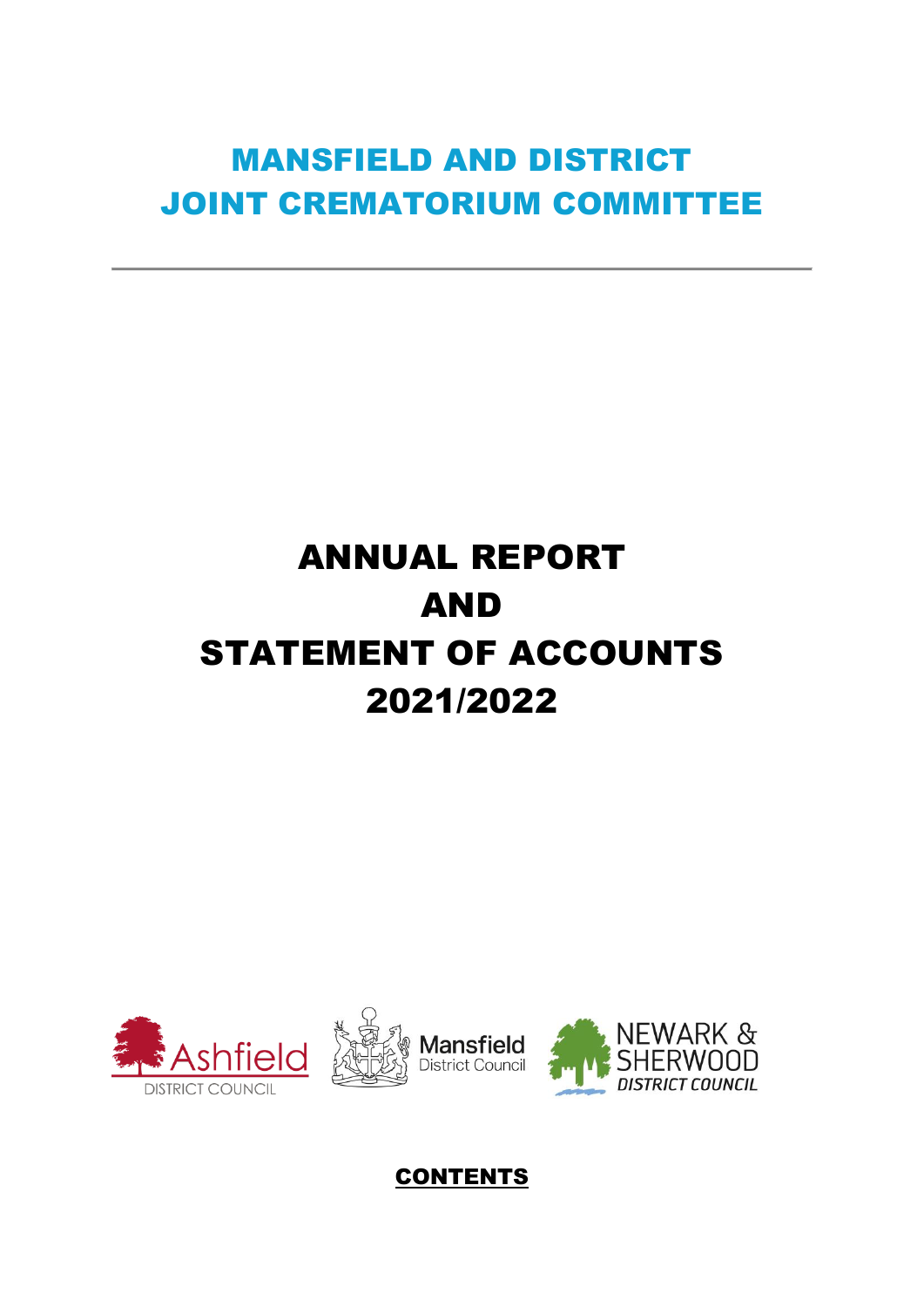# MANSFIELD AND DISTRICT JOINT CREMATORIUM COMMITTEE

---

# ANNUAL REPORT AND STATEMENT OF ACCOUNTS 2021/2022

Ashfield DISTRICT COUNCIL

Mansfield District Council

NEWARK & SHERWOOD DISTRICT COUNCIL

**CONTENTS**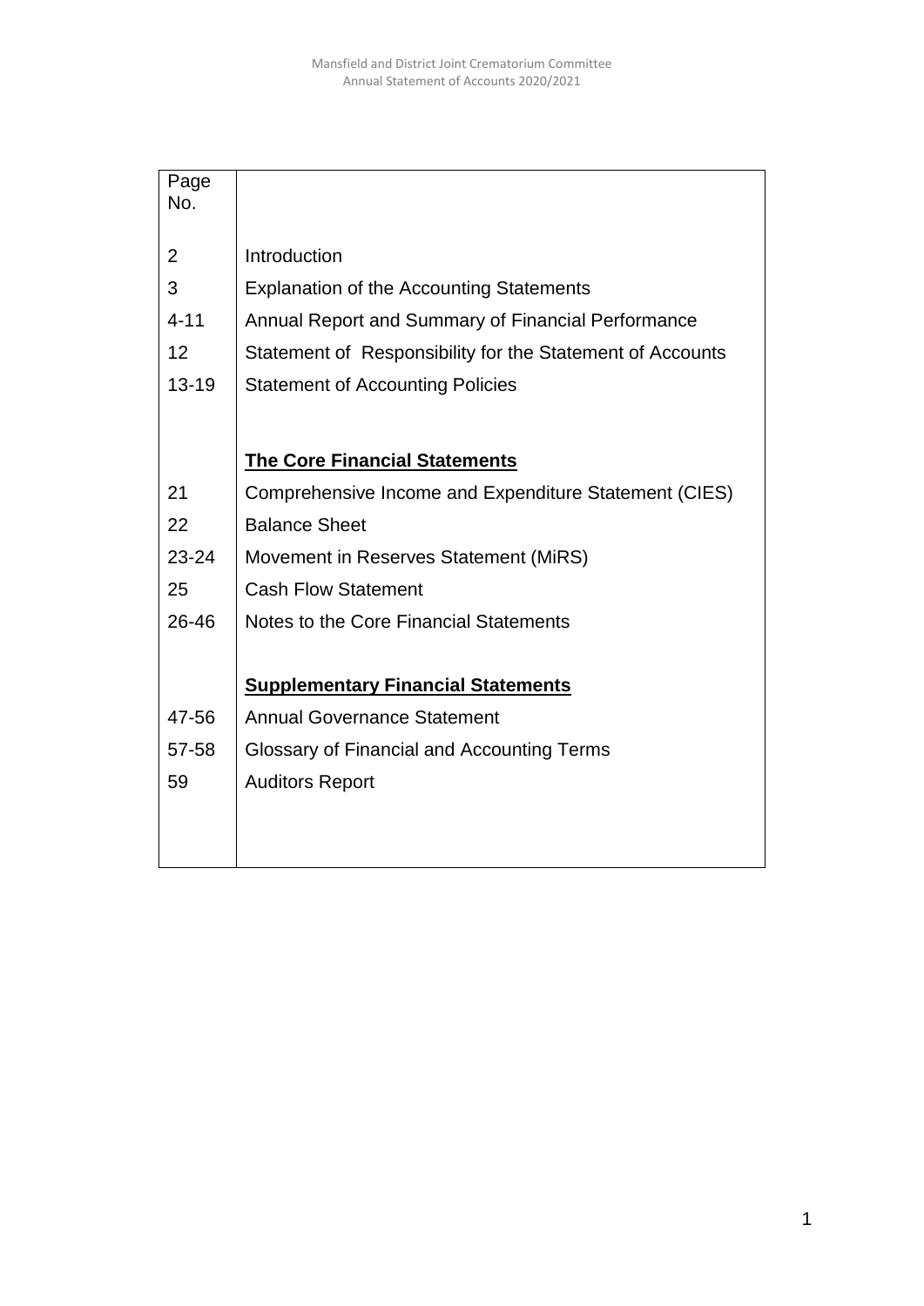| Page No. | |
|---|---|
| 2 | Introduction |
| 3 | Explanation of the Accounting Statements |
| 4-11 | Annual Report and Summary of Financial Performance |
| 12 | Statement of Responsibility for the Statement of Accounts |
| 13-19 | Statement of Accounting Policies |
| | |
| | **The Core Financial Statements** |
| 21 | Comprehensive Income and Expenditure Statement (CIES) |
| 22 | Balance Sheet |
| 23-24 | Movement in Reserves Statement (MiRS) |
| 25 | Cash Flow Statement |
| 26-46 | Notes to the Core Financial Statements |
| | |
| | **Supplementary Financial Statements** |
| 47-56 | Annual Governance Statement |
| 57-58 | Glossary of Financial and Accounting Terms |
| 59 | Auditors Report |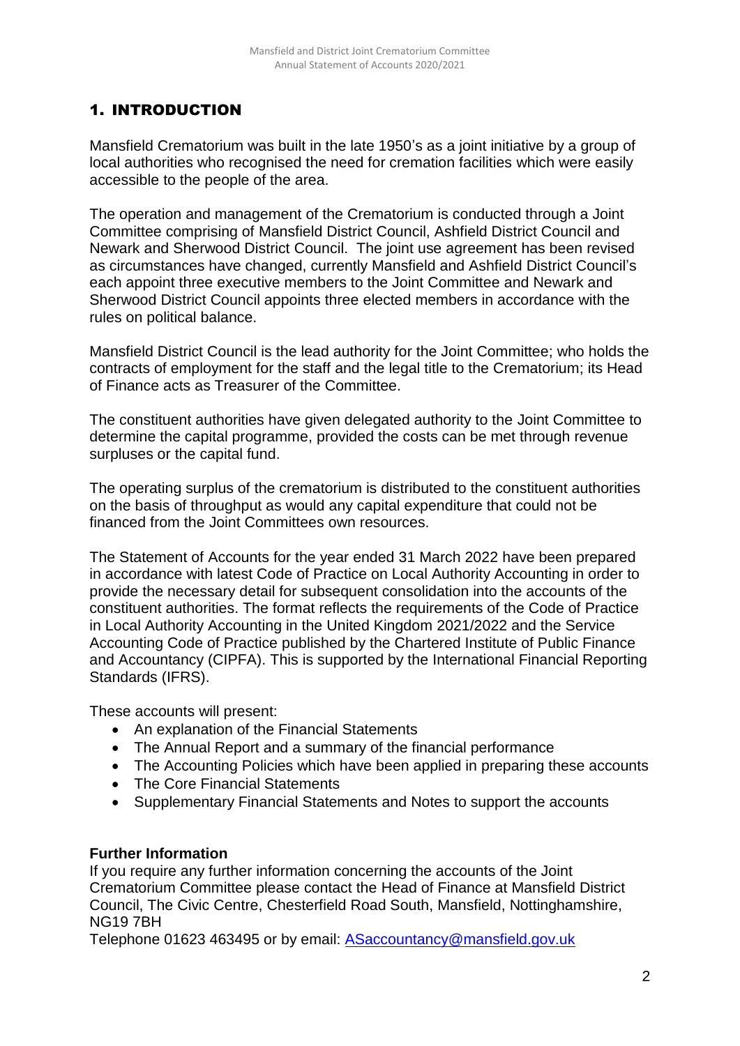## 1. INTRODUCTION

Mansfield Crematorium was built in the late 1950's as a joint initiative by a group of local authorities who recognised the need for cremation facilities which were easily accessible to the people of the area.

The operation and management of the Crematorium is conducted through a Joint Committee comprising of Mansfield District Council, Ashfield District Council and Newark and Sherwood District Council. The joint use agreement has been revised as circumstances have changed, currently Mansfield and Ashfield District Council's each appoint three executive members to the Joint Committee and Newark and Sherwood District Council appoints three elected members in accordance with the rules on political balance.

Mansfield District Council is the lead authority for the Joint Committee; who holds the contracts of employment for the staff and the legal title to the Crematorium; its Head of Finance acts as Treasurer of the Committee.

The constituent authorities have given delegated authority to the Joint Committee to determine the capital programme, provided the costs can be met through revenue surpluses or the capital fund.

The operating surplus of the crematorium is distributed to the constituent authorities on the basis of throughput as would any capital expenditure that could not be financed from the Joint Committees own resources.

The Statement of Accounts for the year ended 31 March 2022 have been prepared in accordance with latest Code of Practice on Local Authority Accounting in order to provide the necessary detail for subsequent consolidation into the accounts of the constituent authorities. The format reflects the requirements of the Code of Practice in Local Authority Accounting in the United Kingdom 2021/2022 and the Service Accounting Code of Practice published by the Chartered Institute of Public Finance and Accountancy (CIPFA). This is supported by the International Financial Reporting Standards (IFRS).

These accounts will present:

- An explanation of the Financial Statements
- The Annual Report and a summary of the financial performance
- The Accounting Policies which have been applied in preparing these accounts
- The Core Financial Statements
- Supplementary Financial Statements and Notes to support the accounts

**Further Information**

If you require any further information concerning the accounts of the Joint Crematorium Committee please contact the Head of Finance at Mansfield District Council, The Civic Centre, Chesterfield Road South, Mansfield, Nottinghamshire, NG19 7BH

Telephone 01623 463495 or by email: ASaccountancy@mansfield.gov.uk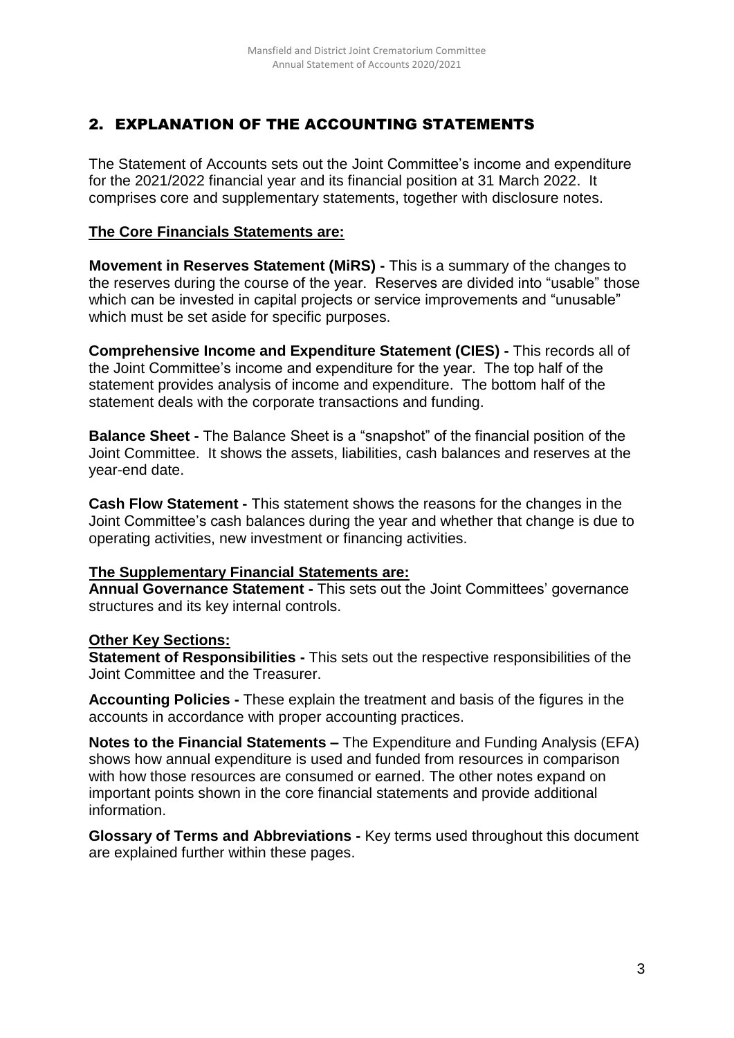## 2. EXPLANATION OF THE ACCOUNTING STATEMENTS

The Statement of Accounts sets out the Joint Committee's income and expenditure for the 2021/2022 financial year and its financial position at 31 March 2022. It comprises core and supplementary statements, together with disclosure notes.

**The Core Financials Statements are:**

**Movement in Reserves Statement (MiRS) -** This is a summary of the changes to the reserves during the course of the year. Reserves are divided into "usable" those which can be invested in capital projects or service improvements and "unusable" which must be set aside for specific purposes.

**Comprehensive Income and Expenditure Statement (CIES) -** This records all of the Joint Committee's income and expenditure for the year. The top half of the statement provides analysis of income and expenditure. The bottom half of the statement deals with the corporate transactions and funding.

**Balance Sheet -** The Balance Sheet is a "snapshot" of the financial position of the Joint Committee. It shows the assets, liabilities, cash balances and reserves at the year-end date.

**Cash Flow Statement -** This statement shows the reasons for the changes in the Joint Committee's cash balances during the year and whether that change is due to operating activities, new investment or financing activities.

**The Supplementary Financial Statements are:**

**Annual Governance Statement -** This sets out the Joint Committees' governance structures and its key internal controls.

**Other Key Sections:**

**Statement of Responsibilities -** This sets out the respective responsibilities of the Joint Committee and the Treasurer.

**Accounting Policies -** These explain the treatment and basis of the figures in the accounts in accordance with proper accounting practices.

**Notes to the Financial Statements –** The Expenditure and Funding Analysis (EFA) shows how annual expenditure is used and funded from resources in comparison with how those resources are consumed or earned. The other notes expand on important points shown in the core financial statements and provide additional information.

**Glossary of Terms and Abbreviations -** Key terms used throughout this document are explained further within these pages.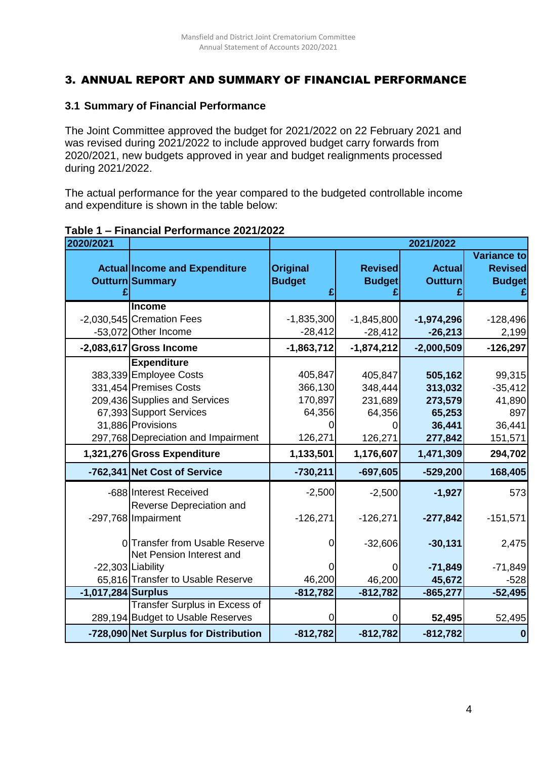## 3. ANNUAL REPORT AND SUMMARY OF FINANCIAL PERFORMANCE

### 3.1 Summary of Financial Performance

The Joint Committee approved the budget for 2021/2022 on 22 February 2021 and was revised during 2021/2022 to include approved budget carry forwards from 2020/2021, new budgets approved in year and budget realignments processed during 2021/2022.

The actual performance for the year compared to the budgeted controllable income and expenditure is shown in the table below:

**Table 1 – Financial Performance 2021/2022**

| 2020/2021 | | 2021/2022 | | | |
|---|---|---|---|---|---|
| Actual Outturn £ | Income and Expenditure Summary | Original Budget £ | Revised Budget £ | Actual Outturn £ | Variance to Revised Budget £ |
| | **Income** | | | | |
| -2,030,545 | Cremation Fees | -1,835,300 | -1,845,800 | **-1,974,296** | -128,496 |
| -53,072 | Other Income | -28,412 | -28,412 | **-26,213** | 2,199 |
| **-2,083,617** | **Gross Income** | **-1,863,712** | **-1,874,212** | **-2,000,509** | **-126,297** |
| | **Expenditure** | | | | |
| 383,339 | Employee Costs | 405,847 | 405,847 | **505,162** | 99,315 |
| 331,454 | Premises Costs | 366,130 | 348,444 | **313,032** | -35,412 |
| 209,436 | Supplies and Services | 170,897 | 231,689 | **273,579** | 41,890 |
| 67,393 | Support Services | 64,356 | 64,356 | **65,253** | 897 |
| 31,886 | Provisions | 0 | 0 | **36,441** | 36,441 |
| 297,768 | Depreciation and Impairment | 126,271 | 126,271 | **277,842** | 151,571 |
| **1,321,276** | **Gross Expenditure** | **1,133,501** | **1,176,607** | **1,471,309** | **294,702** |
| **-762,341** | **Net Cost of Service** | **-730,211** | **-697,605** | **-529,200** | **168,405** |
| -688 | Interest Received | -2,500 | -2,500 | **-1,927** | 573 |
| -297,768 | Reverse Depreciation and Impairment | -126,271 | -126,271 | **-277,842** | -151,571 |
| 0 | Transfer from Usable Reserve | 0 | -32,606 | **-30,131** | 2,475 |
| -22,303 | Net Pension Interest and Liability | 0 | 0 | **-71,849** | -71,849 |
| 65,816 | Transfer to Usable Reserve | 46,200 | 46,200 | **45,672** | -528 |
| **-1,017,284** | **Surplus** | **-812,782** | **-812,782** | **-865,277** | **-52,495** |
| 289,194 | Transfer Surplus in Excess of Budget to Usable Reserves | 0 | 0 | **52,495** | 52,495 |
| **-728,090** | **Net Surplus for Distribution** | **-812,782** | **-812,782** | **-812,782** | **0** |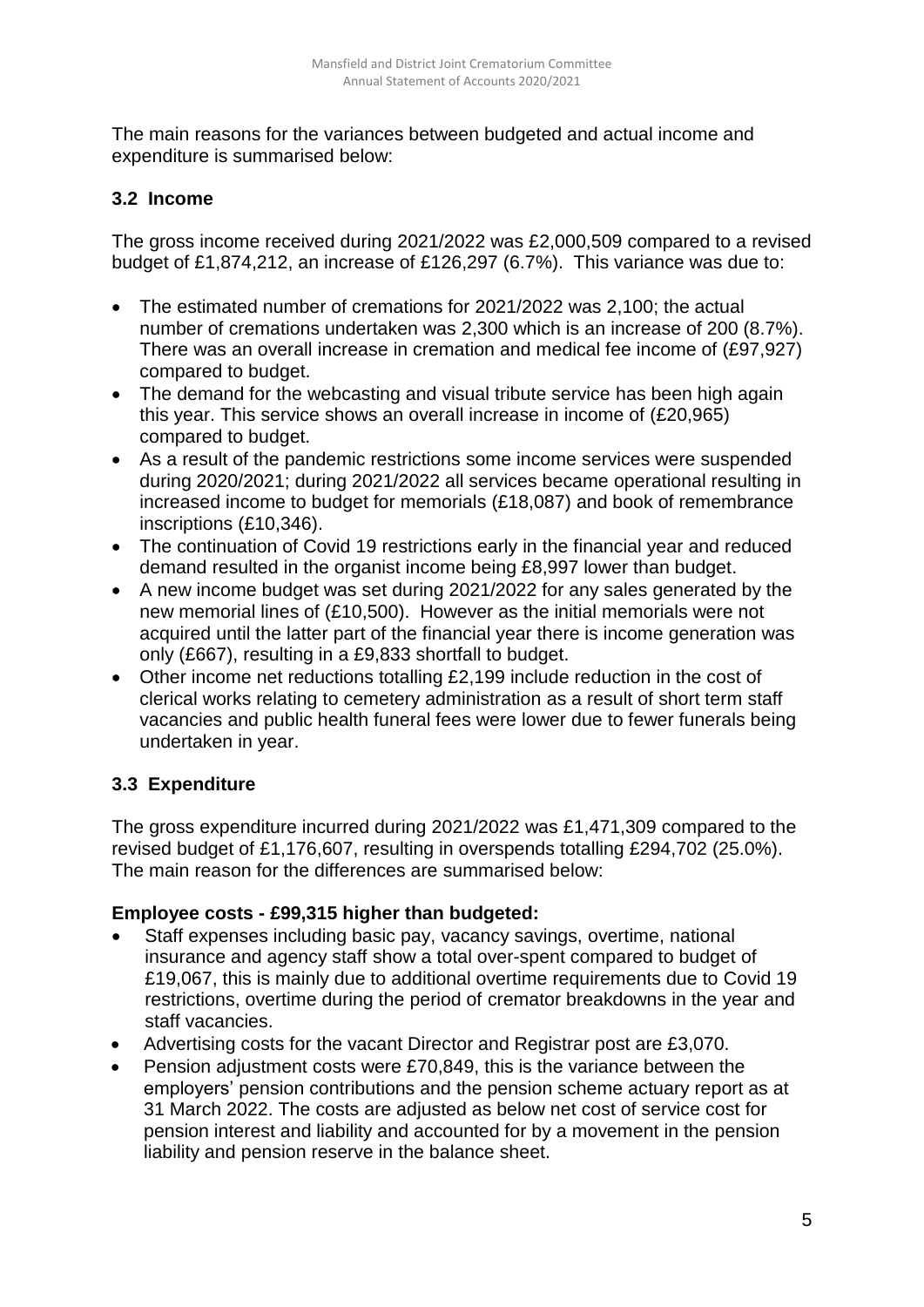The main reasons for the variances between budgeted and actual income and expenditure is summarised below:

### 3.2 Income

The gross income received during 2021/2022 was £2,000,509 compared to a revised budget of £1,874,212, an increase of £126,297 (6.7%). This variance was due to:

- The estimated number of cremations for 2021/2022 was 2,100; the actual number of cremations undertaken was 2,300 which is an increase of 200 (8.7%). There was an overall increase in cremation and medical fee income of (£97,927) compared to budget.
- The demand for the webcasting and visual tribute service has been high again this year. This service shows an overall increase in income of (£20,965) compared to budget.
- As a result of the pandemic restrictions some income services were suspended during 2020/2021; during 2021/2022 all services became operational resulting in increased income to budget for memorials (£18,087) and book of remembrance inscriptions (£10,346).
- The continuation of Covid 19 restrictions early in the financial year and reduced demand resulted in the organist income being £8,997 lower than budget.
- A new income budget was set during 2021/2022 for any sales generated by the new memorial lines of (£10,500). However as the initial memorials were not acquired until the latter part of the financial year there is income generation was only (£667), resulting in a £9,833 shortfall to budget.
- Other income net reductions totalling £2,199 include reduction in the cost of clerical works relating to cemetery administration as a result of short term staff vacancies and public health funeral fees were lower due to fewer funerals being undertaken in year.

### 3.3 Expenditure

The gross expenditure incurred during 2021/2022 was £1,471,309 compared to the revised budget of £1,176,607, resulting in overspends totalling £294,702 (25.0%). The main reason for the differences are summarised below:

**Employee costs - £99,315 higher than budgeted:**

- Staff expenses including basic pay, vacancy savings, overtime, national insurance and agency staff show a total over-spent compared to budget of £19,067, this is mainly due to additional overtime requirements due to Covid 19 restrictions, overtime during the period of cremator breakdowns in the year and staff vacancies.
- Advertising costs for the vacant Director and Registrar post are £3,070.
- Pension adjustment costs were £70,849, this is the variance between the employers' pension contributions and the pension scheme actuary report as at 31 March 2022. The costs are adjusted as below net cost of service cost for pension interest and liability and accounted for by a movement in the pension liability and pension reserve in the balance sheet.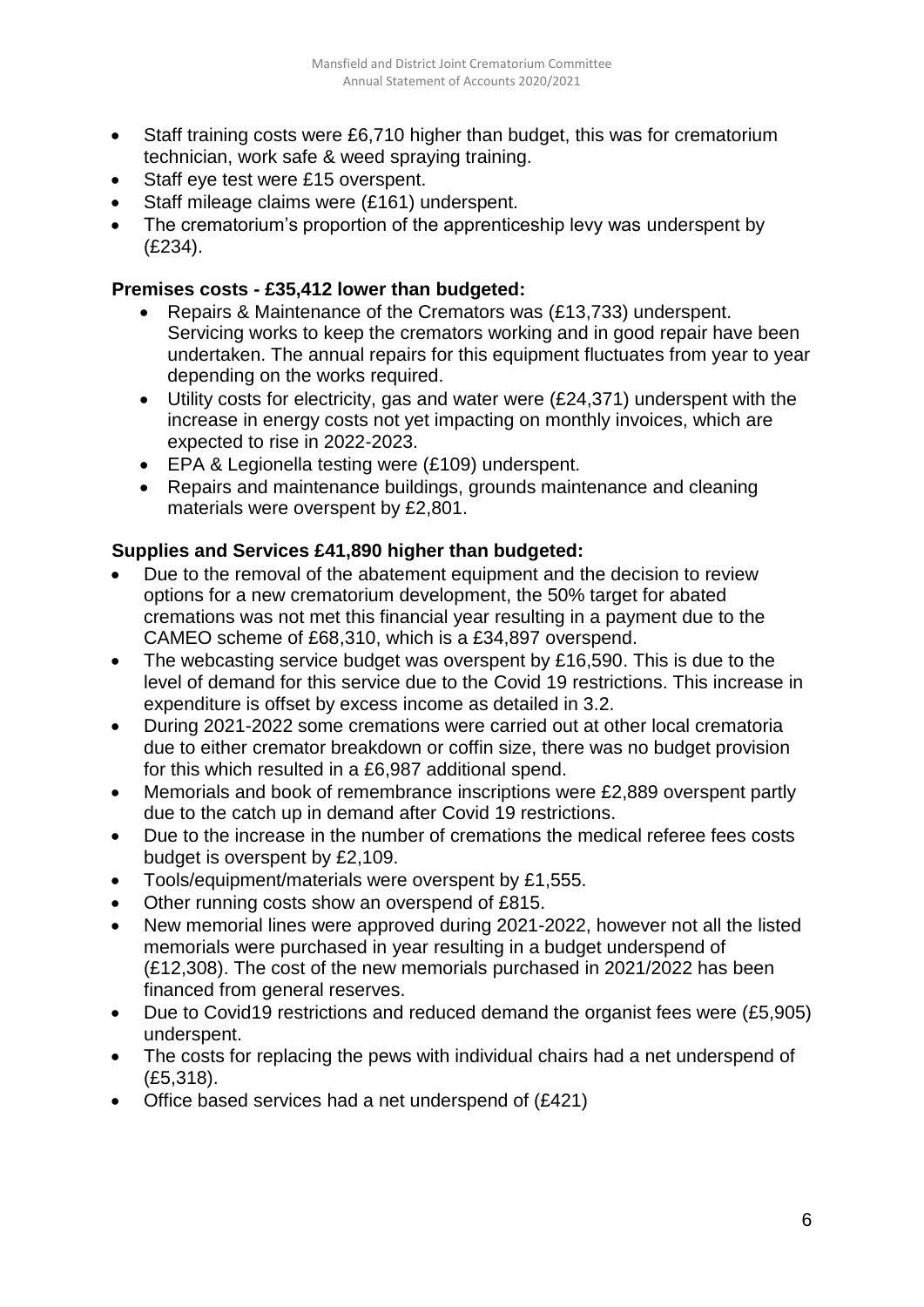- Staff training costs were £6,710 higher than budget, this was for crematorium technician, work safe & weed spraying training.
- Staff eye test were £15 overspent.
- Staff mileage claims were (£161) underspent.
- The crematorium's proportion of the apprenticeship levy was underspent by (£234).

**Premises costs - £35,412 lower than budgeted:**

- Repairs & Maintenance of the Cremators was (£13,733) underspent. Servicing works to keep the cremators working and in good repair have been undertaken. The annual repairs for this equipment fluctuates from year to year depending on the works required.
- Utility costs for electricity, gas and water were (£24,371) underspent with the increase in energy costs not yet impacting on monthly invoices, which are expected to rise in 2022-2023.
- EPA & Legionella testing were (£109) underspent.
- Repairs and maintenance buildings, grounds maintenance and cleaning materials were overspent by £2,801.

**Supplies and Services £41,890 higher than budgeted:**

- Due to the removal of the abatement equipment and the decision to review options for a new crematorium development, the 50% target for abated cremations was not met this financial year resulting in a payment due to the CAMEO scheme of £68,310, which is a £34,897 overspend.
- The webcasting service budget was overspent by £16,590. This is due to the level of demand for this service due to the Covid 19 restrictions. This increase in expenditure is offset by excess income as detailed in 3.2.
- During 2021-2022 some cremations were carried out at other local crematoria due to either cremator breakdown or coffin size, there was no budget provision for this which resulted in a £6,987 additional spend.
- Memorials and book of remembrance inscriptions were £2,889 overspent partly due to the catch up in demand after Covid 19 restrictions.
- Due to the increase in the number of cremations the medical referee fees costs budget is overspent by £2,109.
- Tools/equipment/materials were overspent by £1,555.
- Other running costs show an overspend of £815.
- New memorial lines were approved during 2021-2022, however not all the listed memorials were purchased in year resulting in a budget underspend of (£12,308). The cost of the new memorials purchased in 2021/2022 has been financed from general reserves.
- Due to Covid19 restrictions and reduced demand the organist fees were (£5,905) underspent.
- The costs for replacing the pews with individual chairs had a net underspend of (£5,318).
- Office based services had a net underspend of (£421)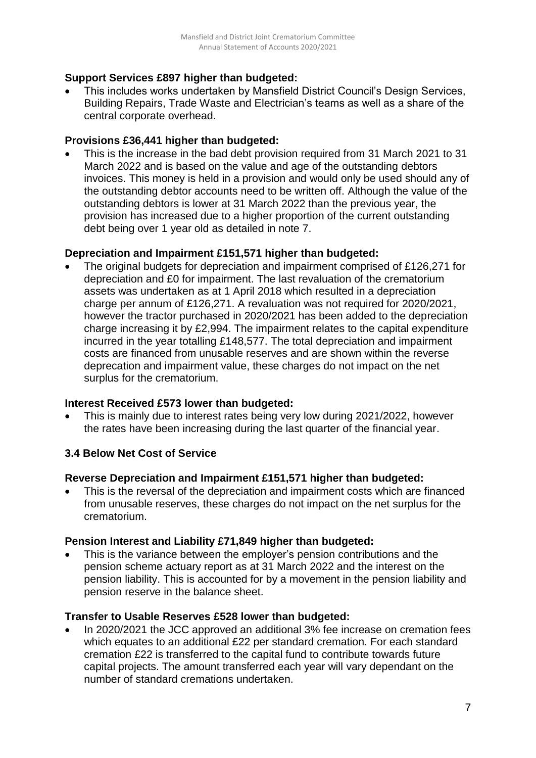**Support Services £897 higher than budgeted:**

- This includes works undertaken by Mansfield District Council's Design Services, Building Repairs, Trade Waste and Electrician's teams as well as a share of the central corporate overhead.

**Provisions £36,441 higher than budgeted:**

- This is the increase in the bad debt provision required from 31 March 2021 to 31 March 2022 and is based on the value and age of the outstanding debtors invoices. This money is held in a provision and would only be used should any of the outstanding debtor accounts need to be written off. Although the value of the outstanding debtors is lower at 31 March 2022 than the previous year, the provision has increased due to a higher proportion of the current outstanding debt being over 1 year old as detailed in note 7.

**Depreciation and Impairment £151,571 higher than budgeted:**

- The original budgets for depreciation and impairment comprised of £126,271 for depreciation and £0 for impairment. The last revaluation of the crematorium assets was undertaken as at 1 April 2018 which resulted in a depreciation charge per annum of £126,271. A revaluation was not required for 2020/2021, however the tractor purchased in 2020/2021 has been added to the depreciation charge increasing it by £2,994. The impairment relates to the capital expenditure incurred in the year totalling £148,577. The total depreciation and impairment costs are financed from unusable reserves and are shown within the reverse deprecation and impairment value, these charges do not impact on the net surplus for the crematorium.

**Interest Received £573 lower than budgeted:**

- This is mainly due to interest rates being very low during 2021/2022, however the rates have been increasing during the last quarter of the financial year.

### 3.4 Below Net Cost of Service

**Reverse Depreciation and Impairment £151,571 higher than budgeted:**

- This is the reversal of the depreciation and impairment costs which are financed from unusable reserves, these charges do not impact on the net surplus for the crematorium.

**Pension Interest and Liability £71,849 higher than budgeted:**

- This is the variance between the employer's pension contributions and the pension scheme actuary report as at 31 March 2022 and the interest on the pension liability. This is accounted for by a movement in the pension liability and pension reserve in the balance sheet.

**Transfer to Usable Reserves £528 lower than budgeted:**

- In 2020/2021 the JCC approved an additional 3% fee increase on cremation fees which equates to an additional £22 per standard cremation. For each standard cremation £22 is transferred to the capital fund to contribute towards future capital projects. The amount transferred each year will vary dependant on the number of standard cremations undertaken.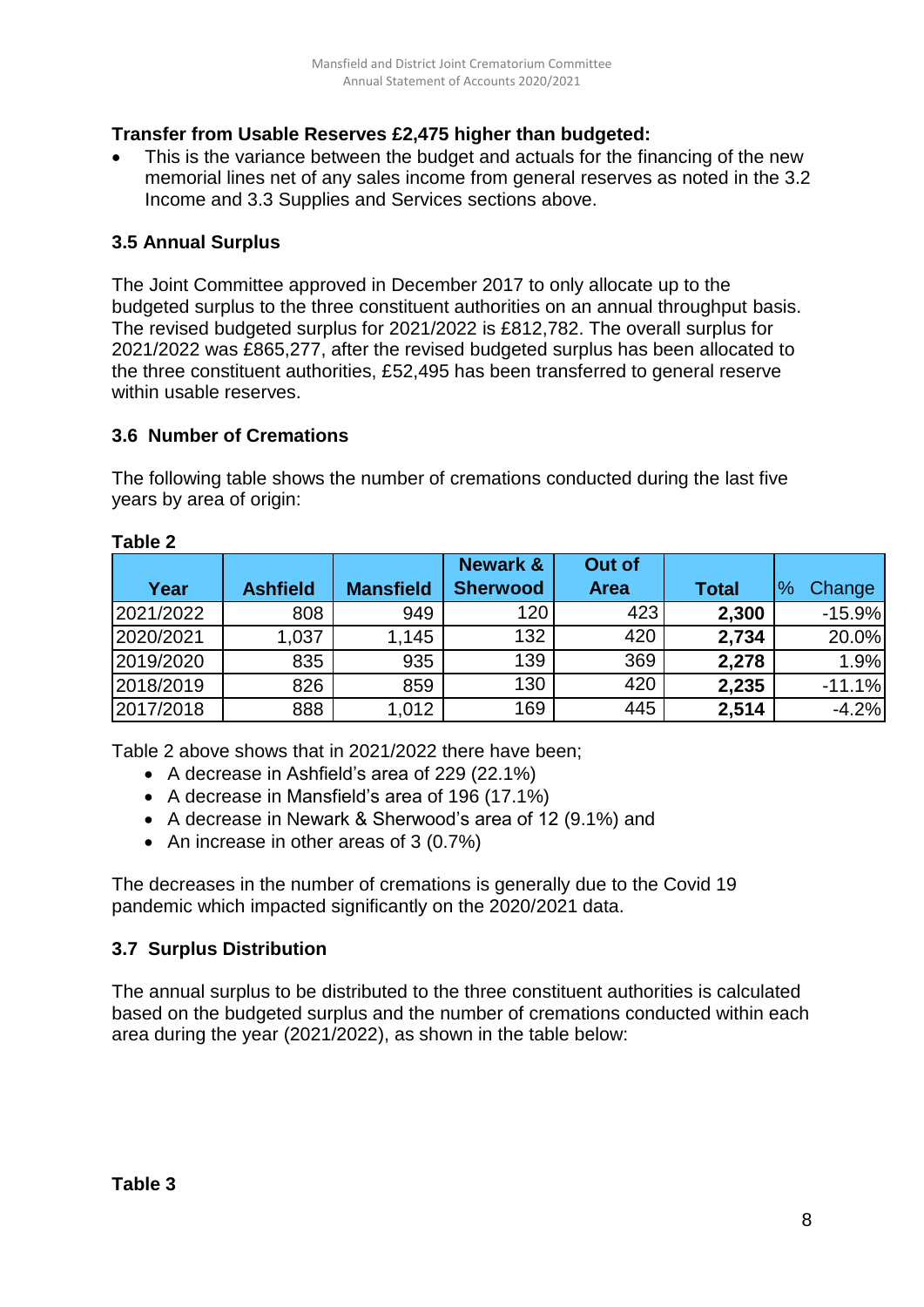**Transfer from Usable Reserves £2,475 higher than budgeted:**

- This is the variance between the budget and actuals for the financing of the new memorial lines net of any sales income from general reserves as noted in the 3.2 Income and 3.3 Supplies and Services sections above.

### 3.5 Annual Surplus

The Joint Committee approved in December 2017 to only allocate up to the budgeted surplus to the three constituent authorities on an annual throughput basis. The revised budgeted surplus for 2021/2022 is £812,782. The overall surplus for 2021/2022 was £865,277, after the revised budgeted surplus has been allocated to the three constituent authorities, £52,495 has been transferred to general reserve within usable reserves.

### 3.6 Number of Cremations

The following table shows the number of cremations conducted during the last five years by area of origin:

**Table 2**

| Year | Ashfield | Mansfield | Newark & Sherwood | Out of Area | Total | % Change |
|---|---|---|---|---|---|---|
| 2021/2022 | 808 | 949 | 120 | 423 | **2,300** | -15.9% |
| 2020/2021 | 1,037 | 1,145 | 132 | 420 | **2,734** | 20.0% |
| 2019/2020 | 835 | 935 | 139 | 369 | **2,278** | 1.9% |
| 2018/2019 | 826 | 859 | 130 | 420 | **2,235** | -11.1% |
| 2017/2018 | 888 | 1,012 | 169 | 445 | **2,514** | -4.2% |

Table 2 above shows that in 2021/2022 there have been;

- A decrease in Ashfield's area of 229 (22.1%)
- A decrease in Mansfield's area of 196 (17.1%)
- A decrease in Newark & Sherwood's area of 12 (9.1%) and
- An increase in other areas of 3 (0.7%)

The decreases in the number of cremations is generally due to the Covid 19 pandemic which impacted significantly on the 2020/2021 data.

### 3.7 Surplus Distribution

The annual surplus to be distributed to the three constituent authorities is calculated based on the budgeted surplus and the number of cremations conducted within each area during the year (2021/2022), as shown in the table below:

**Table 3**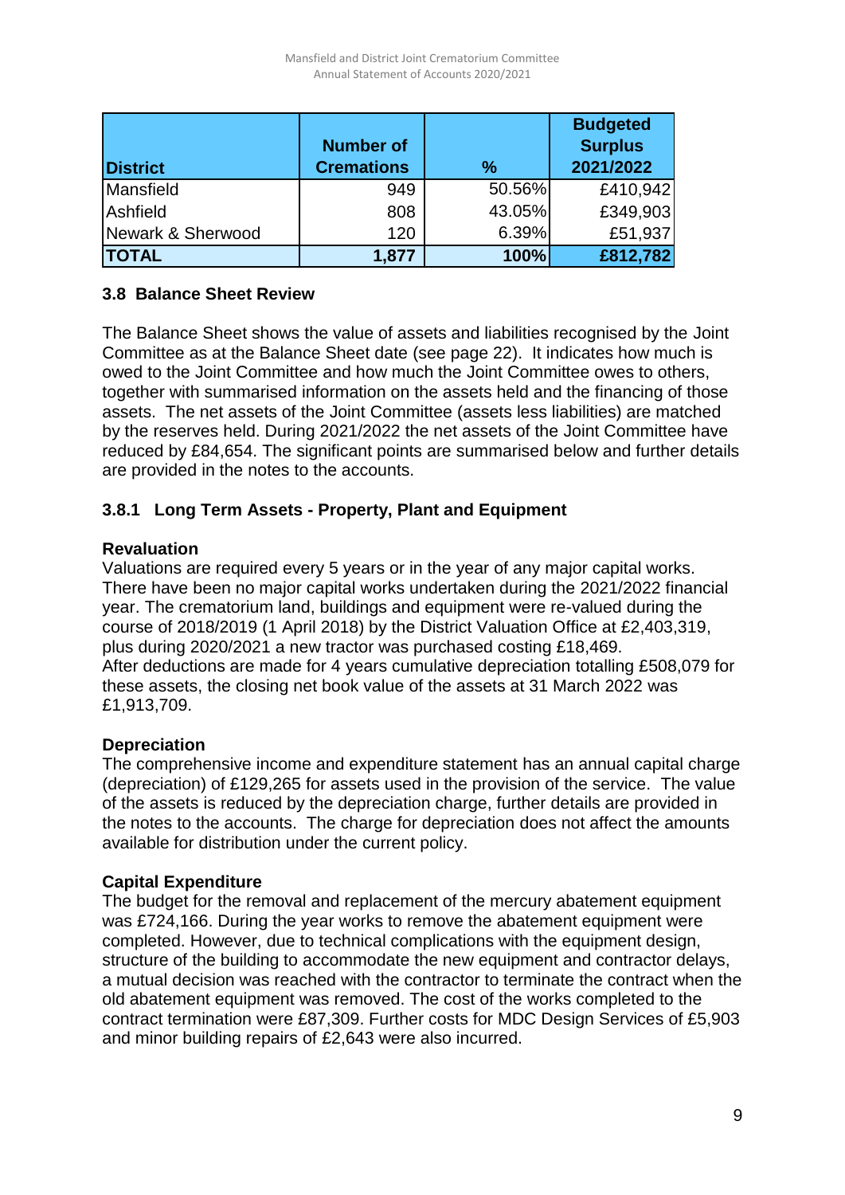| District | Number of Cremations | % | Budgeted Surplus 2021/2022 |
|---|---|---|---|
| Mansfield | 949 | 50.56% | £410,942 |
| Ashfield | 808 | 43.05% | £349,903 |
| Newark & Sherwood | 120 | 6.39% | £51,937 |
| **TOTAL** | **1,877** | **100%** | **£812,782** |

### 3.8 Balance Sheet Review

The Balance Sheet shows the value of assets and liabilities recognised by the Joint Committee as at the Balance Sheet date (see page 22). It indicates how much is owed to the Joint Committee and how much the Joint Committee owes to others, together with summarised information on the assets held and the financing of those assets. The net assets of the Joint Committee (assets less liabilities) are matched by the reserves held. During 2021/2022 the net assets of the Joint Committee have reduced by £84,654. The significant points are summarised below and further details are provided in the notes to the accounts.

#### 3.8.1 Long Term Assets - Property, Plant and Equipment

**Revaluation**
Valuations are required every 5 years or in the year of any major capital works. There have been no major capital works undertaken during the 2021/2022 financial year. The crematorium land, buildings and equipment were re-valued during the course of 2018/2019 (1 April 2018) by the District Valuation Office at £2,403,319, plus during 2020/2021 a new tractor was purchased costing £18,469.
After deductions are made for 4 years cumulative depreciation totalling £508,079 for these assets, the closing net book value of the assets at 31 March 2022 was £1,913,709.

**Depreciation**
The comprehensive income and expenditure statement has an annual capital charge (depreciation) of £129,265 for assets used in the provision of the service. The value of the assets is reduced by the depreciation charge, further details are provided in the notes to the accounts. The charge for depreciation does not affect the amounts available for distribution under the current policy.

**Capital Expenditure**
The budget for the removal and replacement of the mercury abatement equipment was £724,166. During the year works to remove the abatement equipment were completed. However, due to technical complications with the equipment design, structure of the building to accommodate the new equipment and contractor delays, a mutual decision was reached with the contractor to terminate the contract when the old abatement equipment was removed. The cost of the works completed to the contract termination were £87,309. Further costs for MDC Design Services of £5,903 and minor building repairs of £2,643 were also incurred.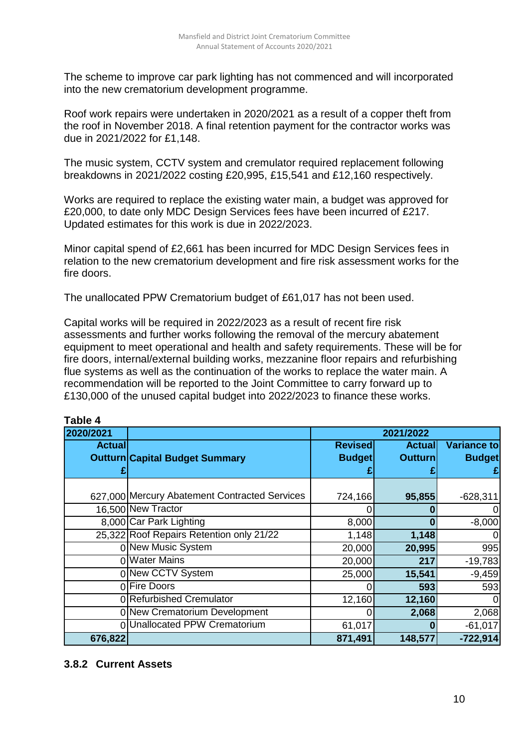The scheme to improve car park lighting has not commenced and will incorporated into the new crematorium development programme.

Roof work repairs were undertaken in 2020/2021 as a result of a copper theft from the roof in November 2018. A final retention payment for the contractor works was due in 2021/2022 for £1,148.

The music system, CCTV system and cremulator required replacement following breakdowns in 2021/2022 costing £20,995, £15,541 and £12,160 respectively.

Works are required to replace the existing water main, a budget was approved for £20,000, to date only MDC Design Services fees have been incurred of £217. Updated estimates for this work is due in 2022/2023.

Minor capital spend of £2,661 has been incurred for MDC Design Services fees in relation to the new crematorium development and fire risk assessment works for the fire doors.

The unallocated PPW Crematorium budget of £61,017 has not been used.

Capital works will be required in 2022/2023 as a result of recent fire risk assessments and further works following the removal of the mercury abatement equipment to meet operational and health and safety requirements. These will be for fire doors, internal/external building works, mezzanine floor repairs and refurbishing flue systems as well as the continuation of the works to replace the water main. A recommendation will be reported to the Joint Committee to carry forward up to £130,000 of the unused capital budget into 2022/2023 to finance these works.

**Table 4**

| 2020/2021 | | 2021/2022 | | |
|---|---|---|---|---|
| **Actual Outturn £** | **Capital Budget Summary** | **Revised Budget £** | **Actual Outturn £** | **Variance to Budget £** |
| 627,000 | Mercury Abatement Contracted Services | 724,166 | **95,855** | -628,311 |
| 16,500 | New Tractor | 0 | **0** | 0 |
| 8,000 | Car Park Lighting | 8,000 | **0** | -8,000 |
| 25,322 | Roof Repairs Retention only 21/22 | 1,148 | **1,148** | 0 |
| 0 | New Music System | 20,000 | **20,995** | 995 |
| 0 | Water Mains | 20,000 | **217** | -19,783 |
| 0 | New CCTV System | 25,000 | **15,541** | -9,459 |
| 0 | Fire Doors | 0 | **593** | 593 |
| 0 | Refurbished Cremulator | 12,160 | **12,160** | 0 |
| 0 | New Crematorium Development | 0 | **2,068** | 2,068 |
| 0 | Unallocated PPW Crematorium | 61,017 | **0** | -61,017 |
| **676,822** | | **871,491** | **148,577** | **-722,914** |

### 3.8.2 Current Assets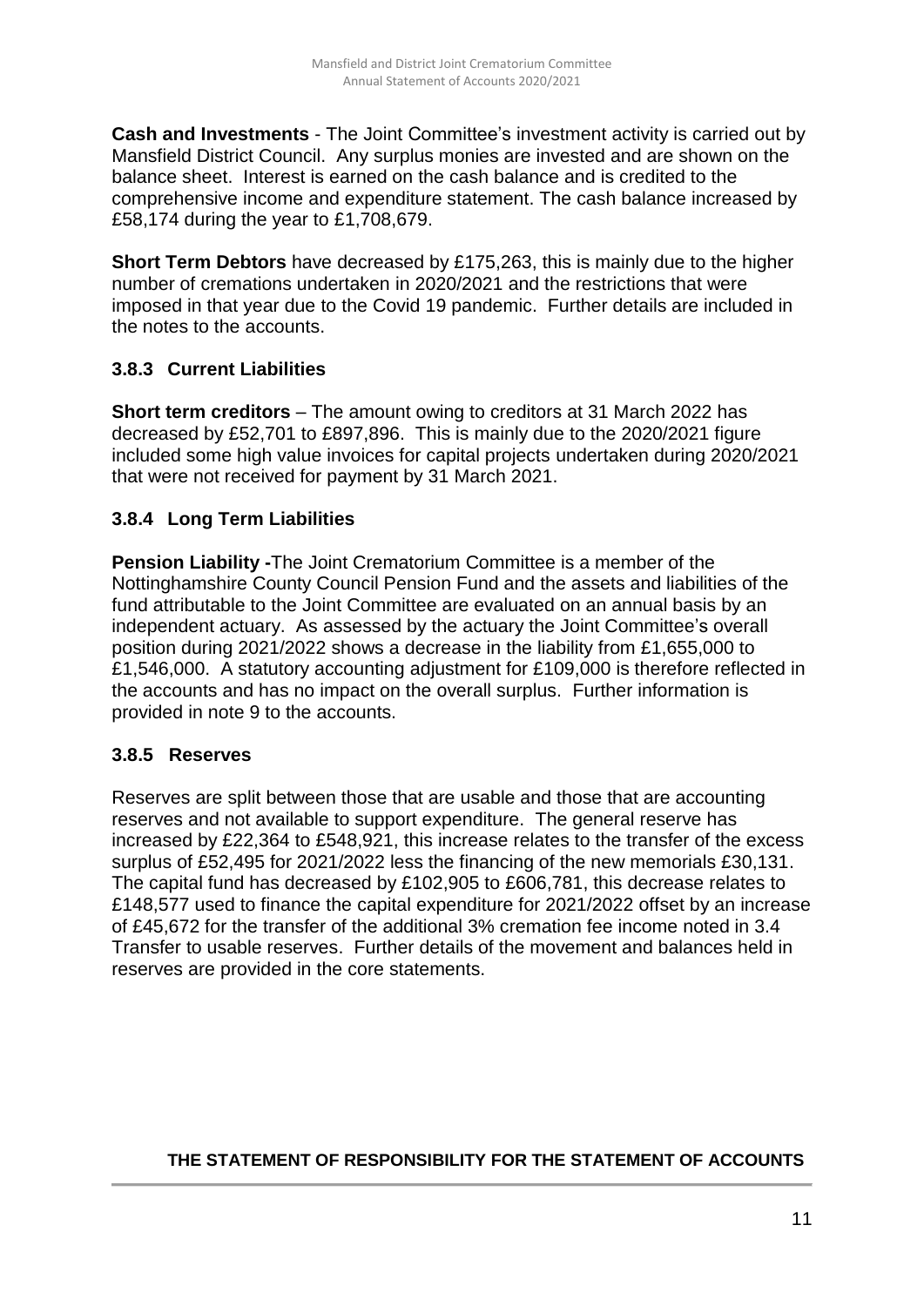**Cash and Investments** - The Joint Committee's investment activity is carried out by Mansfield District Council. Any surplus monies are invested and are shown on the balance sheet. Interest is earned on the cash balance and is credited to the comprehensive income and expenditure statement. The cash balance increased by £58,174 during the year to £1,708,679.

**Short Term Debtors** have decreased by £175,263, this is mainly due to the higher number of cremations undertaken in 2020/2021 and the restrictions that were imposed in that year due to the Covid 19 pandemic. Further details are included in the notes to the accounts.

### 3.8.3 Current Liabilities

**Short term creditors** – The amount owing to creditors at 31 March 2022 has decreased by £52,701 to £897,896. This is mainly due to the 2020/2021 figure included some high value invoices for capital projects undertaken during 2020/2021 that were not received for payment by 31 March 2021.

### 3.8.4 Long Term Liabilities

**Pension Liability -** The Joint Crematorium Committee is a member of the Nottinghamshire County Council Pension Fund and the assets and liabilities of the fund attributable to the Joint Committee are evaluated on an annual basis by an independent actuary. As assessed by the actuary the Joint Committee's overall position during 2021/2022 shows a decrease in the liability from £1,655,000 to £1,546,000. A statutory accounting adjustment for £109,000 is therefore reflected in the accounts and has no impact on the overall surplus. Further information is provided in note 9 to the accounts.

### 3.8.5 Reserves

Reserves are split between those that are usable and those that are accounting reserves and not available to support expenditure. The general reserve has increased by £22,364 to £548,921, this increase relates to the transfer of the excess surplus of £52,495 for 2021/2022 less the financing of the new memorials £30,131. The capital fund has decreased by £102,905 to £606,781, this decrease relates to £148,577 used to finance the capital expenditure for 2021/2022 offset by an increase of £45,672 for the transfer of the additional 3% cremation fee income noted in 3.4 Transfer to usable reserves. Further details of the movement and balances held in reserves are provided in the core statements.

## THE STATEMENT OF RESPONSIBILITY FOR THE STATEMENT OF ACCOUNTS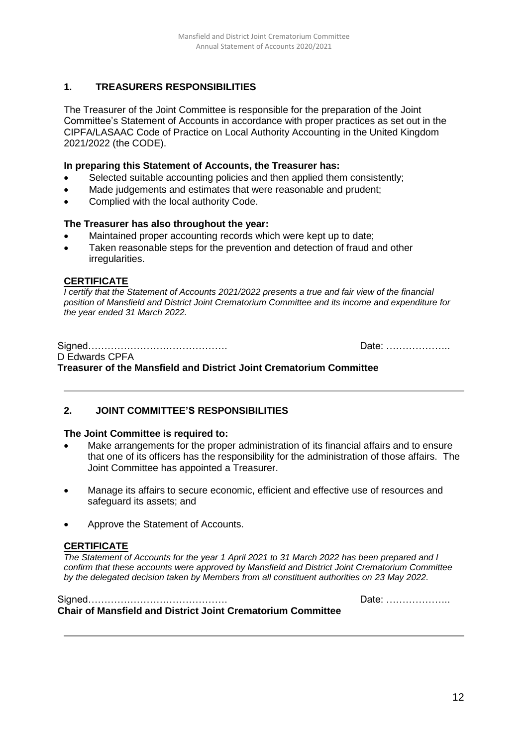## 1. TREASURERS RESPONSIBILITIES

The Treasurer of the Joint Committee is responsible for the preparation of the Joint Committee's Statement of Accounts in accordance with proper practices as set out in the CIPFA/LASAAC Code of Practice on Local Authority Accounting in the United Kingdom 2021/2022 (the CODE).

**In preparing this Statement of Accounts, the Treasurer has:**

- Selected suitable accounting policies and then applied them consistently;
- Made judgements and estimates that were reasonable and prudent;
- Complied with the local authority Code.

**The Treasurer has also throughout the year:**

- Maintained proper accounting records which were kept up to date;
- Taken reasonable steps for the prevention and detection of fraud and other irregularities.

**CERTIFICATE**

*I certify that the Statement of Accounts 2021/2022 presents a true and fair view of the financial position of Mansfield and District Joint Crematorium Committee and its income and expenditure for the year ended 31 March 2022.*

Signed……………………………………. Date: ………………..

D Edwards CPFA

**Treasurer of the Mansfield and District Joint Crematorium Committee**

---

## 2. JOINT COMMITTEE'S RESPONSIBILITIES

**The Joint Committee is required to:**

- Make arrangements for the proper administration of its financial affairs and to ensure that one of its officers has the responsibility for the administration of those affairs. The Joint Committee has appointed a Treasurer.
- Manage its affairs to secure economic, efficient and effective use of resources and safeguard its assets; and
- Approve the Statement of Accounts.

**CERTIFICATE**

*The Statement of Accounts for the year 1 April 2021 to 31 March 2022 has been prepared and I confirm that these accounts were approved by Mansfield and District Joint Crematorium Committee by the delegated decision taken by Members from all constituent authorities on 23 May 2022.*

Signed……………………………………. Date: ………………..

**Chair of Mansfield and District Joint Crematorium Committee**

---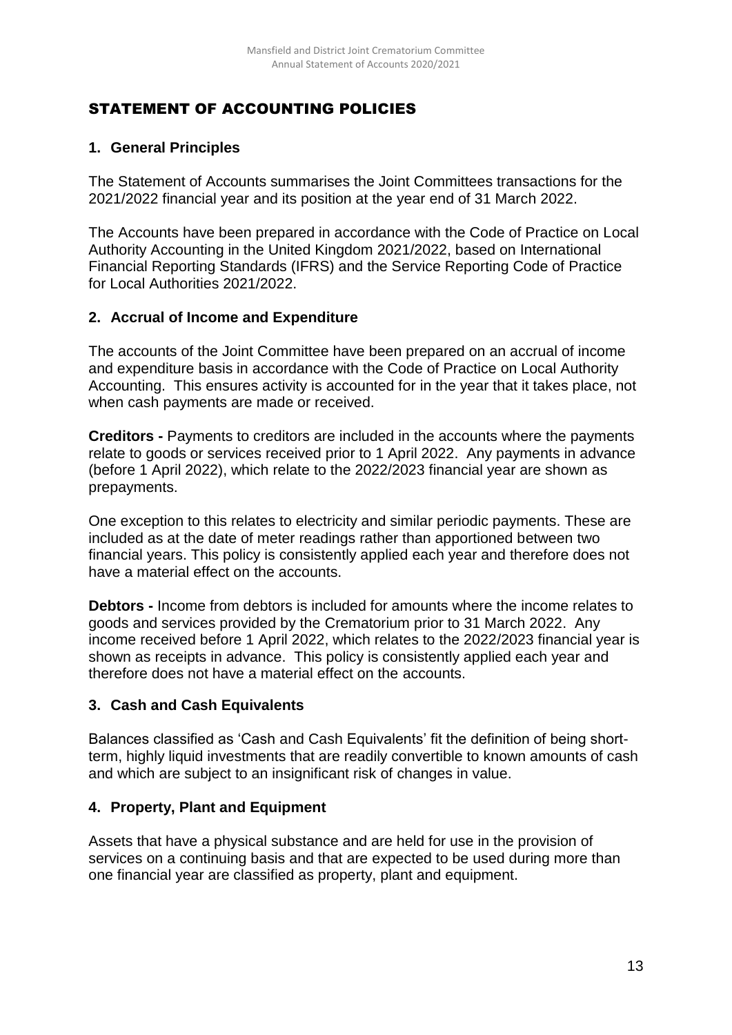# STATEMENT OF ACCOUNTING POLICIES

## 1. General Principles

The Statement of Accounts summarises the Joint Committees transactions for the 2021/2022 financial year and its position at the year end of 31 March 2022.

The Accounts have been prepared in accordance with the Code of Practice on Local Authority Accounting in the United Kingdom 2021/2022, based on International Financial Reporting Standards (IFRS) and the Service Reporting Code of Practice for Local Authorities 2021/2022.

## 2. Accrual of Income and Expenditure

The accounts of the Joint Committee have been prepared on an accrual of income and expenditure basis in accordance with the Code of Practice on Local Authority Accounting. This ensures activity is accounted for in the year that it takes place, not when cash payments are made or received.

**Creditors -** Payments to creditors are included in the accounts where the payments relate to goods or services received prior to 1 April 2022. Any payments in advance (before 1 April 2022), which relate to the 2022/2023 financial year are shown as prepayments.

One exception to this relates to electricity and similar periodic payments. These are included as at the date of meter readings rather than apportioned between two financial years. This policy is consistently applied each year and therefore does not have a material effect on the accounts.

**Debtors -** Income from debtors is included for amounts where the income relates to goods and services provided by the Crematorium prior to 31 March 2022. Any income received before 1 April 2022, which relates to the 2022/2023 financial year is shown as receipts in advance. This policy is consistently applied each year and therefore does not have a material effect on the accounts.

## 3. Cash and Cash Equivalents

Balances classified as 'Cash and Cash Equivalents' fit the definition of being short-term, highly liquid investments that are readily convertible to known amounts of cash and which are subject to an insignificant risk of changes in value.

## 4. Property, Plant and Equipment

Assets that have a physical substance and are held for use in the provision of services on a continuing basis and that are expected to be used during more than one financial year are classified as property, plant and equipment.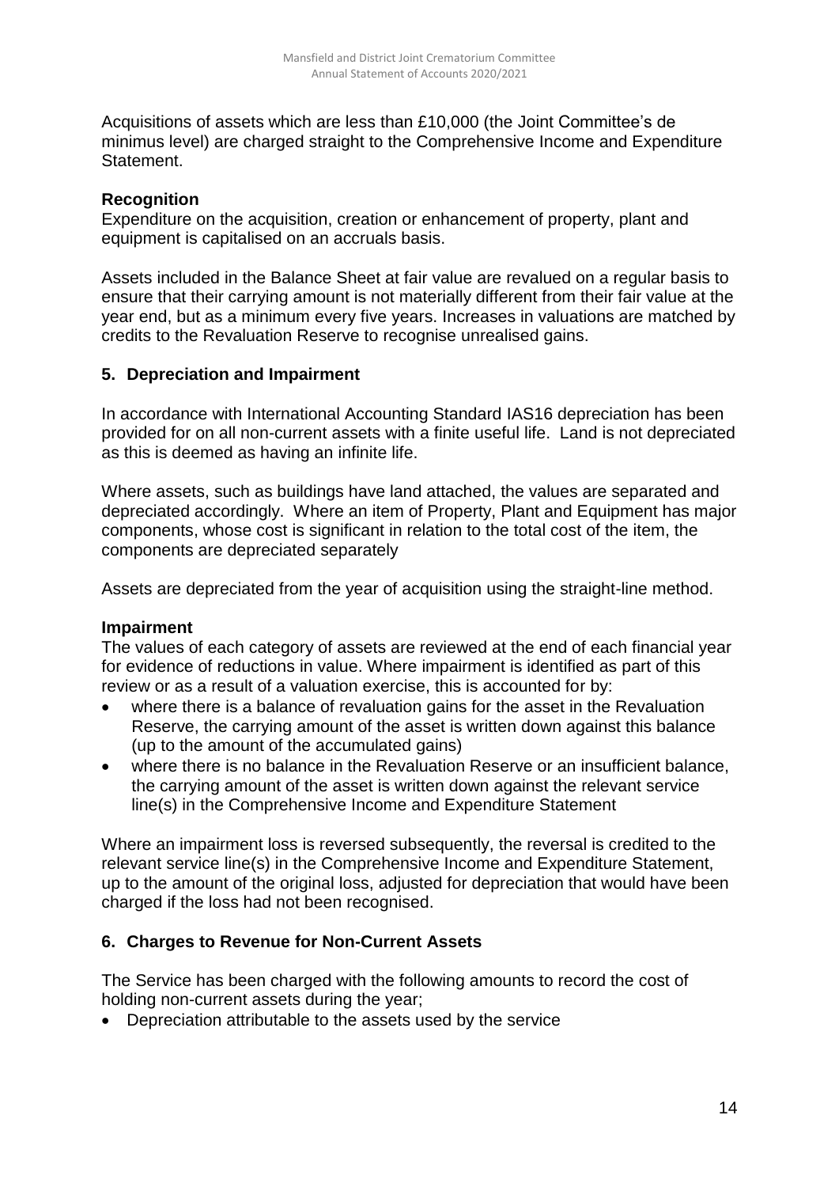Acquisitions of assets which are less than £10,000 (the Joint Committee's de minimus level) are charged straight to the Comprehensive Income and Expenditure Statement.

**Recognition**
Expenditure on the acquisition, creation or enhancement of property, plant and equipment is capitalised on an accruals basis.

Assets included in the Balance Sheet at fair value are revalued on a regular basis to ensure that their carrying amount is not materially different from their fair value at the year end, but as a minimum every five years. Increases in valuations are matched by credits to the Revaluation Reserve to recognise unrealised gains.

## 5. Depreciation and Impairment

In accordance with International Accounting Standard IAS16 depreciation has been provided for on all non-current assets with a finite useful life. Land is not depreciated as this is deemed as having an infinite life.

Where assets, such as buildings have land attached, the values are separated and depreciated accordingly. Where an item of Property, Plant and Equipment has major components, whose cost is significant in relation to the total cost of the item, the components are depreciated separately

Assets are depreciated from the year of acquisition using the straight-line method.

**Impairment**
The values of each category of assets are reviewed at the end of each financial year for evidence of reductions in value. Where impairment is identified as part of this review or as a result of a valuation exercise, this is accounted for by:

- where there is a balance of revaluation gains for the asset in the Revaluation Reserve, the carrying amount of the asset is written down against this balance (up to the amount of the accumulated gains)
- where there is no balance in the Revaluation Reserve or an insufficient balance, the carrying amount of the asset is written down against the relevant service line(s) in the Comprehensive Income and Expenditure Statement

Where an impairment loss is reversed subsequently, the reversal is credited to the relevant service line(s) in the Comprehensive Income and Expenditure Statement, up to the amount of the original loss, adjusted for depreciation that would have been charged if the loss had not been recognised.

## 6. Charges to Revenue for Non-Current Assets

The Service has been charged with the following amounts to record the cost of holding non-current assets during the year;

- Depreciation attributable to the assets used by the service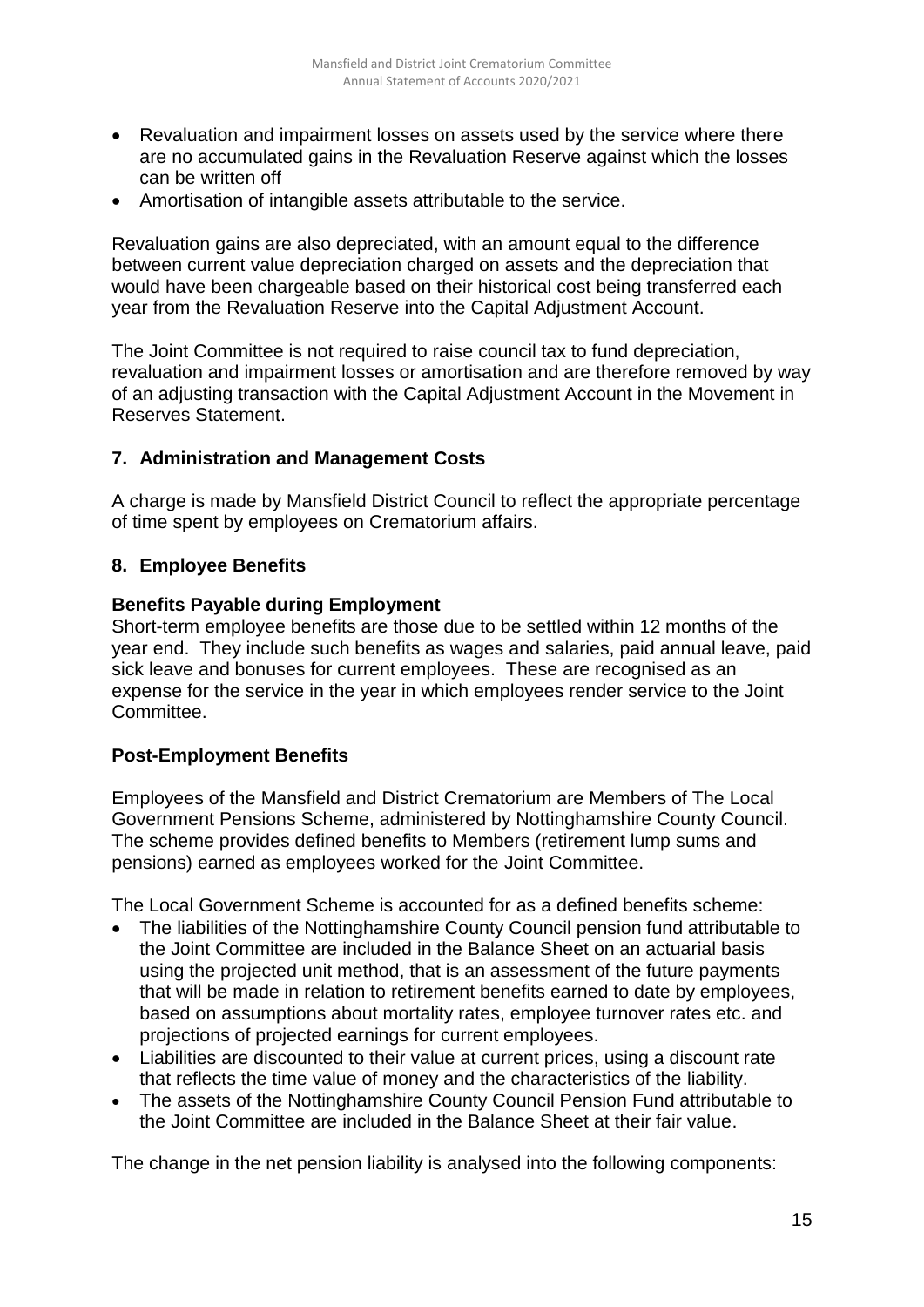- Revaluation and impairment losses on assets used by the service where there are no accumulated gains in the Revaluation Reserve against which the losses can be written off
- Amortisation of intangible assets attributable to the service.

Revaluation gains are also depreciated, with an amount equal to the difference between current value depreciation charged on assets and the depreciation that would have been chargeable based on their historical cost being transferred each year from the Revaluation Reserve into the Capital Adjustment Account.

The Joint Committee is not required to raise council tax to fund depreciation, revaluation and impairment losses or amortisation and are therefore removed by way of an adjusting transaction with the Capital Adjustment Account in the Movement in Reserves Statement.

## 7. Administration and Management Costs

A charge is made by Mansfield District Council to reflect the appropriate percentage of time spent by employees on Crematorium affairs.

## 8. Employee Benefits

**Benefits Payable during Employment**

Short-term employee benefits are those due to be settled within 12 months of the year end. They include such benefits as wages and salaries, paid annual leave, paid sick leave and bonuses for current employees. These are recognised as an expense for the service in the year in which employees render service to the Joint Committee.

**Post-Employment Benefits**

Employees of the Mansfield and District Crematorium are Members of The Local Government Pensions Scheme, administered by Nottinghamshire County Council. The scheme provides defined benefits to Members (retirement lump sums and pensions) earned as employees worked for the Joint Committee.

The Local Government Scheme is accounted for as a defined benefits scheme:

- The liabilities of the Nottinghamshire County Council pension fund attributable to the Joint Committee are included in the Balance Sheet on an actuarial basis using the projected unit method, that is an assessment of the future payments that will be made in relation to retirement benefits earned to date by employees, based on assumptions about mortality rates, employee turnover rates etc. and projections of projected earnings for current employees.
- Liabilities are discounted to their value at current prices, using a discount rate that reflects the time value of money and the characteristics of the liability.
- The assets of the Nottinghamshire County Council Pension Fund attributable to the Joint Committee are included in the Balance Sheet at their fair value.

The change in the net pension liability is analysed into the following components: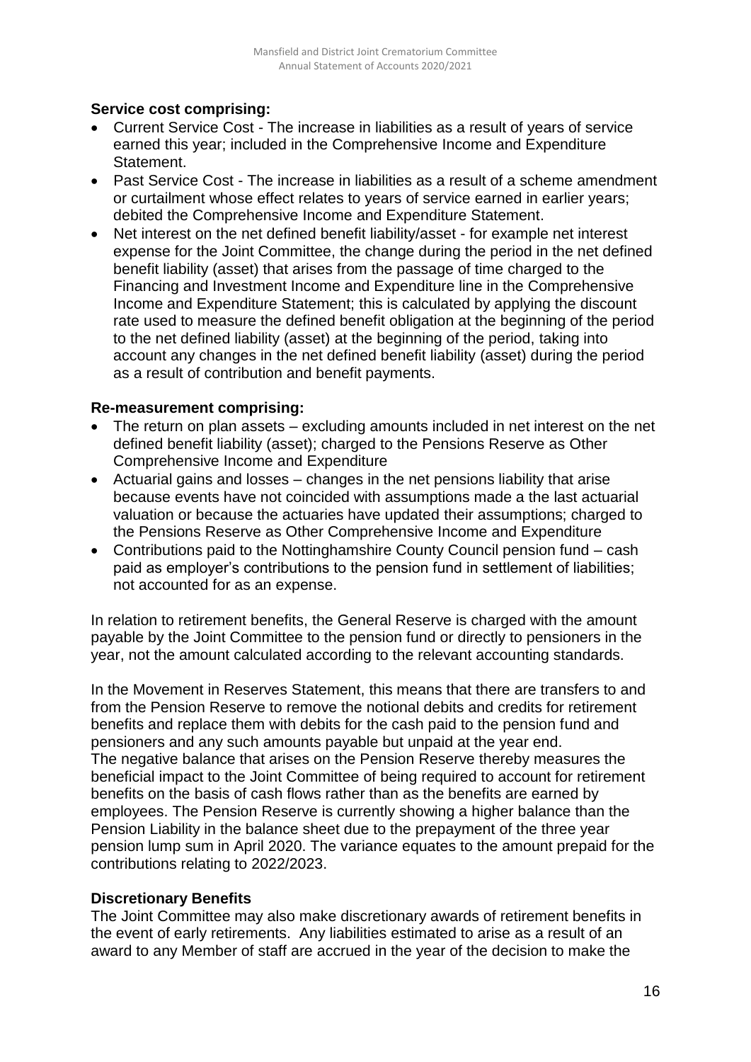**Service cost comprising:**

- Current Service Cost - The increase in liabilities as a result of years of service earned this year; included in the Comprehensive Income and Expenditure Statement.
- Past Service Cost - The increase in liabilities as a result of a scheme amendment or curtailment whose effect relates to years of service earned in earlier years; debited the Comprehensive Income and Expenditure Statement.
- Net interest on the net defined benefit liability/asset - for example net interest expense for the Joint Committee, the change during the period in the net defined benefit liability (asset) that arises from the passage of time charged to the Financing and Investment Income and Expenditure line in the Comprehensive Income and Expenditure Statement; this is calculated by applying the discount rate used to measure the defined benefit obligation at the beginning of the period to the net defined liability (asset) at the beginning of the period, taking into account any changes in the net defined benefit liability (asset) during the period as a result of contribution and benefit payments.

**Re-measurement comprising:**

- The return on plan assets – excluding amounts included in net interest on the net defined benefit liability (asset); charged to the Pensions Reserve as Other Comprehensive Income and Expenditure
- Actuarial gains and losses – changes in the net pensions liability that arise because events have not coincided with assumptions made a the last actuarial valuation or because the actuaries have updated their assumptions; charged to the Pensions Reserve as Other Comprehensive Income and Expenditure
- Contributions paid to the Nottinghamshire County Council pension fund – cash paid as employer's contributions to the pension fund in settlement of liabilities; not accounted for as an expense.

In relation to retirement benefits, the General Reserve is charged with the amount payable by the Joint Committee to the pension fund or directly to pensioners in the year, not the amount calculated according to the relevant accounting standards.

In the Movement in Reserves Statement, this means that there are transfers to and from the Pension Reserve to remove the notional debits and credits for retirement benefits and replace them with debits for the cash paid to the pension fund and pensioners and any such amounts payable but unpaid at the year end.
The negative balance that arises on the Pension Reserve thereby measures the beneficial impact to the Joint Committee of being required to account for retirement benefits on the basis of cash flows rather than as the benefits are earned by employees. The Pension Reserve is currently showing a higher balance than the Pension Liability in the balance sheet due to the prepayment of the three year pension lump sum in April 2020. The variance equates to the amount prepaid for the contributions relating to 2022/2023.

**Discretionary Benefits**

The Joint Committee may also make discretionary awards of retirement benefits in the event of early retirements. Any liabilities estimated to arise as a result of an award to any Member of staff are accrued in the year of the decision to make the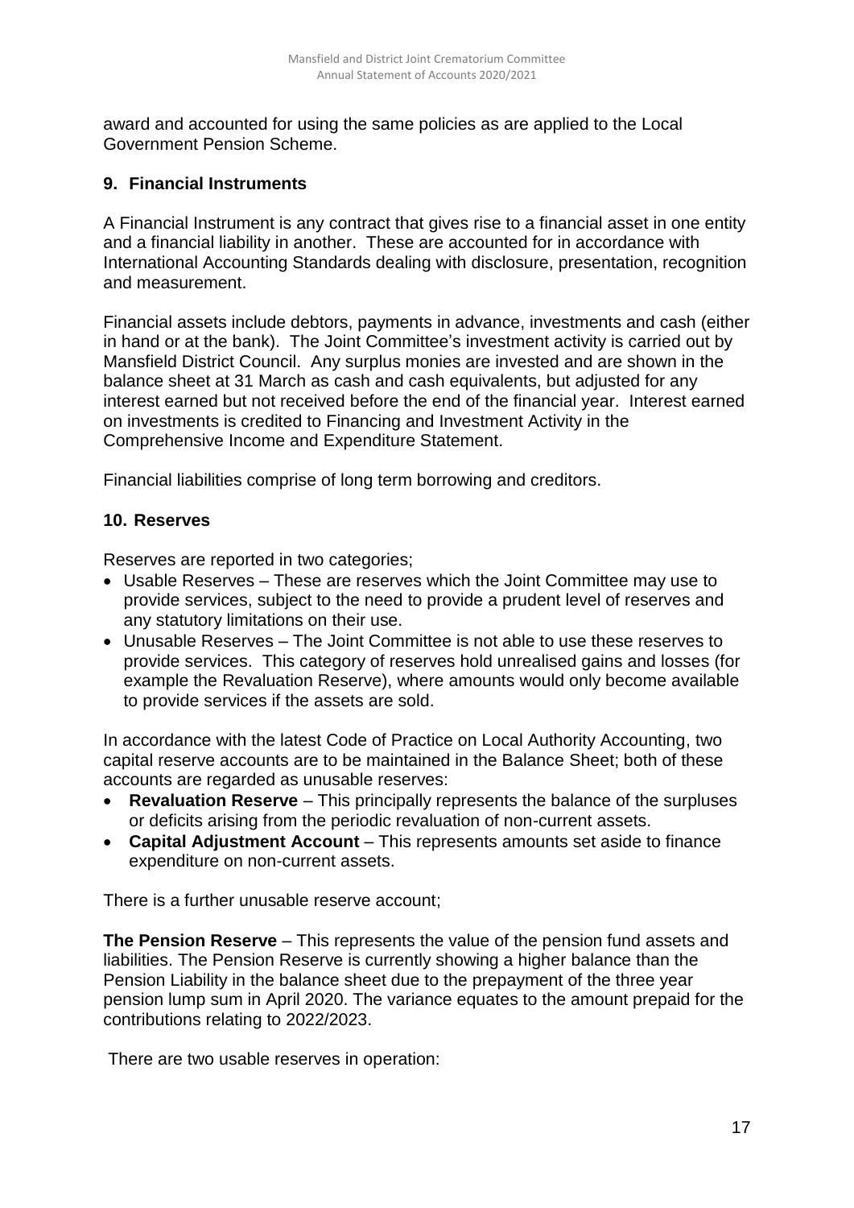award and accounted for using the same policies as are applied to the Local Government Pension Scheme.

## 9. Financial Instruments

A Financial Instrument is any contract that gives rise to a financial asset in one entity and a financial liability in another. These are accounted for in accordance with International Accounting Standards dealing with disclosure, presentation, recognition and measurement.

Financial assets include debtors, payments in advance, investments and cash (either in hand or at the bank). The Joint Committee's investment activity is carried out by Mansfield District Council. Any surplus monies are invested and are shown in the balance sheet at 31 March as cash and cash equivalents, but adjusted for any interest earned but not received before the end of the financial year. Interest earned on investments is credited to Financing and Investment Activity in the Comprehensive Income and Expenditure Statement.

Financial liabilities comprise of long term borrowing and creditors.

## 10. Reserves

Reserves are reported in two categories;

- Usable Reserves – These are reserves which the Joint Committee may use to provide services, subject to the need to provide a prudent level of reserves and any statutory limitations on their use.
- Unusable Reserves – The Joint Committee is not able to use these reserves to provide services. This category of reserves hold unrealised gains and losses (for example the Revaluation Reserve), where amounts would only become available to provide services if the assets are sold.

In accordance with the latest Code of Practice on Local Authority Accounting, two capital reserve accounts are to be maintained in the Balance Sheet; both of these accounts are regarded as unusable reserves:

- **Revaluation Reserve** – This principally represents the balance of the surpluses or deficits arising from the periodic revaluation of non-current assets.
- **Capital Adjustment Account** – This represents amounts set aside to finance expenditure on non-current assets.

There is a further unusable reserve account;

**The Pension Reserve** – This represents the value of the pension fund assets and liabilities. The Pension Reserve is currently showing a higher balance than the Pension Liability in the balance sheet due to the prepayment of the three year pension lump sum in April 2020. The variance equates to the amount prepaid for the contributions relating to 2022/2023.

There are two usable reserves in operation: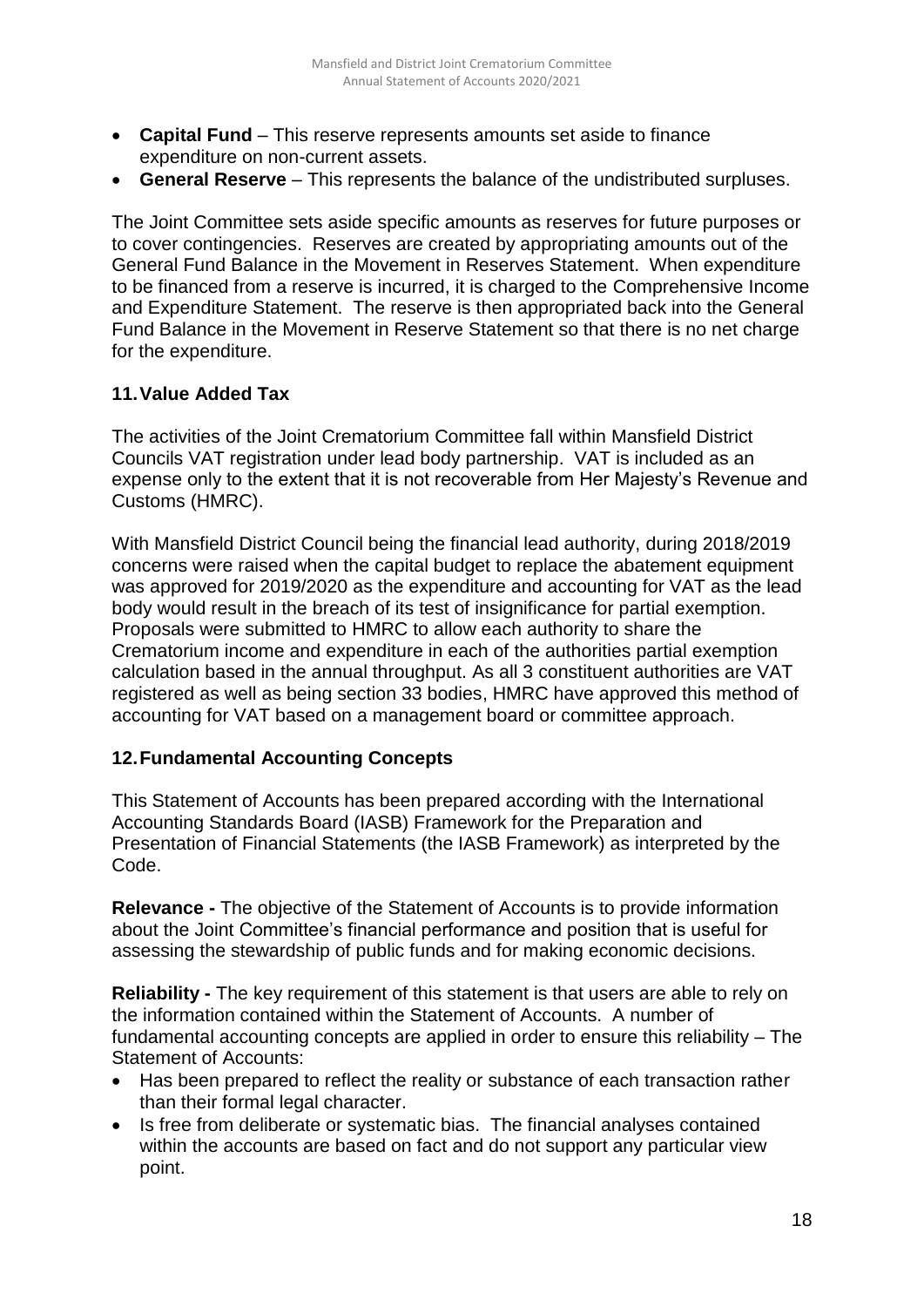- **Capital Fund** – This reserve represents amounts set aside to finance expenditure on non-current assets.
- **General Reserve** – This represents the balance of the undistributed surpluses.

The Joint Committee sets aside specific amounts as reserves for future purposes or to cover contingencies. Reserves are created by appropriating amounts out of the General Fund Balance in the Movement in Reserves Statement. When expenditure to be financed from a reserve is incurred, it is charged to the Comprehensive Income and Expenditure Statement. The reserve is then appropriated back into the General Fund Balance in the Movement in Reserve Statement so that there is no net charge for the expenditure.

## 11. Value Added Tax

The activities of the Joint Crematorium Committee fall within Mansfield District Councils VAT registration under lead body partnership. VAT is included as an expense only to the extent that it is not recoverable from Her Majesty's Revenue and Customs (HMRC).

With Mansfield District Council being the financial lead authority, during 2018/2019 concerns were raised when the capital budget to replace the abatement equipment was approved for 2019/2020 as the expenditure and accounting for VAT as the lead body would result in the breach of its test of insignificance for partial exemption. Proposals were submitted to HMRC to allow each authority to share the Crematorium income and expenditure in each of the authorities partial exemption calculation based in the annual throughput. As all 3 constituent authorities are VAT registered as well as being section 33 bodies, HMRC have approved this method of accounting for VAT based on a management board or committee approach.

## 12. Fundamental Accounting Concepts

This Statement of Accounts has been prepared according with the International Accounting Standards Board (IASB) Framework for the Preparation and Presentation of Financial Statements (the IASB Framework) as interpreted by the Code.

**Relevance -** The objective of the Statement of Accounts is to provide information about the Joint Committee's financial performance and position that is useful for assessing the stewardship of public funds and for making economic decisions.

**Reliability -** The key requirement of this statement is that users are able to rely on the information contained within the Statement of Accounts. A number of fundamental accounting concepts are applied in order to ensure this reliability – The Statement of Accounts:

- Has been prepared to reflect the reality or substance of each transaction rather than their formal legal character.
- Is free from deliberate or systematic bias. The financial analyses contained within the accounts are based on fact and do not support any particular view point.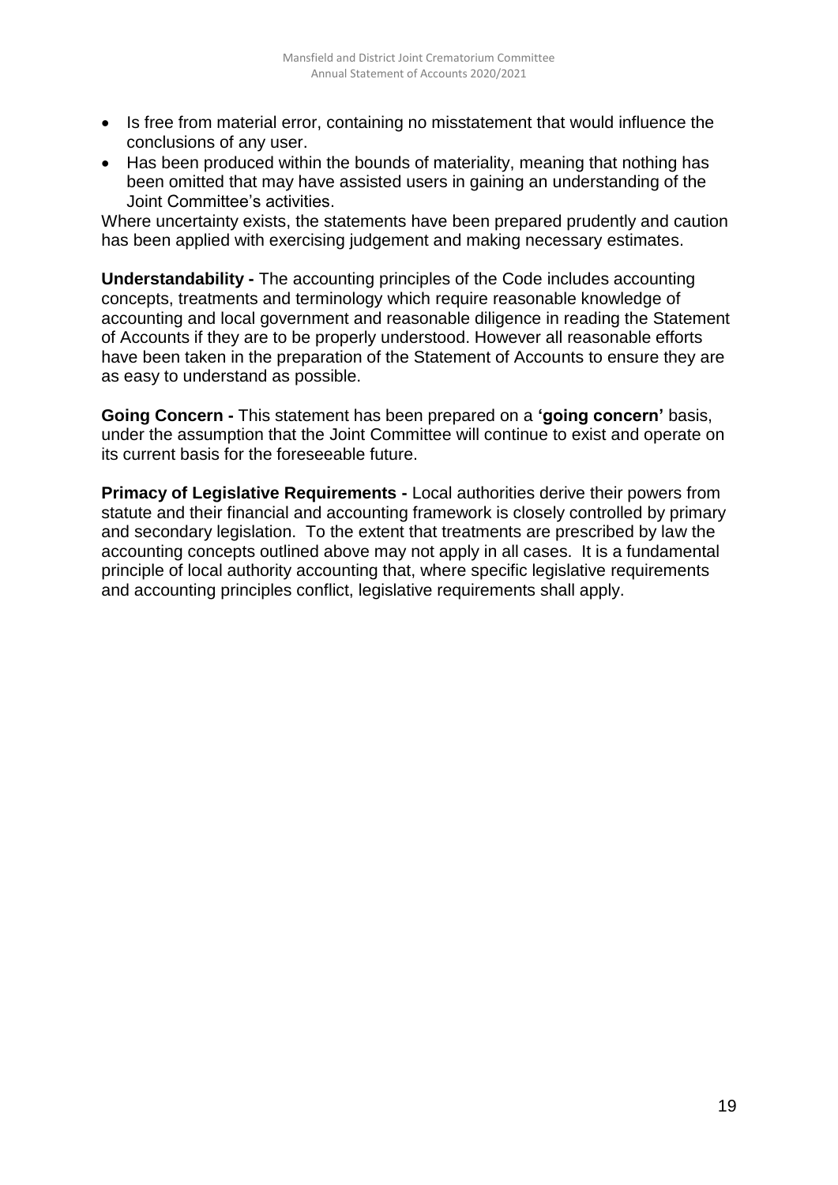- Is free from material error, containing no misstatement that would influence the conclusions of any user.
- Has been produced within the bounds of materiality, meaning that nothing has been omitted that may have assisted users in gaining an understanding of the Joint Committee's activities.

Where uncertainty exists, the statements have been prepared prudently and caution has been applied with exercising judgement and making necessary estimates.

**Understandability -** The accounting principles of the Code includes accounting concepts, treatments and terminology which require reasonable knowledge of accounting and local government and reasonable diligence in reading the Statement of Accounts if they are to be properly understood. However all reasonable efforts have been taken in the preparation of the Statement of Accounts to ensure they are as easy to understand as possible.

**Going Concern -** This statement has been prepared on a **'going concern'** basis, under the assumption that the Joint Committee will continue to exist and operate on its current basis for the foreseeable future.

**Primacy of Legislative Requirements -** Local authorities derive their powers from statute and their financial and accounting framework is closely controlled by primary and secondary legislation. To the extent that treatments are prescribed by law the accounting concepts outlined above may not apply in all cases. It is a fundamental principle of local authority accounting that, where specific legislative requirements and accounting principles conflict, legislative requirements shall apply.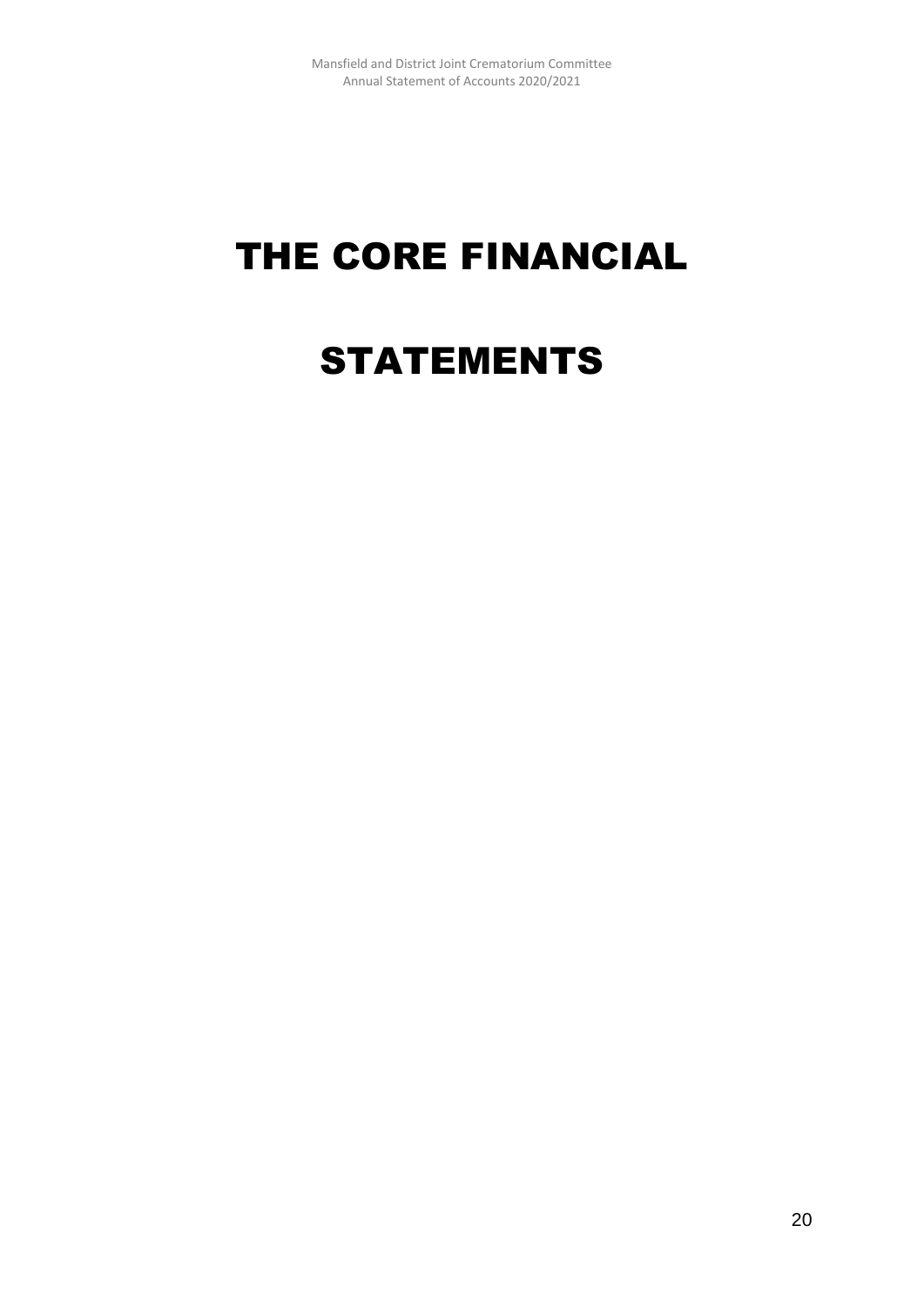# THE CORE FINANCIAL STATEMENTS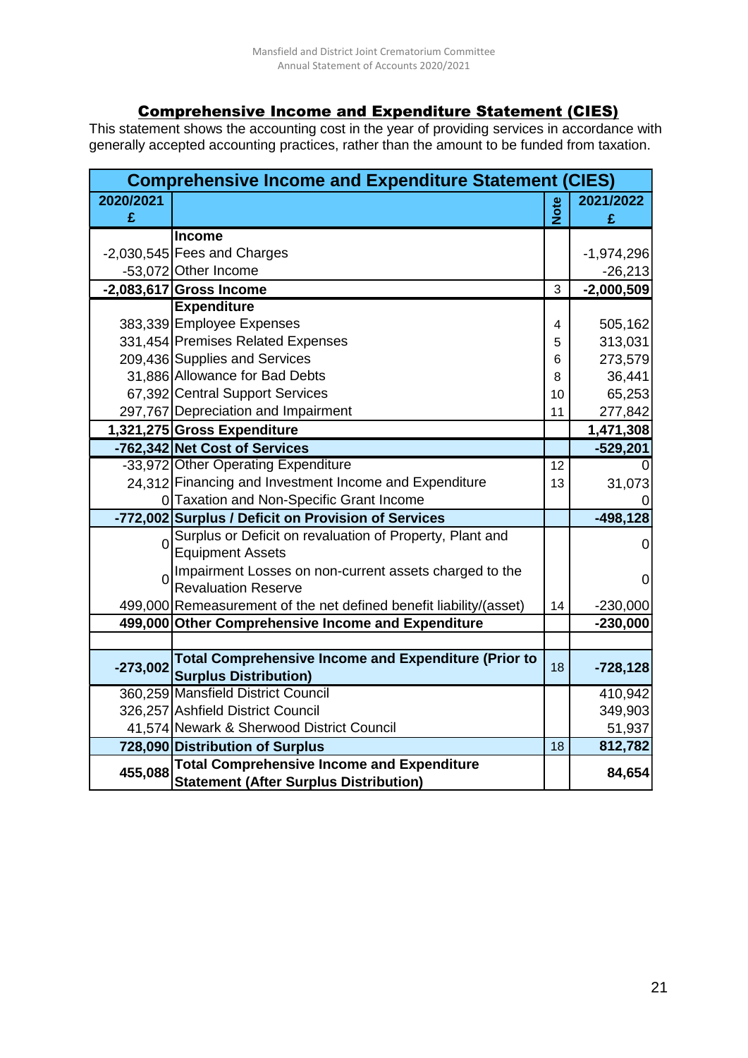## Comprehensive Income and Expenditure Statement (CIES)

This statement shows the accounting cost in the year of providing services in accordance with generally accepted accounting practices, rather than the amount to be funded from taxation.

| Comprehensive Income and Expenditure Statement (CIES) | | | |
|---|---|---|---|
| **2020/2021 £** | | **Note** | **2021/2022 £** |
| | **Income** | | |
| -2,030,545 | Fees and Charges | | -1,974,296 |
| -53,072 | Other Income | | -26,213 |
| **-2,083,617** | **Gross Income** | 3 | **-2,000,509** |
| | **Expenditure** | | |
| 383,339 | Employee Expenses | 4 | 505,162 |
| 331,454 | Premises Related Expenses | 5 | 313,031 |
| 209,436 | Supplies and Services | 6 | 273,579 |
| 31,886 | Allowance for Bad Debts | 8 | 36,441 |
| 67,392 | Central Support Services | 10 | 65,253 |
| 297,767 | Depreciation and Impairment | 11 | 277,842 |
| **1,321,275** | **Gross Expenditure** | | **1,471,308** |
| **-762,342** | **Net Cost of Services** | | **-529,201** |
| -33,972 | Other Operating Expenditure | 12 | 0 |
| 24,312 | Financing and Investment Income and Expenditure | 13 | 31,073 |
| 0 | Taxation and Non-Specific Grant Income | | 0 |
| **-772,002** | **Surplus / Deficit on Provision of Services** | | **-498,128** |
| 0 | Surplus or Deficit on revaluation of Property, Plant and Equipment Assets | | 0 |
| 0 | Impairment Losses on non-current assets charged to the Revaluation Reserve | | 0 |
| 499,000 | Remeasurement of the net defined benefit liability/(asset) | 14 | -230,000 |
| **499,000** | **Other Comprehensive Income and Expenditure** | | **-230,000** |
| | | | |
| **-273,002** | **Total Comprehensive Income and Expenditure (Prior to Surplus Distribution)** | 18 | **-728,128** |
| 360,259 | Mansfield District Council | | 410,942 |
| 326,257 | Ashfield District Council | | 349,903 |
| 41,574 | Newark & Sherwood District Council | | 51,937 |
| **728,090** | **Distribution of Surplus** | 18 | **812,782** |
| **455,088** | **Total Comprehensive Income and Expenditure Statement (After Surplus Distribution)** | | **84,654** |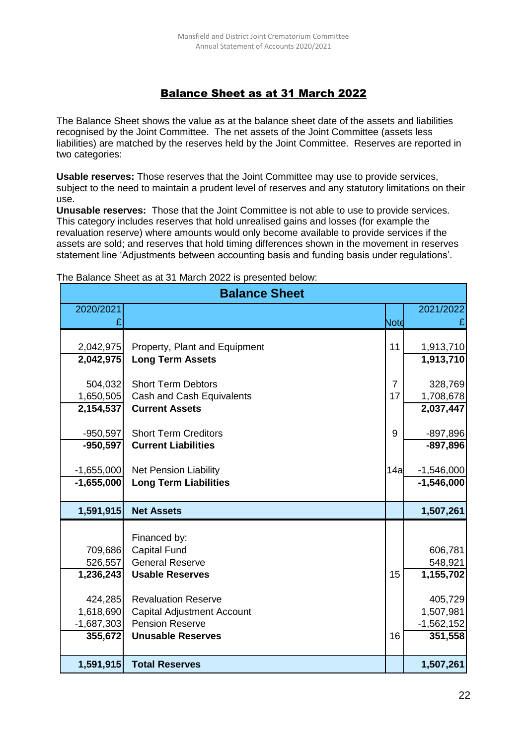## Balance Sheet as at 31 March 2022

The Balance Sheet shows the value as at the balance sheet date of the assets and liabilities recognised by the Joint Committee. The net assets of the Joint Committee (assets less liabilities) are matched by the reserves held by the Joint Committee. Reserves are reported in two categories:

**Usable reserves:** Those reserves that the Joint Committee may use to provide services, subject to the need to maintain a prudent level of reserves and any statutory limitations on their use.

**Unusable reserves:** Those that the Joint Committee is not able to use to provide services. This category includes reserves that hold unrealised gains and losses (for example the revaluation reserve) where amounts would only become available to provide services if the assets are sold; and reserves that hold timing differences shown in the movement in reserves statement line 'Adjustments between accounting basis and funding basis under regulations'.

The Balance Sheet as at 31 March 2022 is presented below:

| 2020/2021 £ | Balance Sheet | Note | 2021/2022 £ |
|---|---|---|---|
| 2,042,975 | Property, Plant and Equipment | 11 | 1,913,710 |
| **2,042,975** | **Long Term Assets** | | **1,913,710** |
| 504,032 | Short Term Debtors | 7 | 328,769 |
| 1,650,505 | Cash and Cash Equivalents | 17 | 1,708,678 |
| **2,154,537** | **Current Assets** | | **2,037,447** |
| -950,597 | Short Term Creditors | 9 | -897,896 |
| **-950,597** | **Current Liabilities** | | **-897,896** |
| -1,655,000 | Net Pension Liability | 14a | -1,546,000 |
| **-1,655,000** | **Long Term Liabilities** | | **-1,546,000** |
| **1,591,915** | **Net Assets** | | **1,507,261** |
| | Financed by: | | |
| 709,686 | Capital Fund | | 606,781 |
| 526,557 | General Reserve | | 548,921 |
| **1,236,243** | **Usable Reserves** | 15 | **1,155,702** |
| 424,285 | Revaluation Reserve | | 405,729 |
| 1,618,690 | Capital Adjustment Account | | 1,507,981 |
| -1,687,303 | Pension Reserve | | -1,562,152 |
| **355,672** | **Unusable Reserves** | 16 | **351,558** |
| **1,591,915** | **Total Reserves** | | **1,507,261** |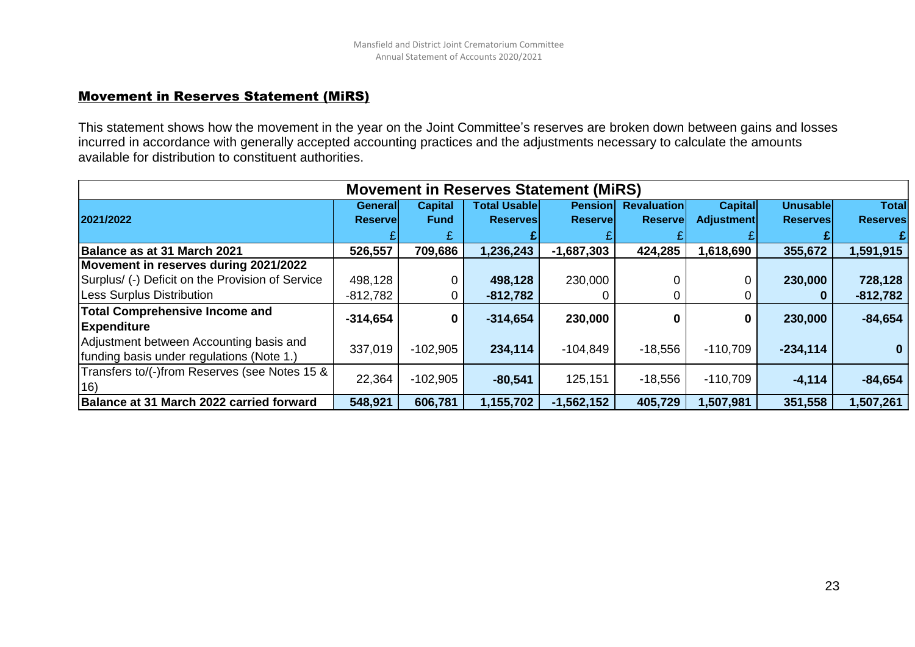## Movement in Reserves Statement (MiRS)

This statement shows how the movement in the year on the Joint Committee's reserves are broken down between gains and losses incurred in accordance with generally accepted accounting practices and the adjustments necessary to calculate the amounts available for distribution to constituent authorities.

| Movement in Reserves Statement (MiRS) | | | | | | | | |
|---|---|---|---|---|---|---|---|---|
| **2021/2022** | **General Reserve** | **Capital Fund** | **Total Usable Reserves** | **Pension Reserve** | **Revaluation Reserve** | **Capital Adjustment** | **Unusable Reserves** | **Total Reserves** |
| | £ | £ | **£** | £ | £ | £ | **£** | **£** |
| **Balance as at 31 March 2021** | **526,557** | **709,686** | **1,236,243** | **-1,687,303** | **424,285** | **1,618,690** | **355,672** | **1,591,915** |
| **Movement in reserves during 2021/2022** | | | | | | | | |
| Surplus/ (-) Deficit on the Provision of Service | 498,128 | 0 | **498,128** | 230,000 | 0 | 0 | **230,000** | **728,128** |
| Less Surplus Distribution | -812,782 | 0 | **-812,782** | 0 | 0 | 0 | **0** | **-812,782** |
| **Total Comprehensive Income and Expenditure** | **-314,654** | **0** | **-314,654** | **230,000** | **0** | **0** | **230,000** | **-84,654** |
| Adjustment between Accounting basis and funding basis under regulations (Note 1.) | 337,019 | -102,905 | **234,114** | -104,849 | -18,556 | -110,709 | **-234,114** | **0** |
| Transfers to/(-)from Reserves (see Notes 15 & 16) | 22,364 | -102,905 | **-80,541** | 125,151 | -18,556 | -110,709 | **-4,114** | **-84,654** |
| **Balance at 31 March 2022 carried forward** | **548,921** | **606,781** | **1,155,702** | **-1,562,152** | **405,729** | **1,507,981** | **351,558** | **1,507,261** |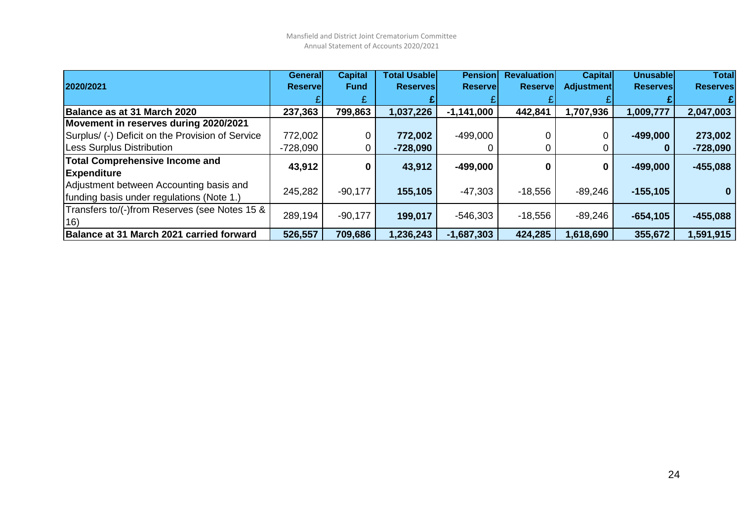| 2020/2021 | General Reserve | Capital Fund | Total Usable Reserves | Pension Reserve | Revaluation Reserve | Capital Adjustment | Unusable Reserves | Total Reserves |
|---|---|---|---|---|---|---|---|---|
| | £ | £ | £ | £ | £ | £ | £ | £ |
| **Balance as at 31 March 2020** | **237,363** | **799,863** | **1,037,226** | **-1,141,000** | **442,841** | **1,707,936** | **1,009,777** | **2,047,003** |
| **Movement in reserves during 2020/2021** | | | | | | | | |
| Surplus/ (-) Deficit on the Provision of Service | 772,002 | 0 | **772,002** | -499,000 | 0 | 0 | **-499,000** | **273,002** |
| Less Surplus Distribution | -728,090 | 0 | **-728,090** | 0 | 0 | 0 | **0** | **-728,090** |
| **Total Comprehensive Income and Expenditure** | **43,912** | **0** | **43,912** | **-499,000** | **0** | **0** | **-499,000** | **-455,088** |
| Adjustment between Accounting basis and funding basis under regulations (Note 1.) | 245,282 | -90,177 | **155,105** | -47,303 | -18,556 | -89,246 | **-155,105** | **0** |
| Transfers to/(-)from Reserves (see Notes 15 & 16) | 289,194 | -90,177 | **199,017** | -546,303 | -18,556 | -89,246 | **-654,105** | **-455,088** |
| **Balance at 31 March 2021 carried forward** | **526,557** | **709,686** | **1,236,243** | **-1,687,303** | **424,285** | **1,618,690** | **355,672** | **1,591,915** |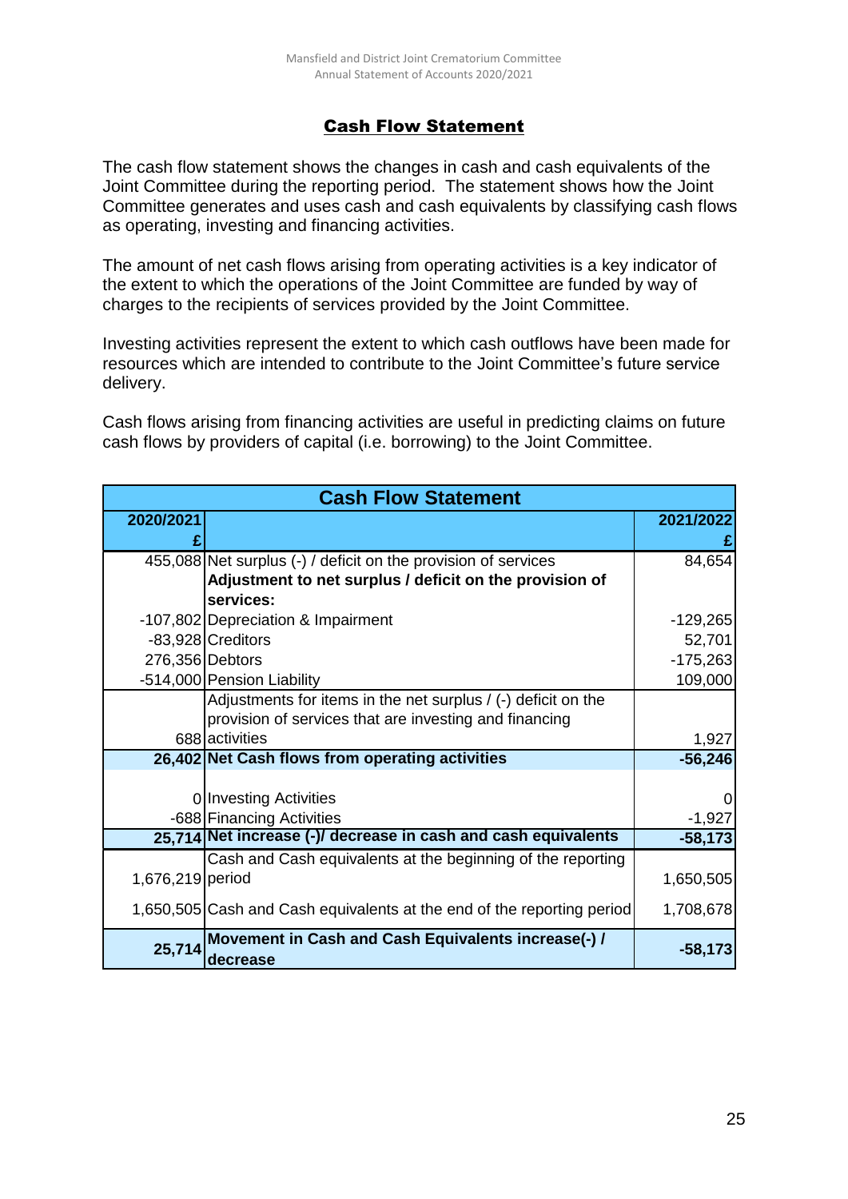## Cash Flow Statement

The cash flow statement shows the changes in cash and cash equivalents of the Joint Committee during the reporting period. The statement shows how the Joint Committee generates and uses cash and cash equivalents by classifying cash flows as operating, investing and financing activities.

The amount of net cash flows arising from operating activities is a key indicator of the extent to which the operations of the Joint Committee are funded by way of charges to the recipients of services provided by the Joint Committee.

Investing activities represent the extent to which cash outflows have been made for resources which are intended to contribute to the Joint Committee's future service delivery.

Cash flows arising from financing activities are useful in predicting claims on future cash flows by providers of capital (i.e. borrowing) to the Joint Committee.

| Cash Flow Statement | | |
|---|---|---|
| **2020/2021 £** | | **2021/2022 £** |
| 455,088 | Net surplus (-) / deficit on the provision of services | 84,654 |
| | **Adjustment to net surplus / deficit on the provision of services:** | |
| -107,802 | Depreciation & Impairment | -129,265 |
| -83,928 | Creditors | 52,701 |
| 276,356 | Debtors | -175,263 |
| -514,000 | Pension Liability | 109,000 |
| 688 | Adjustments for items in the net surplus / (-) deficit on the provision of services that are investing and financing activities | 1,927 |
| **26,402** | **Net Cash flows from operating activities** | **-56,246** |
| 0 | Investing Activities | 0 |
| -688 | Financing Activities | -1,927 |
| **25,714** | **Net increase (-)/ decrease in cash and cash equivalents** | **-58,173** |
| 1,676,219 | Cash and Cash equivalents at the beginning of the reporting period | 1,650,505 |
| 1,650,505 | Cash and Cash equivalents at the end of the reporting period | 1,708,678 |
| **25,714** | **Movement in Cash and Cash Equivalents increase(-) / decrease** | **-58,173** |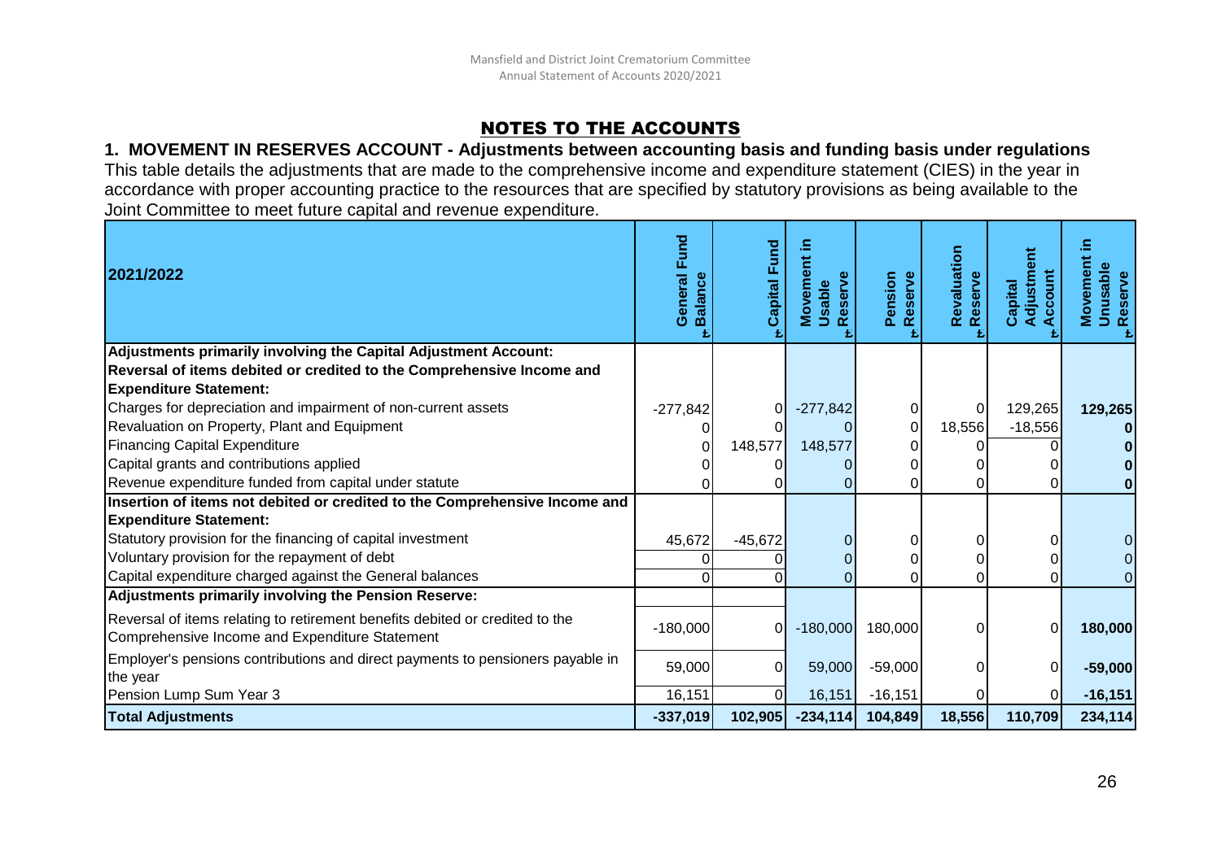## NOTES TO THE ACCOUNTS

### 1. MOVEMENT IN RESERVES ACCOUNT - Adjustments between accounting basis and funding basis under regulations

This table details the adjustments that are made to the comprehensive income and expenditure statement (CIES) in the year in accordance with proper accounting practice to the resources that are specified by statutory provisions as being available to the Joint Committee to meet future capital and revenue expenditure.

| 2021/2022 | General Fund Balance £ | Capital Fund £ | Movement in Usable Reserve £ | Pension Reserve £ | Revaluation Reserve £ | Capital Adjustment Account £ | Movement in Unusable Reserve £ |
|---|---|---|---|---|---|---|---|
| **Adjustments primarily involving the Capital Adjustment Account:** | | | | | | | |
| **Reversal of items debited or credited to the Comprehensive Income and Expenditure Statement:** | | | | | | | |
| Charges for depreciation and impairment of non-current assets | -277,842 | 0 | -277,842 | 0 | 0 | 129,265 | **129,265** |
| Revaluation on Property, Plant and Equipment | 0 | 0 | 0 | 0 | 18,556 | -18,556 | **0** |
| Financing Capital Expenditure | 0 | 148,577 | 148,577 | 0 | 0 | 0 | **0** |
| Capital grants and contributions applied | 0 | 0 | 0 | 0 | 0 | 0 | **0** |
| Revenue expenditure funded from capital under statute | 0 | 0 | 0 | 0 | 0 | 0 | **0** |
| **Insertion of items not debited or credited to the Comprehensive Income and Expenditure Statement:** | | | | | | | |
| Statutory provision for the financing of capital investment | 45,672 | -45,672 | 0 | 0 | 0 | 0 | 0 |
| Voluntary provision for the repayment of debt | 0 | 0 | 0 | 0 | 0 | 0 | 0 |
| Capital expenditure charged against the General balances | 0 | 0 | 0 | 0 | 0 | 0 | 0 |
| **Adjustments primarily involving the Pension Reserve:** | | | | | | | |
| Reversal of items relating to retirement benefits debited or credited to the Comprehensive Income and Expenditure Statement | -180,000 | 0 | -180,000 | 180,000 | 0 | 0 | **180,000** |
| Employer's pensions contributions and direct payments to pensioners payable in the year | 59,000 | 0 | 59,000 | -59,000 | 0 | 0 | **-59,000** |
| Pension Lump Sum Year 3 | 16,151 | 0 | 16,151 | -16,151 | 0 | 0 | **-16,151** |
| **Total Adjustments** | **-337,019** | **102,905** | **-234,114** | **104,849** | **18,556** | **110,709** | **234,114** |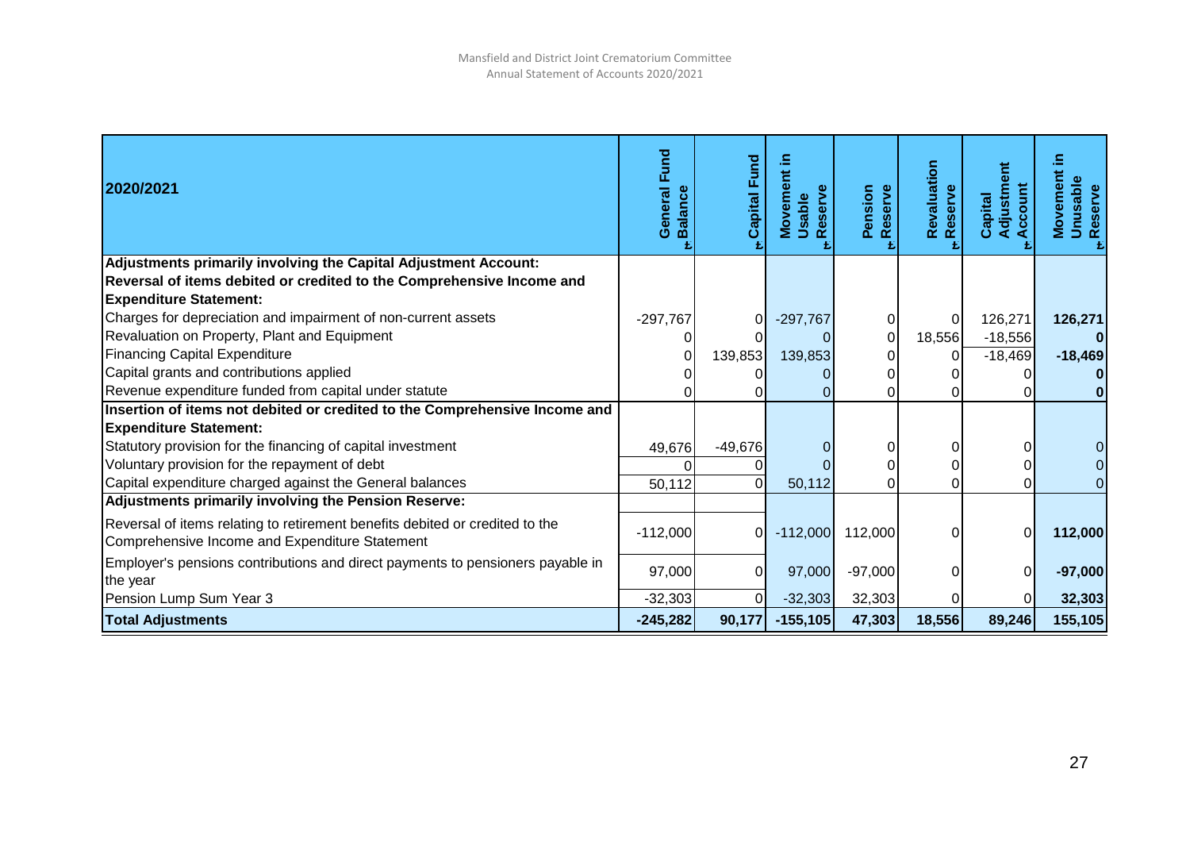| 2020/2021 | General Fund Balance £ | Capital Fund £ | Movement in Usable Reserve £ | Pension Reserve £ | Revaluation Reserve £ | Capital Adjustment Account £ | Movement in Unusable Reserve £ |
|---|---|---|---|---|---|---|---|
| **Adjustments primarily involving the Capital Adjustment Account:** | | | | | | | |
| **Reversal of items debited or credited to the Comprehensive Income and Expenditure Statement:** | | | | | | | |
| Charges for depreciation and impairment of non-current assets | -297,767 | 0 | -297,767 | 0 | 0 | 126,271 | **126,271** |
| Revaluation on Property, Plant and Equipment | 0 | 0 | 0 | 0 | 18,556 | -18,556 | **0** |
| Financing Capital Expenditure | 0 | 139,853 | 139,853 | 0 | 0 | -18,469 | **-18,469** |
| Capital grants and contributions applied | 0 | 0 | 0 | 0 | 0 | 0 | **0** |
| Revenue expenditure funded from capital under statute | 0 | 0 | 0 | 0 | 0 | 0 | **0** |
| **Insertion of items not debited or credited to the Comprehensive Income and Expenditure Statement:** | | | | | | | |
| Statutory provision for the financing of capital investment | 49,676 | -49,676 | 0 | 0 | 0 | 0 | 0 |
| Voluntary provision for the repayment of debt | 0 | 0 | 0 | 0 | 0 | 0 | 0 |
| Capital expenditure charged against the General balances | 50,112 | 0 | 50,112 | 0 | 0 | 0 | 0 |
| **Adjustments primarily involving the Pension Reserve:** | | | | | | | |
| Reversal of items relating to retirement benefits debited or credited to the Comprehensive Income and Expenditure Statement | -112,000 | 0 | -112,000 | 112,000 | 0 | 0 | **112,000** |
| Employer's pensions contributions and direct payments to pensioners payable in the year | 97,000 | 0 | 97,000 | -97,000 | 0 | 0 | **-97,000** |
| Pension Lump Sum Year 3 | -32,303 | 0 | -32,303 | 32,303 | 0 | 0 | **32,303** |
| **Total Adjustments** | **-245,282** | **90,177** | **-155,105** | **47,303** | **18,556** | **89,246** | **155,105** |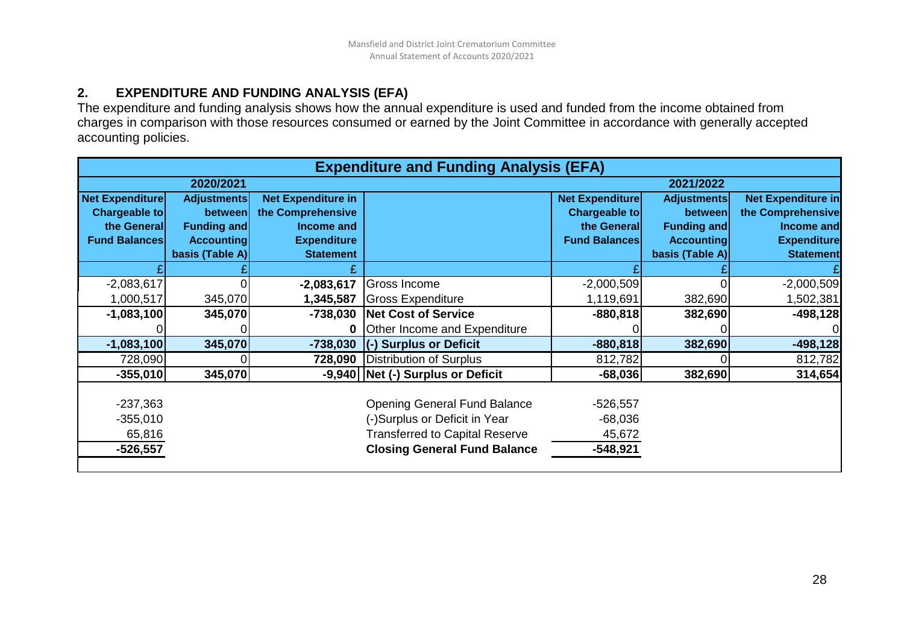## 2. EXPENDITURE AND FUNDING ANALYSIS (EFA)

The expenditure and funding analysis shows how the annual expenditure is used and funded from the income obtained from charges in comparison with those resources consumed or earned by the Joint Committee in accordance with generally accepted accounting policies.

| Expenditure and Funding Analysis (EFA) | | | | | | |
|---|---|---|---|---|---|---|
| 2020/2021 | | | | 2021/2022 | | |
| Net Expenditure Chargeable to the General Fund Balances | Adjustments between Funding and Accounting basis (Table A) | Net Expenditure in the Comprehensive Income and Expenditure Statement | | Net Expenditure Chargeable to the General Fund Balances | Adjustments between Funding and Accounting basis (Table A) | Net Expenditure in the Comprehensive Income and Expenditure Statement |
| £ | £ | £ | | £ | £ | £ |
| -2,083,617 | 0 | **-2,083,617** | Gross Income | -2,000,509 | 0 | -2,000,509 |
| 1,000,517 | 345,070 | **1,345,587** | Gross Expenditure | 1,119,691 | 382,690 | 1,502,381 |
| **-1,083,100** | **345,070** | **-738,030** | **Net Cost of Service** | **-880,818** | **382,690** | **-498,128** |
| 0 | 0 | **0** | Other Income and Expenditure | 0 | 0 | 0 |
| **-1,083,100** | **345,070** | **-738,030** | **(-) Surplus or Deficit** | **-880,818** | **382,690** | **-498,128** |
| 728,090 | 0 | **728,090** | Distribution of Surplus | 812,782 | 0 | 812,782 |
| **-355,010** | **345,070** | **-9,940** | **Net (-) Surplus or Deficit** | **-68,036** | **382,690** | **314,654** |
| | | | | | | |
| -237,363 | | | Opening General Fund Balance | -526,557 | | |
| -355,010 | | | (-)Surplus or Deficit in Year | -68,036 | | |
| 65,816 | | | Transferred to Capital Reserve | 45,672 | | |
| **-526,557** | | | **Closing General Fund Balance** | **-548,921** | | |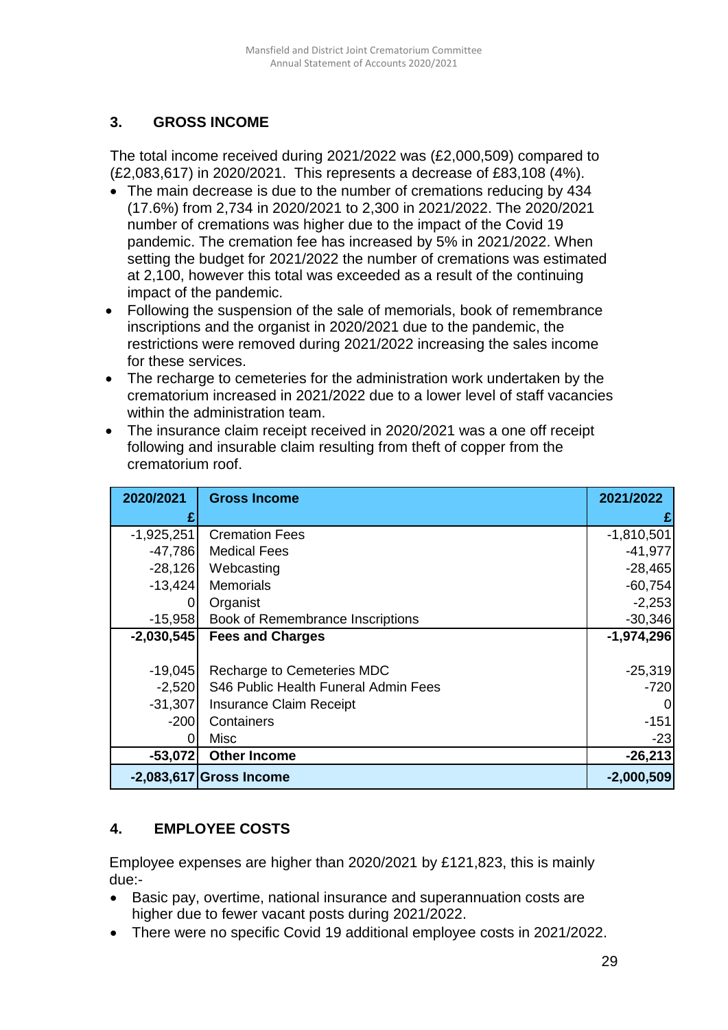## 3. GROSS INCOME

The total income received during 2021/2022 was (£2,000,509) compared to (£2,083,617) in 2020/2021. This represents a decrease of £83,108 (4%).

- The main decrease is due to the number of cremations reducing by 434 (17.6%) from 2,734 in 2020/2021 to 2,300 in 2021/2022. The 2020/2021 number of cremations was higher due to the impact of the Covid 19 pandemic. The cremation fee has increased by 5% in 2021/2022. When setting the budget for 2021/2022 the number of cremations was estimated at 2,100, however this total was exceeded as a result of the continuing impact of the pandemic.
- Following the suspension of the sale of memorials, book of remembrance inscriptions and the organist in 2020/2021 due to the pandemic, the restrictions were removed during 2021/2022 increasing the sales income for these services.
- The recharge to cemeteries for the administration work undertaken by the crematorium increased in 2021/2022 due to a lower level of staff vacancies within the administration team.
- The insurance claim receipt received in 2020/2021 was a one off receipt following and insurable claim resulting from theft of copper from the crematorium roof.

| 2020/2021 £ | Gross Income | 2021/2022 £ |
|---|---|---|
| -1,925,251 | Cremation Fees | -1,810,501 |
| -47,786 | Medical Fees | -41,977 |
| -28,126 | Webcasting | -28,465 |
| -13,424 | Memorials | -60,754 |
| 0 | Organist | -2,253 |
| -15,958 | Book of Remembrance Inscriptions | -30,346 |
| **-2,030,545** | **Fees and Charges** | **-1,974,296** |
| | | |
| -19,045 | Recharge to Cemeteries MDC | -25,319 |
| -2,520 | S46 Public Health Funeral Admin Fees | -720 |
| -31,307 | Insurance Claim Receipt | 0 |
| -200 | Containers | -151 |
| 0 | Misc | -23 |
| **-53,072** | **Other Income** | **-26,213** |
| **-2,083,617** | **Gross Income** | **-2,000,509** |

## 4. EMPLOYEE COSTS

Employee expenses are higher than 2020/2021 by £121,823, this is mainly due:-

- Basic pay, overtime, national insurance and superannuation costs are higher due to fewer vacant posts during 2021/2022.
- There were no specific Covid 19 additional employee costs in 2021/2022.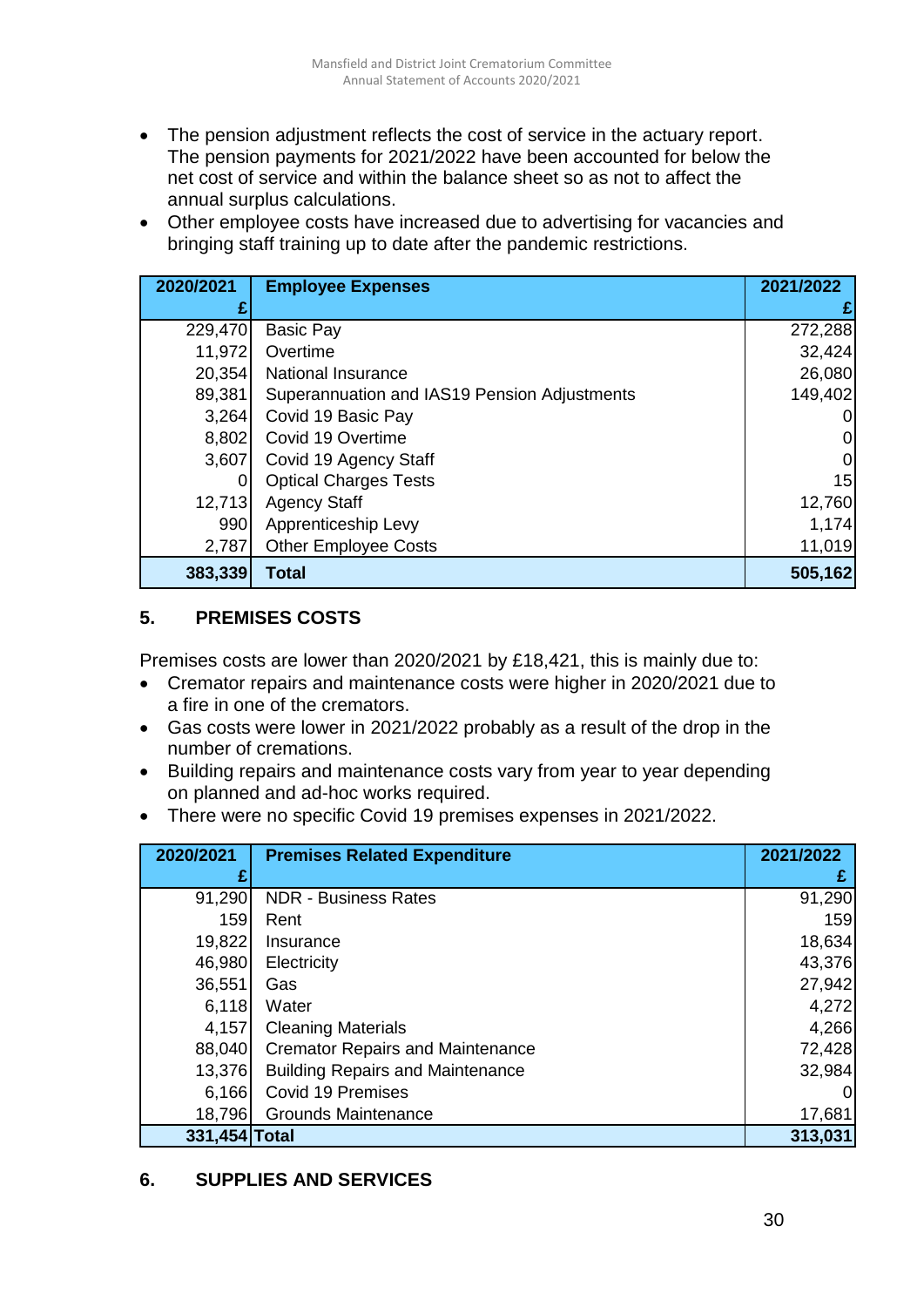- The pension adjustment reflects the cost of service in the actuary report. The pension payments for 2021/2022 have been accounted for below the net cost of service and within the balance sheet so as not to affect the annual surplus calculations.
- Other employee costs have increased due to advertising for vacancies and bringing staff training up to date after the pandemic restrictions.

| 2020/2021 £ | Employee Expenses | 2021/2022 £ |
|---:|---|---:|
| 229,470 | Basic Pay | 272,288 |
| 11,972 | Overtime | 32,424 |
| 20,354 | National Insurance | 26,080 |
| 89,381 | Superannuation and IAS19 Pension Adjustments | 149,402 |
| 3,264 | Covid 19 Basic Pay | 0 |
| 8,802 | Covid 19 Overtime | 0 |
| 3,607 | Covid 19 Agency Staff | 0 |
| 0 | Optical Charges Tests | 15 |
| 12,713 | Agency Staff | 12,760 |
| 990 | Apprenticeship Levy | 1,174 |
| 2,787 | Other Employee Costs | 11,019 |
| **383,339** | **Total** | **505,162** |

## 5. PREMISES COSTS

Premises costs are lower than 2020/2021 by £18,421, this is mainly due to:

- Cremator repairs and maintenance costs were higher in 2020/2021 due to a fire in one of the cremators.
- Gas costs were lower in 2021/2022 probably as a result of the drop in the number of cremations.
- Building repairs and maintenance costs vary from year to year depending on planned and ad-hoc works required.
- There were no specific Covid 19 premises expenses in 2021/2022.

| 2020/2021 £ | Premises Related Expenditure | 2021/2022 £ |
|---:|---|---:|
| 91,290 | NDR - Business Rates | 91,290 |
| 159 | Rent | 159 |
| 19,822 | Insurance | 18,634 |
| 46,980 | Electricity | 43,376 |
| 36,551 | Gas | 27,942 |
| 6,118 | Water | 4,272 |
| 4,157 | Cleaning Materials | 4,266 |
| 88,040 | Cremator Repairs and Maintenance | 72,428 |
| 13,376 | Building Repairs and Maintenance | 32,984 |
| 6,166 | Covid 19 Premises | 0 |
| 18,796 | Grounds Maintenance | 17,681 |
| **331,454** | **Total** | **313,031** |

## 6. SUPPLIES AND SERVICES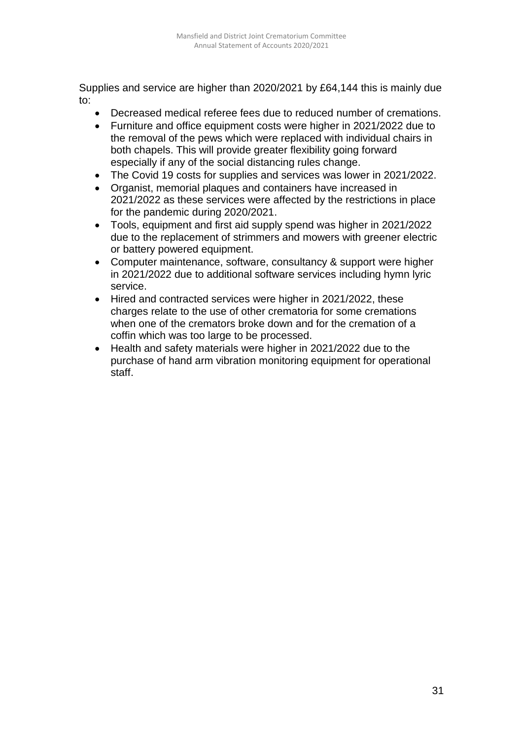Supplies and service are higher than 2020/2021 by £64,144 this is mainly due to:

- Decreased medical referee fees due to reduced number of cremations.
- Furniture and office equipment costs were higher in 2021/2022 due to the removal of the pews which were replaced with individual chairs in both chapels. This will provide greater flexibility going forward especially if any of the social distancing rules change.
- The Covid 19 costs for supplies and services was lower in 2021/2022.
- Organist, memorial plaques and containers have increased in 2021/2022 as these services were affected by the restrictions in place for the pandemic during 2020/2021.
- Tools, equipment and first aid supply spend was higher in 2021/2022 due to the replacement of strimmers and mowers with greener electric or battery powered equipment.
- Computer maintenance, software, consultancy & support were higher in 2021/2022 due to additional software services including hymn lyric service.
- Hired and contracted services were higher in 2021/2022, these charges relate to the use of other crematoria for some cremations when one of the cremators broke down and for the cremation of a coffin which was too large to be processed.
- Health and safety materials were higher in 2021/2022 due to the purchase of hand arm vibration monitoring equipment for operational staff.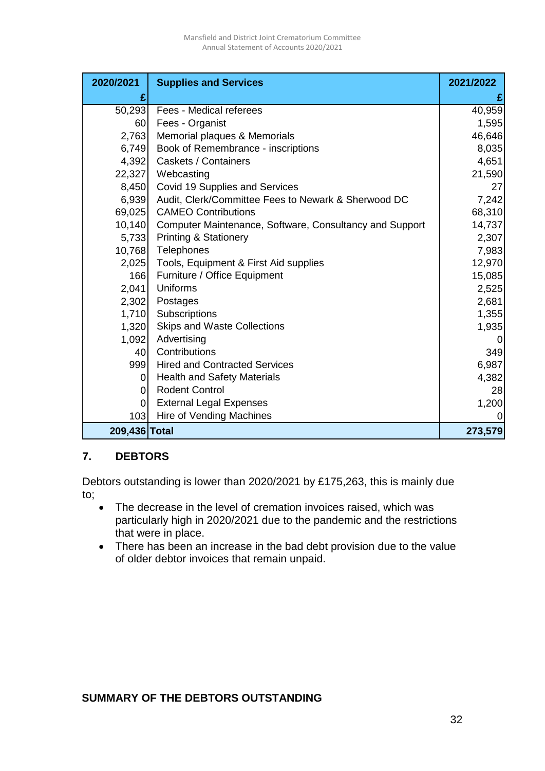| 2020/2021 £ | Supplies and Services | 2021/2022 £ |
|---|---|---|
| 50,293 | Fees - Medical referees | 40,959 |
| 60 | Fees - Organist | 1,595 |
| 2,763 | Memorial plaques & Memorials | 46,646 |
| 6,749 | Book of Remembrance - inscriptions | 8,035 |
| 4,392 | Caskets / Containers | 4,651 |
| 22,327 | Webcasting | 21,590 |
| 8,450 | Covid 19 Supplies and Services | 27 |
| 6,939 | Audit, Clerk/Committee Fees to Newark & Sherwood DC | 7,242 |
| 69,025 | CAMEO Contributions | 68,310 |
| 10,140 | Computer Maintenance, Software, Consultancy and Support | 14,737 |
| 5,733 | Printing & Stationery | 2,307 |
| 10,768 | Telephones | 7,983 |
| 2,025 | Tools, Equipment & First Aid supplies | 12,970 |
| 166 | Furniture / Office Equipment | 15,085 |
| 2,041 | Uniforms | 2,525 |
| 2,302 | Postages | 2,681 |
| 1,710 | Subscriptions | 1,355 |
| 1,320 | Skips and Waste Collections | 1,935 |
| 1,092 | Advertising | 0 |
| 40 | Contributions | 349 |
| 999 | Hired and Contracted Services | 6,987 |
| 0 | Health and Safety Materials | 4,382 |
| 0 | Rodent Control | 28 |
| 0 | External Legal Expenses | 1,200 |
| 103 | Hire of Vending Machines | 0 |
| **209,436** | **Total** | **273,579** |

## 7. DEBTORS

Debtors outstanding is lower than 2020/2021 by £175,263, this is mainly due to;

- The decrease in the level of cremation invoices raised, which was particularly high in 2020/2021 due to the pandemic and the restrictions that were in place.
- There has been an increase in the bad debt provision due to the value of older debtor invoices that remain unpaid.

**SUMMARY OF THE DEBTORS OUTSTANDING**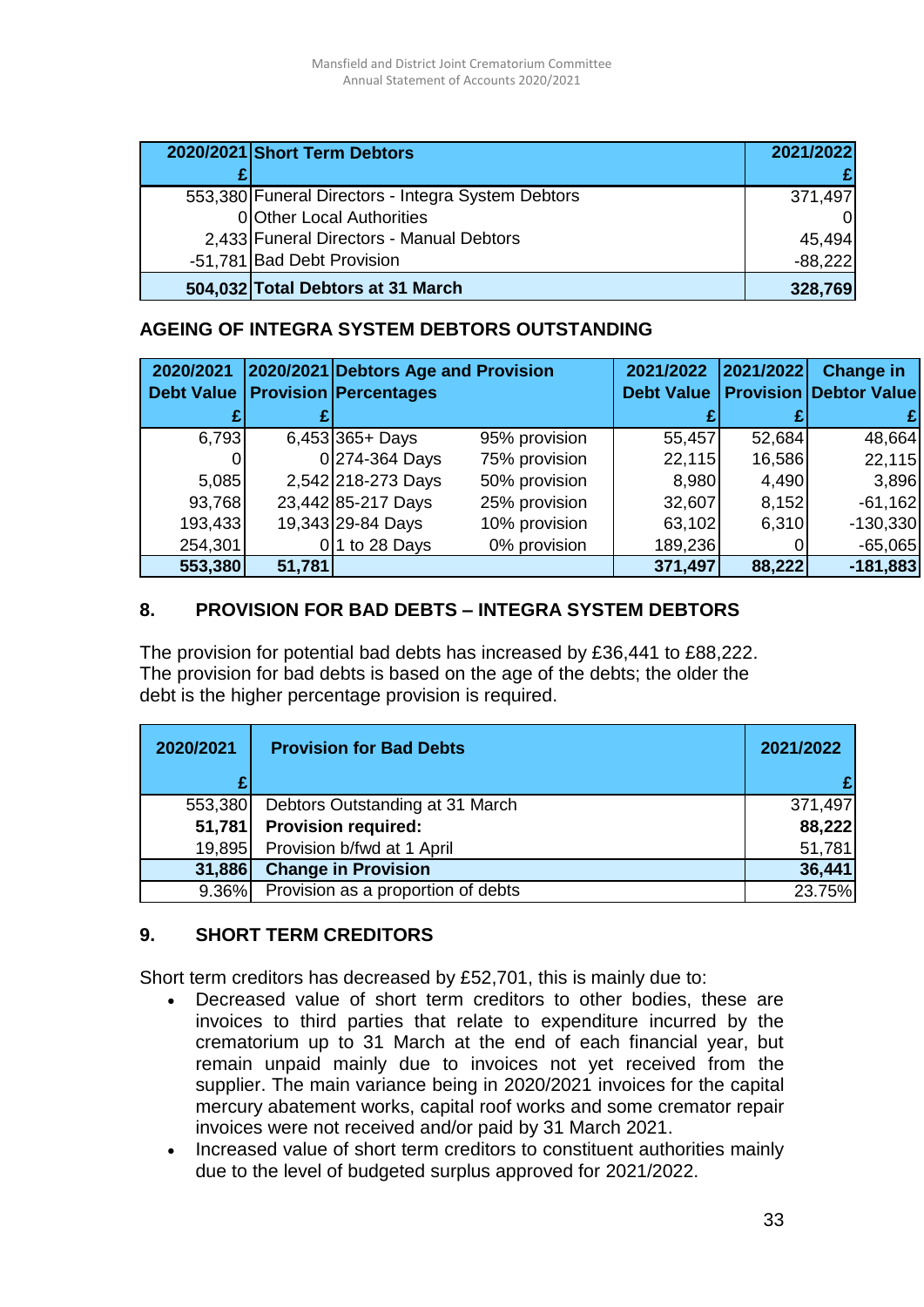| 2020/2021<br>£ | Short Term Debtors | 2021/2022<br>£ |
|---|---|---|
| 553,380 | Funeral Directors - Integra System Debtors | 371,497 |
| 0 | Other Local Authorities | 0 |
| 2,433 | Funeral Directors - Manual Debtors | 45,494 |
| -51,781 | Bad Debt Provision | -88,222 |
| **504,032** | **Total Debtors at 31 March** | **328,769** |

**AGEING OF INTEGRA SYSTEM DEBTORS OUTSTANDING**

| 2020/2021 Debt Value<br>£ | 2020/2021 Provision<br>£ | Debtors Age and Provision Percentages | | 2021/2022 Debt Value<br>£ | 2021/2022 Provision<br>£ | Change in Debtor Value<br>£ |
|---|---|---|---|---|---|---|
| 6,793 | 6,453 | 365+ Days | 95% provision | 55,457 | 52,684 | 48,664 |
| 0 | 0 | 274-364 Days | 75% provision | 22,115 | 16,586 | 22,115 |
| 5,085 | 2,542 | 218-273 Days | 50% provision | 8,980 | 4,490 | 3,896 |
| 93,768 | 23,442 | 85-217 Days | 25% provision | 32,607 | 8,152 | -61,162 |
| 193,433 | 19,343 | 29-84 Days | 10% provision | 63,102 | 6,310 | -130,330 |
| 254,301 | 0 | 1 to 28 Days | 0% provision | 189,236 | 0 | -65,065 |
| **553,380** | **51,781** | | | **371,497** | **88,222** | **-181,883** |

## 8. PROVISION FOR BAD DEBTS – INTEGRA SYSTEM DEBTORS

The provision for potential bad debts has increased by £36,441 to £88,222. The provision for bad debts is based on the age of the debts; the older the debt is the higher percentage provision is required.

| 2020/2021<br>£ | Provision for Bad Debts | 2021/2022<br>£ |
|---|---|---|
| 553,380 | Debtors Outstanding at 31 March | 371,497 |
| **51,781** | **Provision required:** | **88,222** |
| 19,895 | Provision b/fwd at 1 April | 51,781 |
| **31,886** | **Change in Provision** | **36,441** |
| 9.36% | Provision as a proportion of debts | 23.75% |

## 9. SHORT TERM CREDITORS

Short term creditors has decreased by £52,701, this is mainly due to:

- Decreased value of short term creditors to other bodies, these are invoices to third parties that relate to expenditure incurred by the crematorium up to 31 March at the end of each financial year, but remain unpaid mainly due to invoices not yet received from the supplier. The main variance being in 2020/2021 invoices for the capital mercury abatement works, capital roof works and some cremator repair invoices were not received and/or paid by 31 March 2021.
- Increased value of short term creditors to constituent authorities mainly due to the level of budgeted surplus approved for 2021/2022.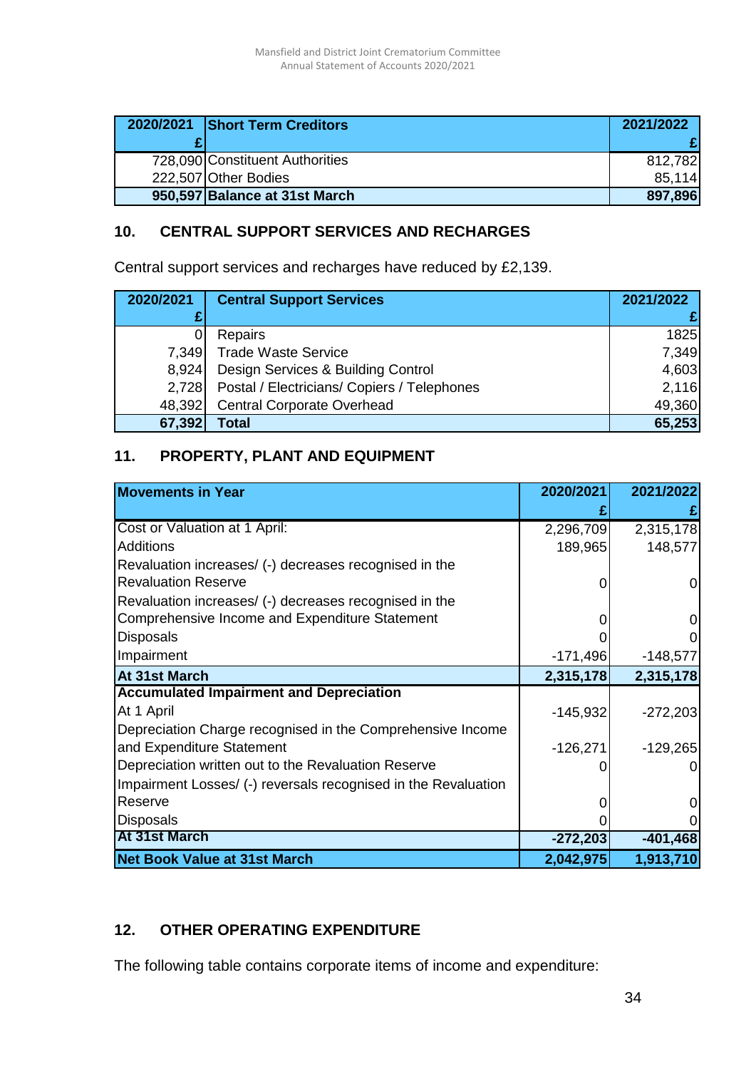| 2020/2021 £ | Short Term Creditors | 2021/2022 £ |
|---|---|---|
| 728,090 | Constituent Authorities | 812,782 |
| 222,507 | Other Bodies | 85,114 |
| **950,597** | **Balance at 31st March** | **897,896** |

## 10. CENTRAL SUPPORT SERVICES AND RECHARGES

Central support services and recharges have reduced by £2,139.

| 2020/2021 £ | Central Support Services | 2021/2022 £ |
|---|---|---|
| 0 | Repairs | 1825 |
| 7,349 | Trade Waste Service | 7,349 |
| 8,924 | Design Services & Building Control | 4,603 |
| 2,728 | Postal / Electricians/ Copiers / Telephones | 2,116 |
| 48,392 | Central Corporate Overhead | 49,360 |
| **67,392** | **Total** | **65,253** |

## 11. PROPERTY, PLANT AND EQUIPMENT

| Movements in Year | 2020/2021 £ | 2021/2022 £ |
|---|---|---|
| Cost or Valuation at 1 April: | 2,296,709 | 2,315,178 |
| Additions | 189,965 | 148,577 |
| Revaluation increases/ (-) decreases recognised in the Revaluation Reserve | 0 | 0 |
| Revaluation increases/ (-) decreases recognised in the Comprehensive Income and Expenditure Statement | 0 | 0 |
| Disposals | 0 | 0 |
| Impairment | -171,496 | -148,577 |
| **At 31st March** | **2,315,178** | **2,315,178** |
| **Accumulated Impairment and Depreciation** | | |
| At 1 April | -145,932 | -272,203 |
| Depreciation Charge recognised in the Comprehensive Income and Expenditure Statement | -126,271 | -129,265 |
| Depreciation written out to the Revaluation Reserve | 0 | 0 |
| Impairment Losses/ (-) reversals recognised in the Revaluation Reserve | 0 | 0 |
| Disposals | 0 | 0 |
| **At 31st March** | **-272,203** | **-401,468** |
| **Net Book Value at 31st March** | **2,042,975** | **1,913,710** |

## 12. OTHER OPERATING EXPENDITURE

The following table contains corporate items of income and expenditure: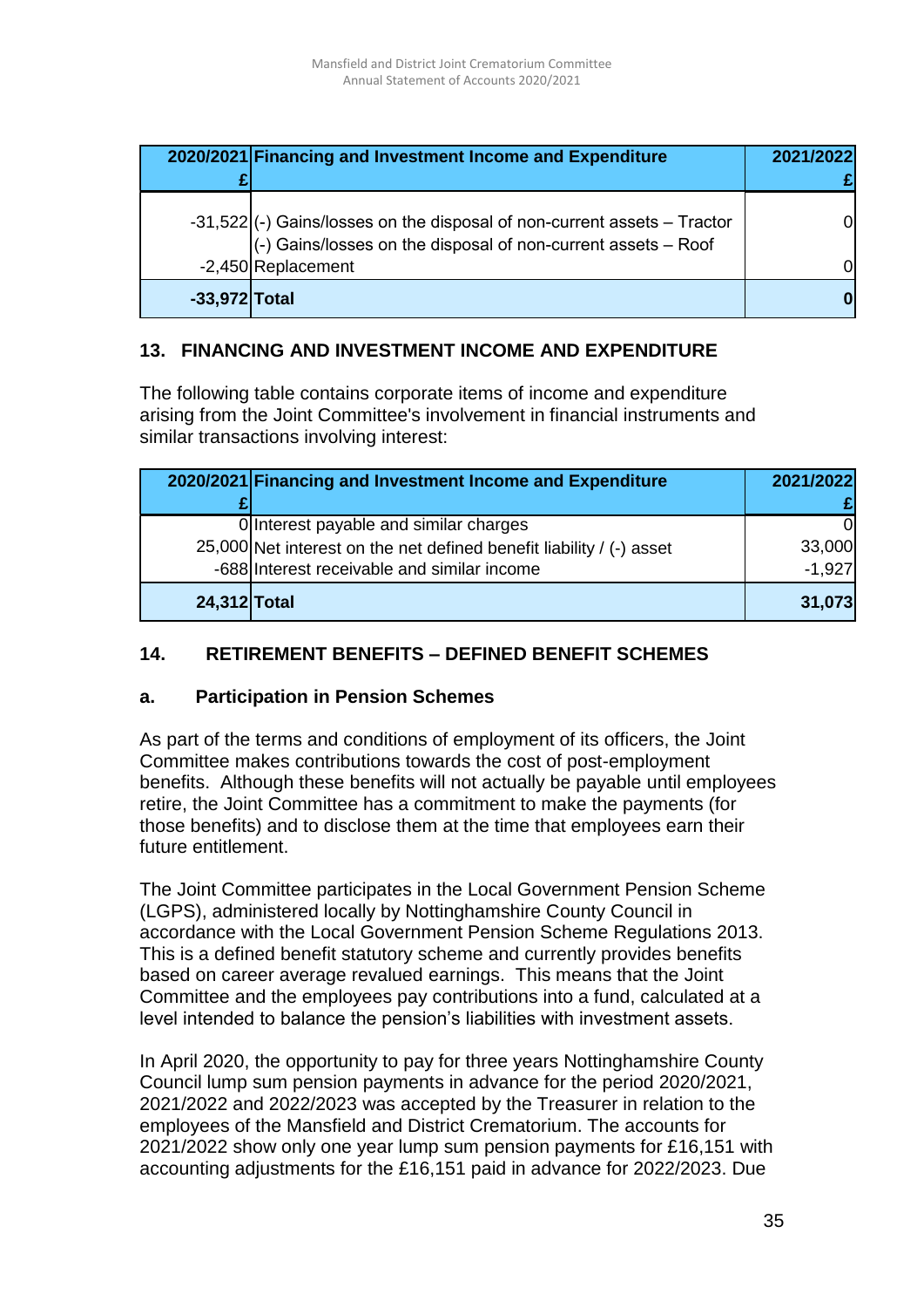| 2020/2021 £ | Financing and Investment Income and Expenditure | 2021/2022 £ |
|---|---|---|
| -31,522 | (-) Gains/losses on the disposal of non-current assets – Tractor | 0 |
| -2,450 | (-) Gains/losses on the disposal of non-current assets – Roof Replacement | 0 |
| **-33,972** | **Total** | **0** |

## 13. FINANCING AND INVESTMENT INCOME AND EXPENDITURE

The following table contains corporate items of income and expenditure arising from the Joint Committee's involvement in financial instruments and similar transactions involving interest:

| 2020/2021 £ | Financing and Investment Income and Expenditure | 2021/2022 £ |
|---|---|---|
| 0 | Interest payable and similar charges | 0 |
| 25,000 | Net interest on the net defined benefit liability / (-) asset | 33,000 |
| -688 | Interest receivable and similar income | -1,927 |
| **24,312** | **Total** | **31,073** |

## 14. RETIREMENT BENEFITS – DEFINED BENEFIT SCHEMES

### a. Participation in Pension Schemes

As part of the terms and conditions of employment of its officers, the Joint Committee makes contributions towards the cost of post-employment benefits. Although these benefits will not actually be payable until employees retire, the Joint Committee has a commitment to make the payments (for those benefits) and to disclose them at the time that employees earn their future entitlement.

The Joint Committee participates in the Local Government Pension Scheme (LGPS), administered locally by Nottinghamshire County Council in accordance with the Local Government Pension Scheme Regulations 2013. This is a defined benefit statutory scheme and currently provides benefits based on career average revalued earnings. This means that the Joint Committee and the employees pay contributions into a fund, calculated at a level intended to balance the pension's liabilities with investment assets.

In April 2020, the opportunity to pay for three years Nottinghamshire County Council lump sum pension payments in advance for the period 2020/2021, 2021/2022 and 2022/2023 was accepted by the Treasurer in relation to the employees of the Mansfield and District Crematorium. The accounts for 2021/2022 show only one year lump sum pension payments for £16,151 with accounting adjustments for the £16,151 paid in advance for 2022/2023. Due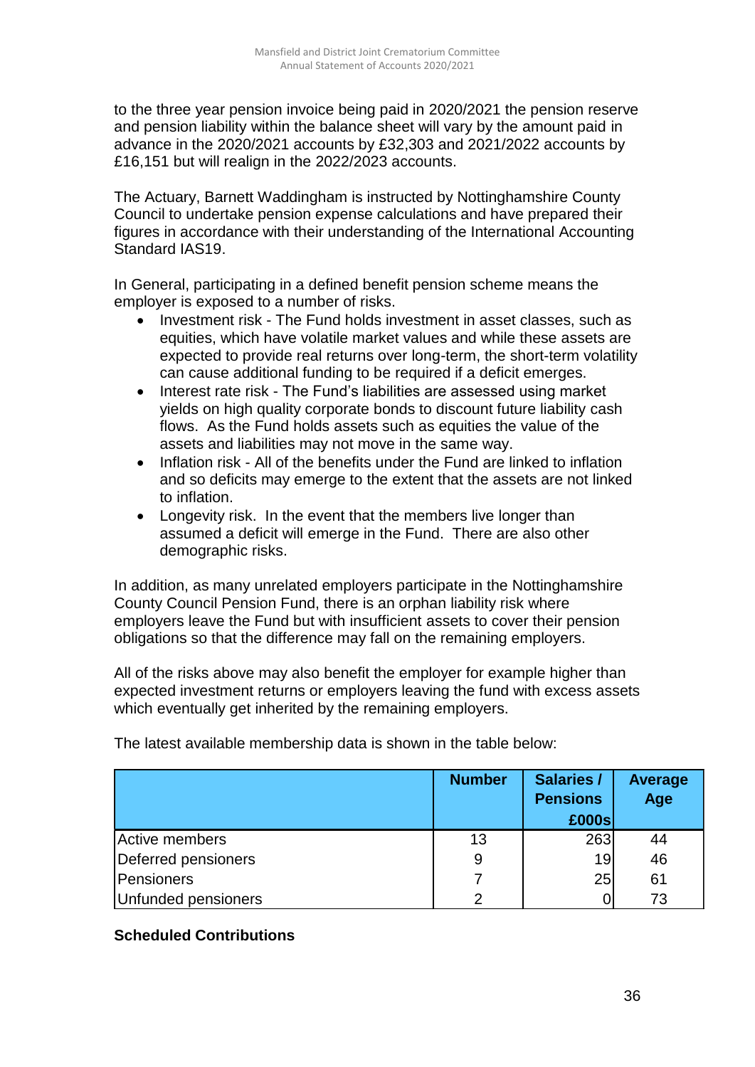to the three year pension invoice being paid in 2020/2021 the pension reserve and pension liability within the balance sheet will vary by the amount paid in advance in the 2020/2021 accounts by £32,303 and 2021/2022 accounts by £16,151 but will realign in the 2022/2023 accounts.

The Actuary, Barnett Waddingham is instructed by Nottinghamshire County Council to undertake pension expense calculations and have prepared their figures in accordance with their understanding of the International Accounting Standard IAS19.

In General, participating in a defined benefit pension scheme means the employer is exposed to a number of risks.

- Investment risk - The Fund holds investment in asset classes, such as equities, which have volatile market values and while these assets are expected to provide real returns over long-term, the short-term volatility can cause additional funding to be required if a deficit emerges.
- Interest rate risk - The Fund's liabilities are assessed using market yields on high quality corporate bonds to discount future liability cash flows. As the Fund holds assets such as equities the value of the assets and liabilities may not move in the same way.
- Inflation risk - All of the benefits under the Fund are linked to inflation and so deficits may emerge to the extent that the assets are not linked to inflation.
- Longevity risk. In the event that the members live longer than assumed a deficit will emerge in the Fund. There are also other demographic risks.

In addition, as many unrelated employers participate in the Nottinghamshire County Council Pension Fund, there is an orphan liability risk where employers leave the Fund but with insufficient assets to cover their pension obligations so that the difference may fall on the remaining employers.

All of the risks above may also benefit the employer for example higher than expected investment returns or employers leaving the fund with excess assets which eventually get inherited by the remaining employers.

The latest available membership data is shown in the table below:

| | Number | Salaries / Pensions £000s | Average Age |
|---|---|---|---|
| Active members | 13 | 263 | 44 |
| Deferred pensioners | 9 | 19 | 46 |
| Pensioners | 7 | 25 | 61 |
| Unfunded pensioners | 2 | 0 | 73 |

**Scheduled Contributions**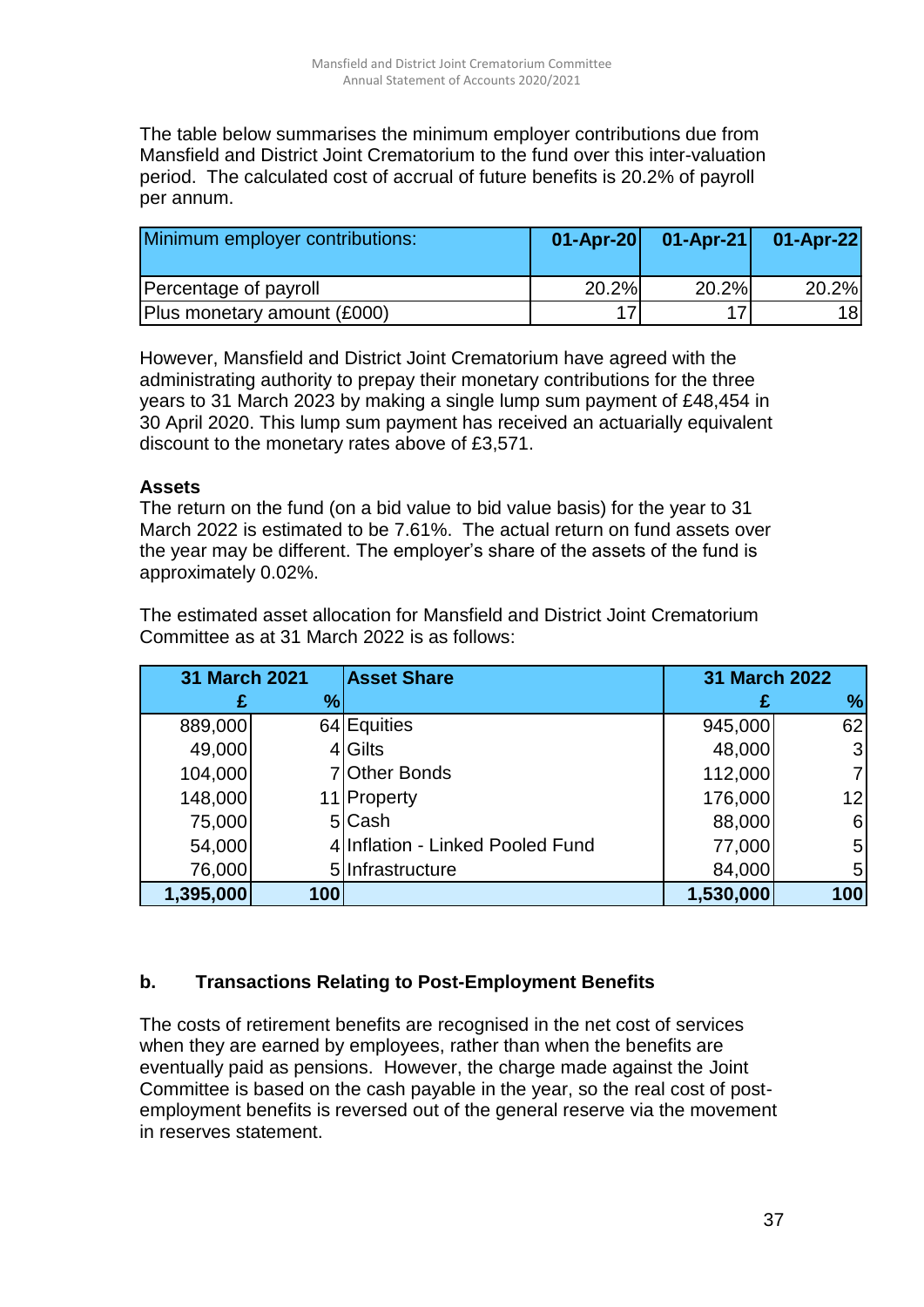The table below summarises the minimum employer contributions due from Mansfield and District Joint Crematorium to the fund over this inter-valuation period. The calculated cost of accrual of future benefits is 20.2% of payroll per annum.

| Minimum employer contributions: | 01-Apr-20 | 01-Apr-21 | 01-Apr-22 |
|---|---|---|---|
| Percentage of payroll | 20.2% | 20.2% | 20.2% |
| Plus monetary amount (£000) | 17 | 17 | 18 |

However, Mansfield and District Joint Crematorium have agreed with the administrating authority to prepay their monetary contributions for the three years to 31 March 2023 by making a single lump sum payment of £48,454 in 30 April 2020. This lump sum payment has received an actuarially equivalent discount to the monetary rates above of £3,571.

**Assets**

The return on the fund (on a bid value to bid value basis) for the year to 31 March 2022 is estimated to be 7.61%. The actual return on fund assets over the year may be different. The employer's share of the assets of the fund is approximately 0.02%.

The estimated asset allocation for Mansfield and District Joint Crematorium Committee as at 31 March 2022 is as follows:

| 31 March 2021 | | Asset Share | 31 March 2022 | |
|---|---|---|---|---|
| £ | % | | £ | % |
| 889,000 | 64 | Equities | 945,000 | 62 |
| 49,000 | 4 | Gilts | 48,000 | 3 |
| 104,000 | 7 | Other Bonds | 112,000 | 7 |
| 148,000 | 11 | Property | 176,000 | 12 |
| 75,000 | 5 | Cash | 88,000 | 6 |
| 54,000 | 4 | Inflation - Linked Pooled Fund | 77,000 | 5 |
| 76,000 | 5 | Infrastructure | 84,000 | 5 |
| **1,395,000** | **100** | | **1,530,000** | **100** |

### b. Transactions Relating to Post-Employment Benefits

The costs of retirement benefits are recognised in the net cost of services when they are earned by employees, rather than when the benefits are eventually paid as pensions. However, the charge made against the Joint Committee is based on the cash payable in the year, so the real cost of post-employment benefits is reversed out of the general reserve via the movement in reserves statement.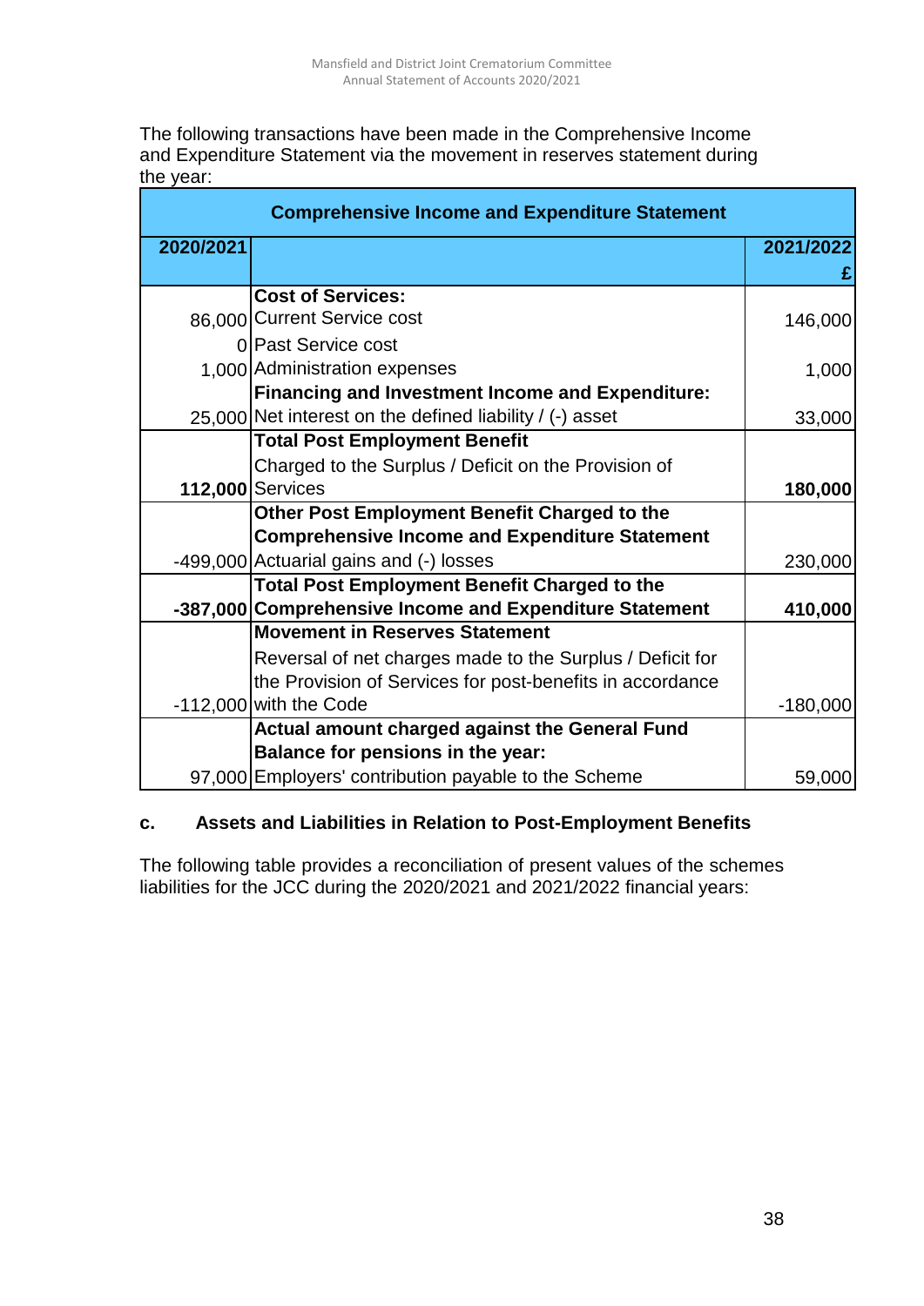The following transactions have been made in the Comprehensive Income and Expenditure Statement via the movement in reserves statement during the year:

| **Comprehensive Income and Expenditure Statement** | | |
|---|---|---|
| **2020/2021** | | **2021/2022 £** |
| | **Cost of Services:** | |
| 86,000 | Current Service cost | 146,000 |
| 0 | Past Service cost | |
| 1,000 | Administration expenses | 1,000 |
| | **Financing and Investment Income and Expenditure:** | |
| 25,000 | Net interest on the defined liability / (-) asset | 33,000 |
| | **Total Post Employment Benefit** | |
| **112,000** | Charged to the Surplus / Deficit on the Provision of Services | **180,000** |
| | **Other Post Employment Benefit Charged to the Comprehensive Income and Expenditure Statement** | |
| -499,000 | Actuarial gains and (-) losses | 230,000 |
| **-387,000** | **Total Post Employment Benefit Charged to the Comprehensive Income and Expenditure Statement** | **410,000** |
| | **Movement in Reserves Statement** | |
| -112,000 | Reversal of net charges made to the Surplus / Deficit for the Provision of Services for post-benefits in accordance with the Code | -180,000 |
| | **Actual amount charged against the General Fund Balance for pensions in the year:** | |
| 97,000 | Employers' contribution payable to the Scheme | 59,000 |

### c. Assets and Liabilities in Relation to Post-Employment Benefits

The following table provides a reconciliation of present values of the schemes liabilities for the JCC during the 2020/2021 and 2021/2022 financial years: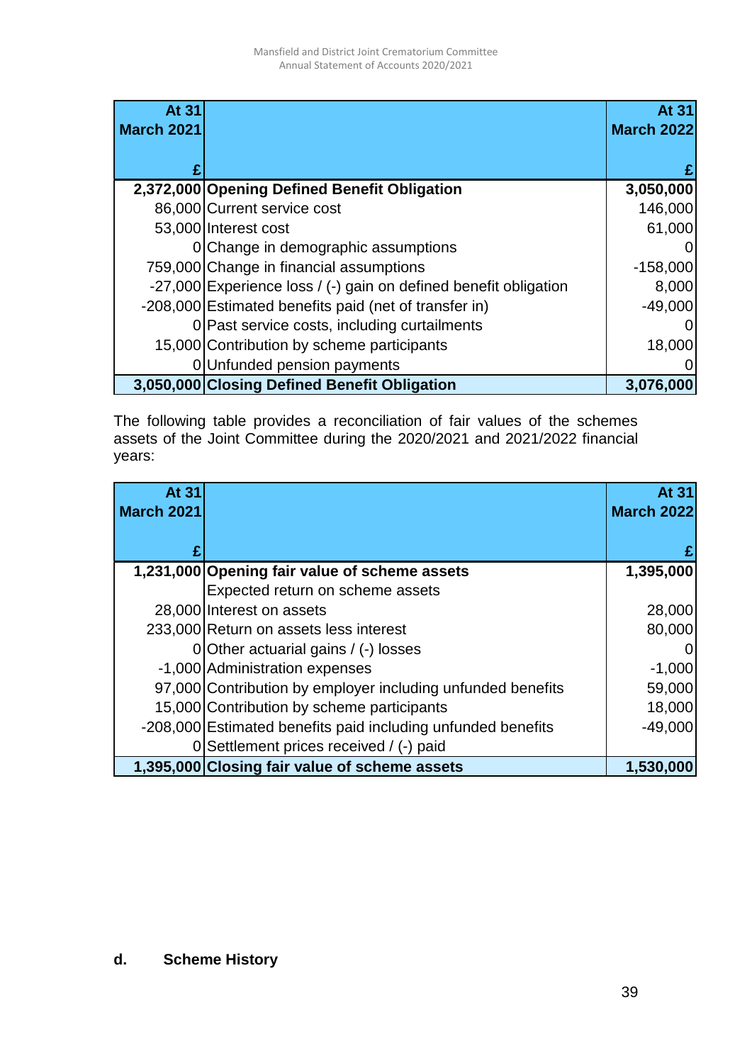| At 31 March 2021 £ | | At 31 March 2022 £ |
|---:|---|---:|
| **2,372,000** | **Opening Defined Benefit Obligation** | **3,050,000** |
| 86,000 | Current service cost | 146,000 |
| 53,000 | Interest cost | 61,000 |
| 0 | Change in demographic assumptions | 0 |
| 759,000 | Change in financial assumptions | -158,000 |
| -27,000 | Experience loss / (-) gain on defined benefit obligation | 8,000 |
| -208,000 | Estimated benefits paid (net of transfer in) | -49,000 |
| 0 | Past service costs, including curtailments | 0 |
| 15,000 | Contribution by scheme participants | 18,000 |
| 0 | Unfunded pension payments | 0 |
| **3,050,000** | **Closing Defined Benefit Obligation** | **3,076,000** |

The following table provides a reconciliation of fair values of the schemes assets of the Joint Committee during the 2020/2021 and 2021/2022 financial years:

| At 31 March 2021 £ | | At 31 March 2022 £ |
|---:|---|---:|
| **1,231,000** | **Opening fair value of scheme assets** | **1,395,000** |
| | Expected return on scheme assets | |
| 28,000 | Interest on assets | 28,000 |
| 233,000 | Return on assets less interest | 80,000 |
| 0 | Other actuarial gains / (-) losses | 0 |
| -1,000 | Administration expenses | -1,000 |
| 97,000 | Contribution by employer including unfunded benefits | 59,000 |
| 15,000 | Contribution by scheme participants | 18,000 |
| -208,000 | Estimated benefits paid including unfunded benefits | -49,000 |
| 0 | Settlement prices received / (-) paid | |
| **1,395,000** | **Closing fair value of scheme assets** | **1,530,000** |

**d. Scheme History**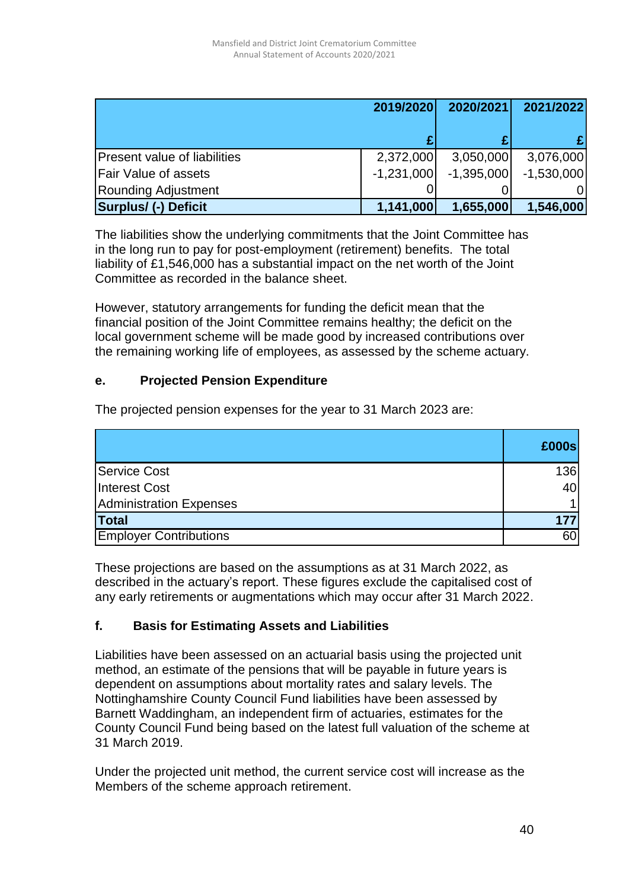| | 2019/2020 | 2020/2021 | 2021/2022 |
|---|---|---|---|
| | £ | £ | £ |
| Present value of liabilities | 2,372,000 | 3,050,000 | 3,076,000 |
| Fair Value of assets | -1,231,000 | -1,395,000 | -1,530,000 |
| Rounding Adjustment | 0 | 0 | 0 |
| **Surplus/ (-) Deficit** | **1,141,000** | **1,655,000** | **1,546,000** |

The liabilities show the underlying commitments that the Joint Committee has in the long run to pay for post-employment (retirement) benefits. The total liability of £1,546,000 has a substantial impact on the net worth of the Joint Committee as recorded in the balance sheet.

However, statutory arrangements for funding the deficit mean that the financial position of the Joint Committee remains healthy; the deficit on the local government scheme will be made good by increased contributions over the remaining working life of employees, as assessed by the scheme actuary.

### e. Projected Pension Expenditure

The projected pension expenses for the year to 31 March 2023 are:

| | £000s |
|---|---|
| Service Cost | 136 |
| Interest Cost | 40 |
| Administration Expenses | 1 |
| **Total** | **177** |
| Employer Contributions | 60 |

These projections are based on the assumptions as at 31 March 2022, as described in the actuary's report. These figures exclude the capitalised cost of any early retirements or augmentations which may occur after 31 March 2022.

### f. Basis for Estimating Assets and Liabilities

Liabilities have been assessed on an actuarial basis using the projected unit method, an estimate of the pensions that will be payable in future years is dependent on assumptions about mortality rates and salary levels. The Nottinghamshire County Council Fund liabilities have been assessed by Barnett Waddingham, an independent firm of actuaries, estimates for the County Council Fund being based on the latest full valuation of the scheme at 31 March 2019.

Under the projected unit method, the current service cost will increase as the Members of the scheme approach retirement.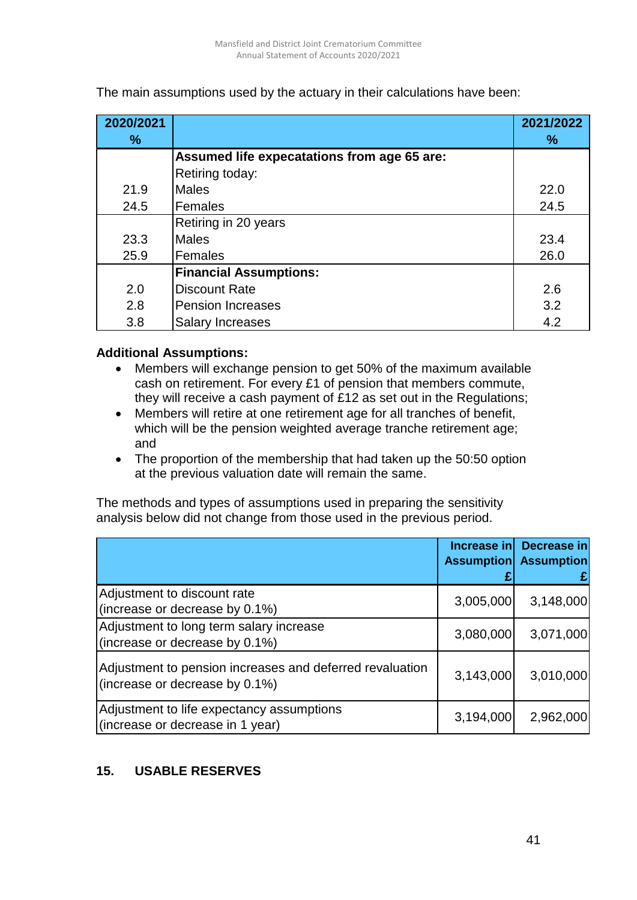The main assumptions used by the actuary in their calculations have been:

| 2020/2021 % | | 2021/2022 % |
|---|---|---|
| | **Assumed life expecatations from age 65 are:** | |
| | Retiring today: | |
| 21.9 | Males | 22.0 |
| 24.5 | Females | 24.5 |
| | Retiring in 20 years | |
| 23.3 | Males | 23.4 |
| 25.9 | Females | 26.0 |
| | **Financial Assumptions:** | |
| 2.0 | Discount Rate | 2.6 |
| 2.8 | Pension Increases | 3.2 |
| 3.8 | Salary Increases | 4.2 |

**Additional Assumptions:**

- Members will exchange pension to get 50% of the maximum available cash on retirement. For every £1 of pension that members commute, they will receive a cash payment of £12 as set out in the Regulations;
- Members will retire at one retirement age for all tranches of benefit, which will be the pension weighted average tranche retirement age; and
- The proportion of the membership that had taken up the 50:50 option at the previous valuation date will remain the same.

The methods and types of assumptions used in preparing the sensitivity analysis below did not change from those used in the previous period.

| | Increase in Assumption £ | Decrease in Assumption £ |
|---|---|---|
| Adjustment to discount rate (increase or decrease by 0.1%) | 3,005,000 | 3,148,000 |
| Adjustment to long term salary increase (increase or decrease by 0.1%) | 3,080,000 | 3,071,000 |
| Adjustment to pension increases and deferred revaluation (increase or decrease by 0.1%) | 3,143,000 | 3,010,000 |
| Adjustment to life expectancy assumptions (increase or decrease in 1 year) | 3,194,000 | 2,962,000 |

## 15. USABLE RESERVES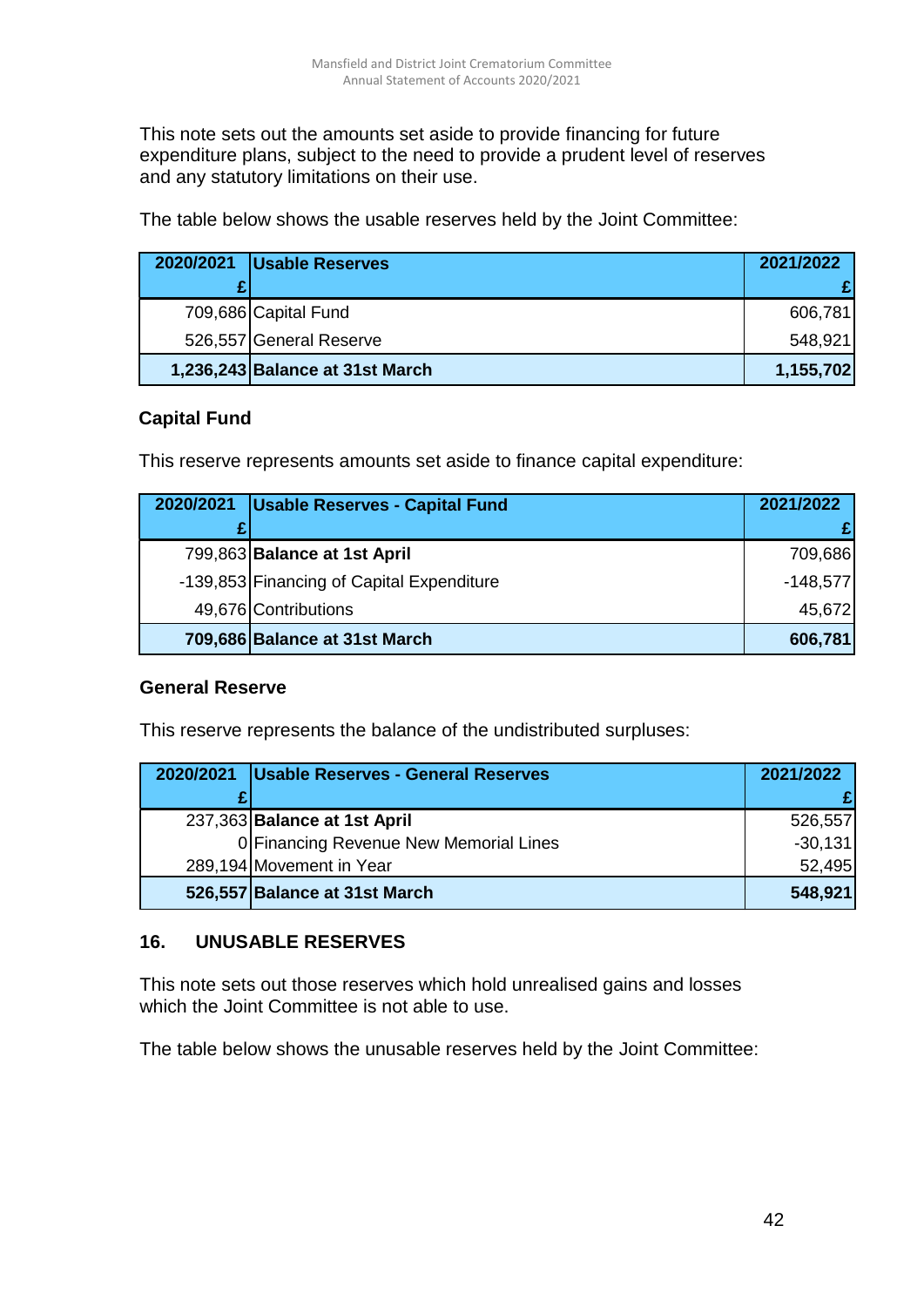This note sets out the amounts set aside to provide financing for future expenditure plans, subject to the need to provide a prudent level of reserves and any statutory limitations on their use.

The table below shows the usable reserves held by the Joint Committee:

| 2020/2021 £ | Usable Reserves | 2021/2022 £ |
|---|---|---|
| 709,686 | Capital Fund | 606,781 |
| 526,557 | General Reserve | 548,921 |
| **1,236,243** | **Balance at 31st March** | **1,155,702** |

### Capital Fund

This reserve represents amounts set aside to finance capital expenditure:

| 2020/2021 £ | Usable Reserves - Capital Fund | 2021/2022 £ |
|---|---|---|
| 799,863 | **Balance at 1st April** | 709,686 |
| -139,853 | Financing of Capital Expenditure | -148,577 |
| 49,676 | Contributions | 45,672 |
| **709,686** | **Balance at 31st March** | **606,781** |

### General Reserve

This reserve represents the balance of the undistributed surpluses:

| 2020/2021 £ | Usable Reserves - General Reserves | 2021/2022 £ |
|---|---|---|
| 237,363 | **Balance at 1st April** | 526,557 |
| 0 | Financing Revenue New Memorial Lines | -30,131 |
| 289,194 | Movement in Year | 52,495 |
| **526,557** | **Balance at 31st March** | **548,921** |

## 16. UNUSABLE RESERVES

This note sets out those reserves which hold unrealised gains and losses which the Joint Committee is not able to use.

The table below shows the unusable reserves held by the Joint Committee: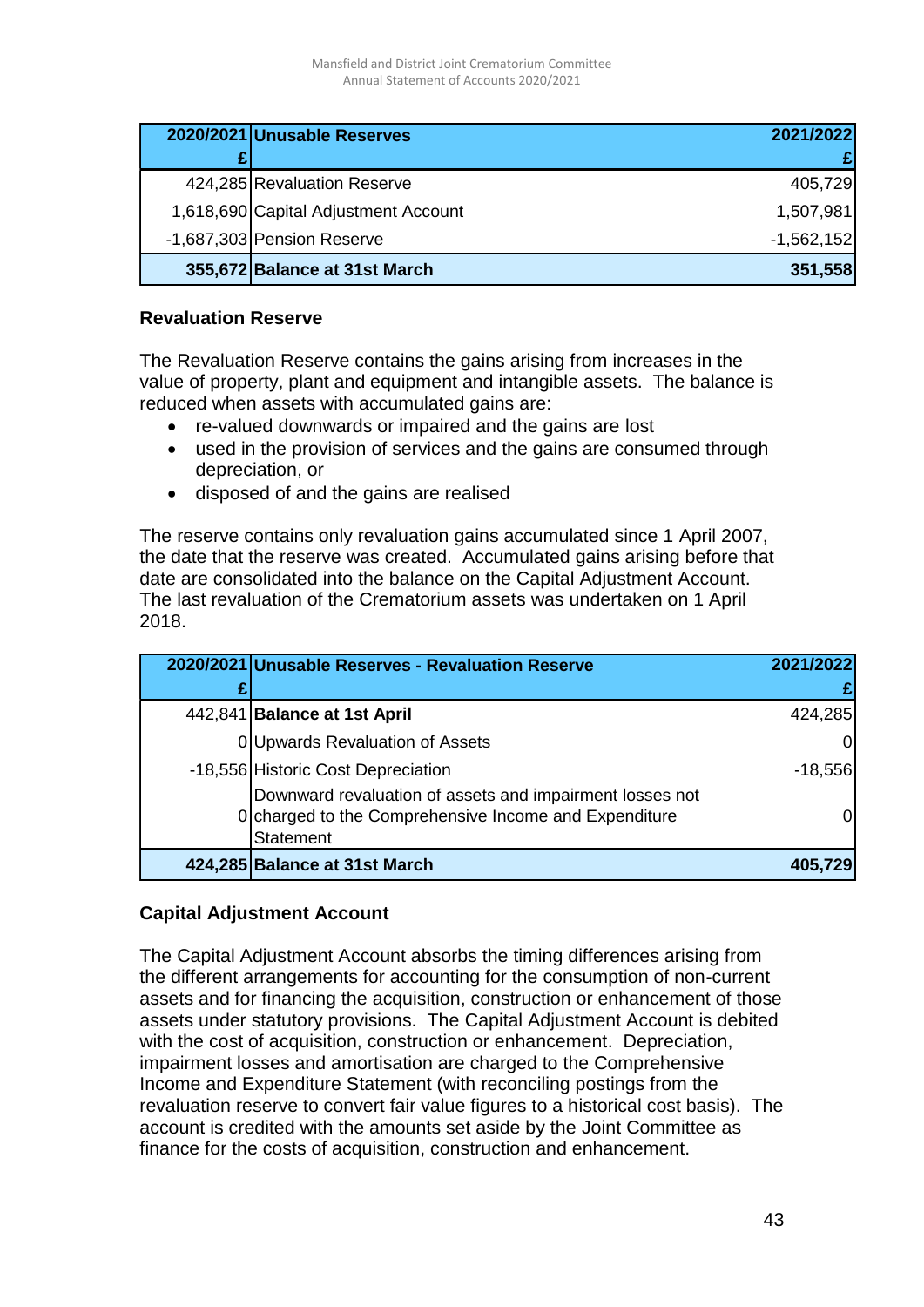| 2020/2021 £ | Unusable Reserves | 2021/2022 £ |
|---|---|---|
| 424,285 | Revaluation Reserve | 405,729 |
| 1,618,690 | Capital Adjustment Account | 1,507,981 |
| -1,687,303 | Pension Reserve | -1,562,152 |
| **355,672** | **Balance at 31st March** | **351,558** |

### Revaluation Reserve

The Revaluation Reserve contains the gains arising from increases in the value of property, plant and equipment and intangible assets. The balance is reduced when assets with accumulated gains are:

- re-valued downwards or impaired and the gains are lost
- used in the provision of services and the gains are consumed through depreciation, or
- disposed of and the gains are realised

The reserve contains only revaluation gains accumulated since 1 April 2007, the date that the reserve was created. Accumulated gains arising before that date are consolidated into the balance on the Capital Adjustment Account. The last revaluation of the Crematorium assets was undertaken on 1 April 2018.

| 2020/2021 £ | Unusable Reserves - Revaluation Reserve | 2021/2022 £ |
|---|---|---|
| 442,841 | **Balance at 1st April** | 424,285 |
| 0 | Upwards Revaluation of Assets | 0 |
| -18,556 | Historic Cost Depreciation | -18,556 |
| 0 | Downward revaluation of assets and impairment losses not charged to the Comprehensive Income and Expenditure Statement | 0 |
| **424,285** | **Balance at 31st March** | **405,729** |

### Capital Adjustment Account

The Capital Adjustment Account absorbs the timing differences arising from the different arrangements for accounting for the consumption of non-current assets and for financing the acquisition, construction or enhancement of those assets under statutory provisions. The Capital Adjustment Account is debited with the cost of acquisition, construction or enhancement. Depreciation, impairment losses and amortisation are charged to the Comprehensive Income and Expenditure Statement (with reconciling postings from the revaluation reserve to convert fair value figures to a historical cost basis). The account is credited with the amounts set aside by the Joint Committee as finance for the costs of acquisition, construction and enhancement.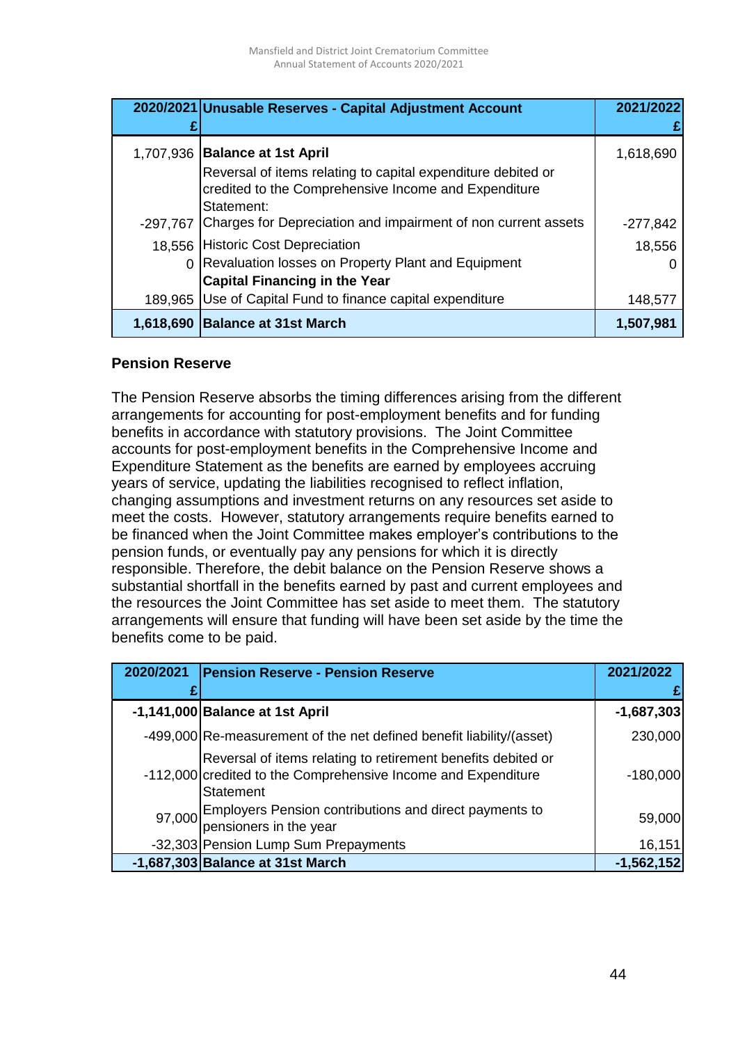| 2020/2021 £ | Unusable Reserves - Capital Adjustment Account | 2021/2022 £ |
|---|---|---|
| 1,707,936 | **Balance at 1st April** | 1,618,690 |
| | Reversal of items relating to capital expenditure debited or credited to the Comprehensive Income and Expenditure Statement: | |
| -297,767 | Charges for Depreciation and impairment of non current assets | -277,842 |
| 18,556 | Historic Cost Depreciation | 18,556 |
| 0 | Revaluation losses on Property Plant and Equipment | 0 |
| | **Capital Financing in the Year** | |
| 189,965 | Use of Capital Fund to finance capital expenditure | 148,577 |
| **1,618,690** | **Balance at 31st March** | **1,507,981** |

## Pension Reserve

The Pension Reserve absorbs the timing differences arising from the different arrangements for accounting for post-employment benefits and for funding benefits in accordance with statutory provisions. The Joint Committee accounts for post-employment benefits in the Comprehensive Income and Expenditure Statement as the benefits are earned by employees accruing years of service, updating the liabilities recognised to reflect inflation, changing assumptions and investment returns on any resources set aside to meet the costs. However, statutory arrangements require benefits earned to be financed when the Joint Committee makes employer's contributions to the pension funds, or eventually pay any pensions for which it is directly responsible. Therefore, the debit balance on the Pension Reserve shows a substantial shortfall in the benefits earned by past and current employees and the resources the Joint Committee has set aside to meet them. The statutory arrangements will ensure that funding will have been set aside by the time the benefits come to be paid.

| 2020/2021 £ | Pension Reserve - Pension Reserve | 2021/2022 £ |
|---|---|---|
| **-1,141,000** | **Balance at 1st April** | **-1,687,303** |
| -499,000 | Re-measurement of the net defined benefit liability/(asset) | 230,000 |
| -112,000 | Reversal of items relating to retirement benefits debited or credited to the Comprehensive Income and Expenditure Statement | -180,000 |
| 97,000 | Employers Pension contributions and direct payments to pensioners in the year | 59,000 |
| -32,303 | Pension Lump Sum Prepayments | 16,151 |
| **-1,687,303** | **Balance at 31st March** | **-1,562,152** |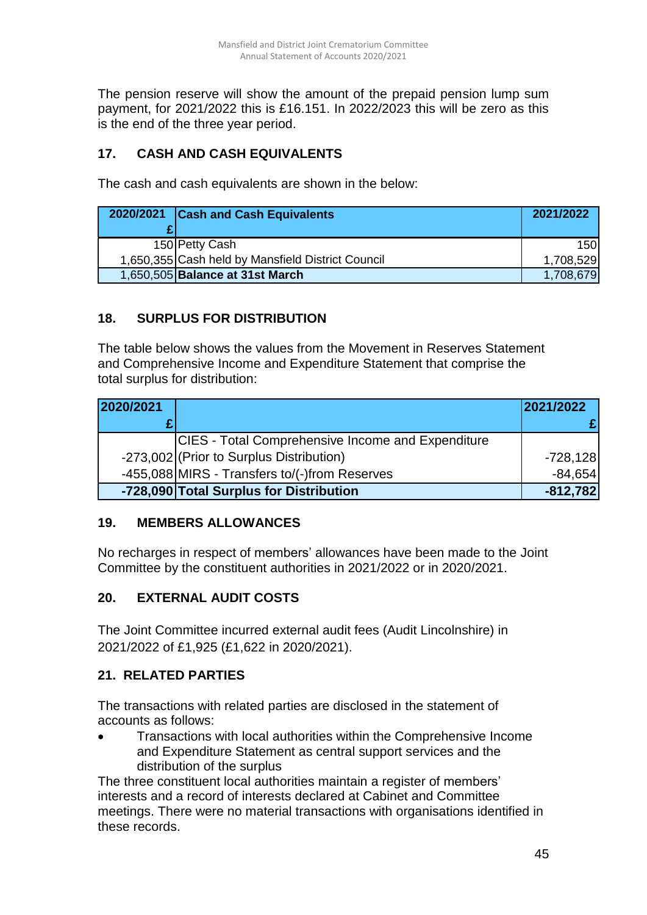The pension reserve will show the amount of the prepaid pension lump sum payment, for 2021/2022 this is £16.151. In 2022/2023 this will be zero as this is the end of the three year period.

## 17. CASH AND CASH EQUIVALENTS

The cash and cash equivalents are shown in the below:

| 2020/2021 £ | Cash and Cash Equivalents | 2021/2022 |
|---|---|---|
| 150 | Petty Cash | 150 |
| 1,650,355 | Cash held by Mansfield District Council | 1,708,529 |
| 1,650,505 | **Balance at 31st March** | 1,708,679 |

## 18. SURPLUS FOR DISTRIBUTION

The table below shows the values from the Movement in Reserves Statement and Comprehensive Income and Expenditure Statement that comprise the total surplus for distribution:

| 2020/2021 £ | | 2021/2022 £ |
|---|---|---|
| -273,002 | CIES - Total Comprehensive Income and Expenditure (Prior to Surplus Distribution) | -728,128 |
| -455,088 | MIRS - Transfers to/(-)from Reserves | -84,654 |
| **-728,090** | **Total Surplus for Distribution** | **-812,782** |

## 19. MEMBERS ALLOWANCES

No recharges in respect of members' allowances have been made to the Joint Committee by the constituent authorities in 2021/2022 or in 2020/2021.

## 20. EXTERNAL AUDIT COSTS

The Joint Committee incurred external audit fees (Audit Lincolnshire) in 2021/2022 of £1,925 (£1,622 in 2020/2021).

## 21. RELATED PARTIES

The transactions with related parties are disclosed in the statement of accounts as follows:

- Transactions with local authorities within the Comprehensive Income and Expenditure Statement as central support services and the distribution of the surplus

The three constituent local authorities maintain a register of members' interests and a record of interests declared at Cabinet and Committee meetings. There were no material transactions with organisations identified in these records.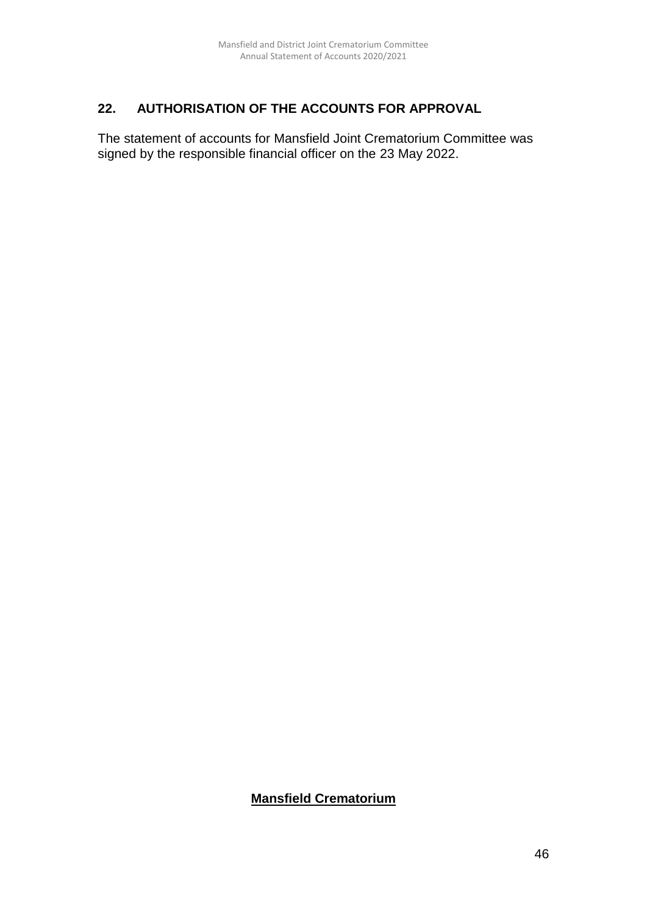## 22. AUTHORISATION OF THE ACCOUNTS FOR APPROVAL

The statement of accounts for Mansfield Joint Crematorium Committee was signed by the responsible financial officer on the 23 May 2022.

**Mansfield Crematorium**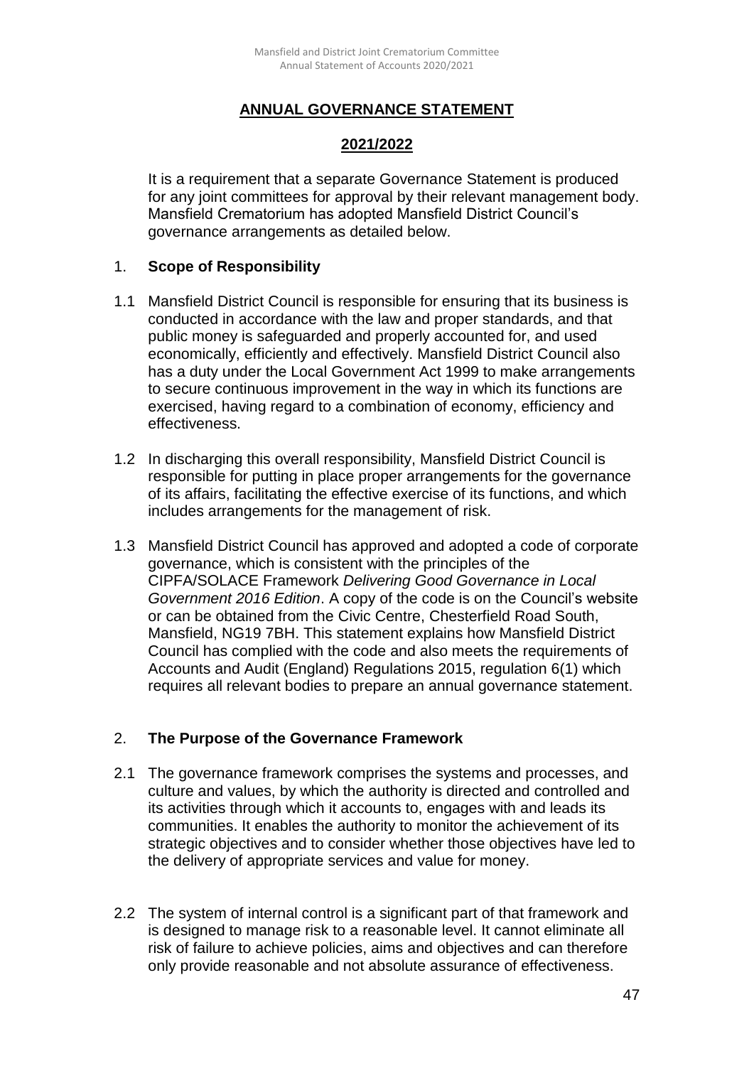# ANNUAL GOVERNANCE STATEMENT

## 2021/2022

It is a requirement that a separate Governance Statement is produced for any joint committees for approval by their relevant management body. Mansfield Crematorium has adopted Mansfield District Council's governance arrangements as detailed below.

## 1. Scope of Responsibility

1.1 Mansfield District Council is responsible for ensuring that its business is conducted in accordance with the law and proper standards, and that public money is safeguarded and properly accounted for, and used economically, efficiently and effectively. Mansfield District Council also has a duty under the Local Government Act 1999 to make arrangements to secure continuous improvement in the way in which its functions are exercised, having regard to a combination of economy, efficiency and effectiveness.

1.2 In discharging this overall responsibility, Mansfield District Council is responsible for putting in place proper arrangements for the governance of its affairs, facilitating the effective exercise of its functions, and which includes arrangements for the management of risk.

1.3 Mansfield District Council has approved and adopted a code of corporate governance, which is consistent with the principles of the CIPFA/SOLACE Framework *Delivering Good Governance in Local Government 2016 Edition*. A copy of the code is on the Council's website or can be obtained from the Civic Centre, Chesterfield Road South, Mansfield, NG19 7BH. This statement explains how Mansfield District Council has complied with the code and also meets the requirements of Accounts and Audit (England) Regulations 2015, regulation 6(1) which requires all relevant bodies to prepare an annual governance statement.

## 2. The Purpose of the Governance Framework

2.1 The governance framework comprises the systems and processes, and culture and values, by which the authority is directed and controlled and its activities through which it accounts to, engages with and leads its communities. It enables the authority to monitor the achievement of its strategic objectives and to consider whether those objectives have led to the delivery of appropriate services and value for money.

2.2 The system of internal control is a significant part of that framework and is designed to manage risk to a reasonable level. It cannot eliminate all risk of failure to achieve policies, aims and objectives and can therefore only provide reasonable and not absolute assurance of effectiveness.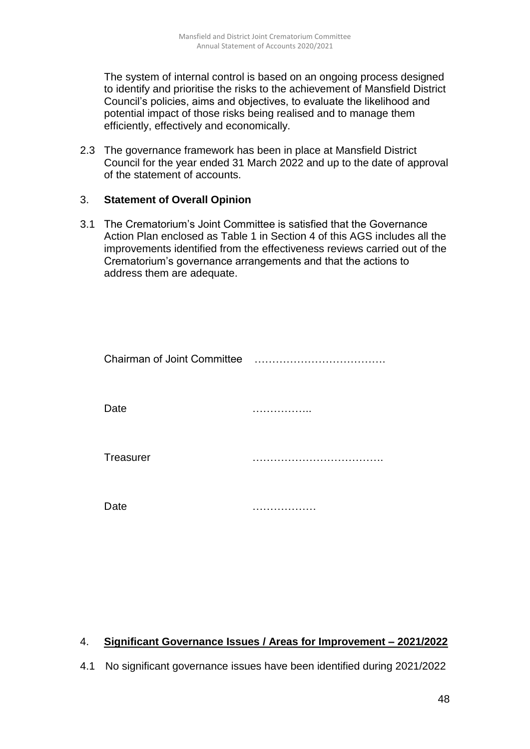The system of internal control is based on an ongoing process designed to identify and prioritise the risks to the achievement of Mansfield District Council's policies, aims and objectives, to evaluate the likelihood and potential impact of those risks being realised and to manage them efficiently, effectively and economically.

2.3 The governance framework has been in place at Mansfield District Council for the year ended 31 March 2022 and up to the date of approval of the statement of accounts.

## 3. **Statement of Overall Opinion**

3.1 The Crematorium's Joint Committee is satisfied that the Governance Action Plan enclosed as Table 1 in Section 4 of this AGS includes all the improvements identified from the effectiveness reviews carried out of the Crematorium's governance arrangements and that the actions to address them are adequate.

Chairman of Joint Committee ………………………………

Date ……………..

Treasurer ……………………………….

Date ………………

## 4. **Significant Governance Issues / Areas for Improvement – 2021/2022**

4.1 No significant governance issues have been identified during 2021/2022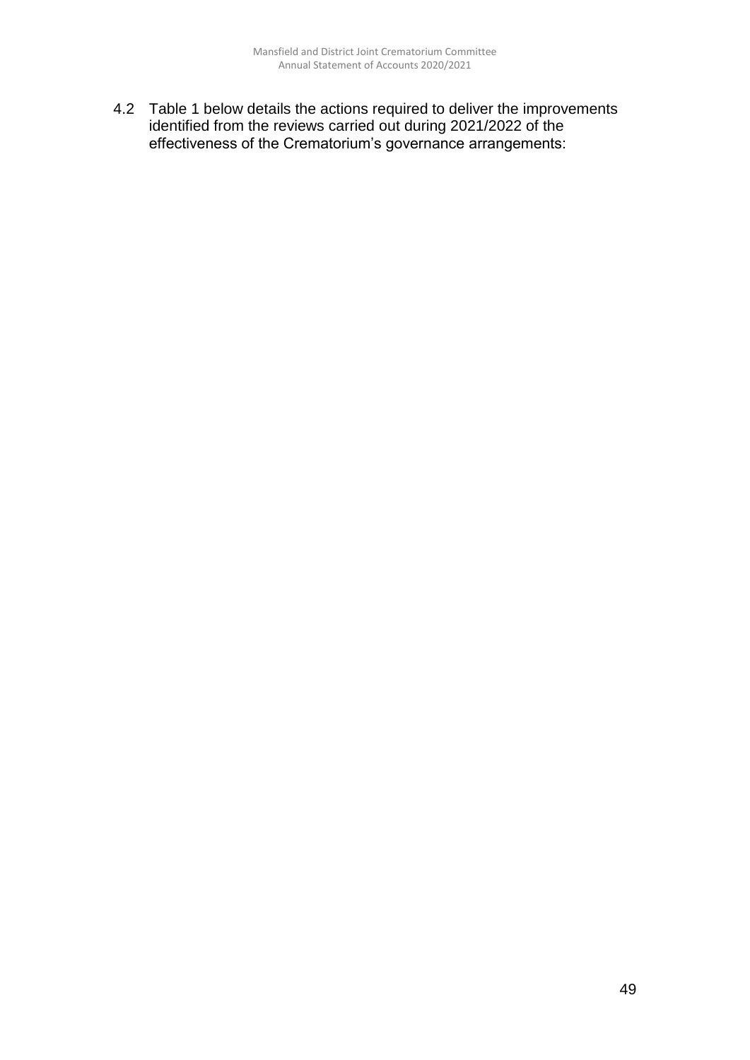4.2 Table 1 below details the actions required to deliver the improvements identified from the reviews carried out during 2021/2022 of the effectiveness of the Crematorium's governance arrangements: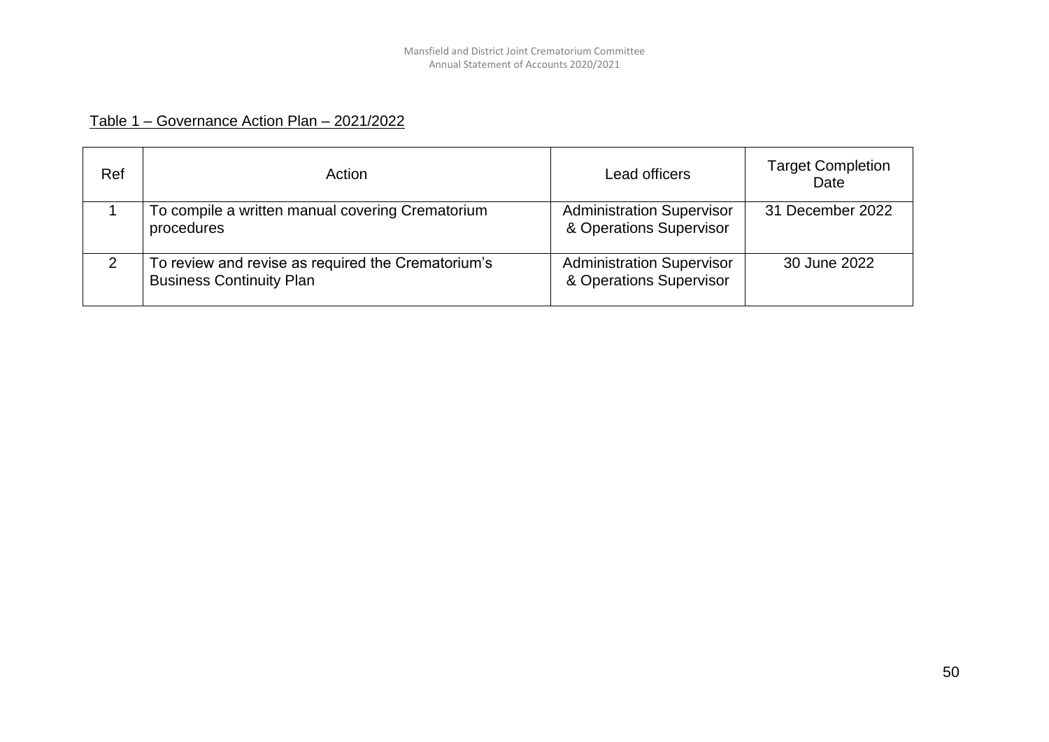Table 1 – Governance Action Plan – 2021/2022

| Ref | Action | Lead officers | Target Completion Date |
|---|---|---|---|
| 1 | To compile a written manual covering Crematorium procedures | Administration Supervisor & Operations Supervisor | 31 December 2022 |
| 2 | To review and revise as required the Crematorium's Business Continuity Plan | Administration Supervisor & Operations Supervisor | 30 June 2022 |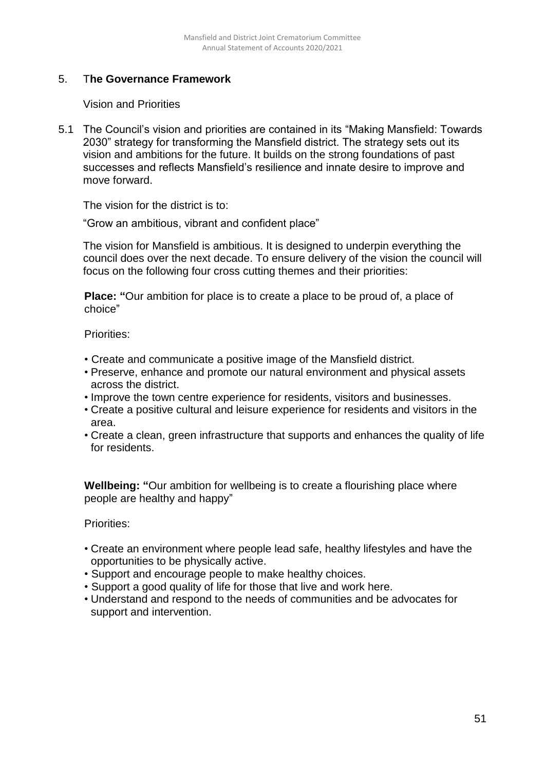## 5. The Governance Framework

Vision and Priorities

5.1 The Council's vision and priorities are contained in its "Making Mansfield: Towards 2030" strategy for transforming the Mansfield district. The strategy sets out its vision and ambitions for the future. It builds on the strong foundations of past successes and reflects Mansfield's resilience and innate desire to improve and move forward.

The vision for the district is to:

"Grow an ambitious, vibrant and confident place"

The vision for Mansfield is ambitious. It is designed to underpin everything the council does over the next decade. To ensure delivery of the vision the council will focus on the following four cross cutting themes and their priorities:

**Place: "**Our ambition for place is to create a place to be proud of, a place of choice"

Priorities:

- Create and communicate a positive image of the Mansfield district.
- Preserve, enhance and promote our natural environment and physical assets across the district.
- Improve the town centre experience for residents, visitors and businesses.
- Create a positive cultural and leisure experience for residents and visitors in the area.
- Create a clean, green infrastructure that supports and enhances the quality of life for residents.

**Wellbeing: "**Our ambition for wellbeing is to create a flourishing place where people are healthy and happy"

Priorities:

- Create an environment where people lead safe, healthy lifestyles and have the opportunities to be physically active.
- Support and encourage people to make healthy choices.
- Support a good quality of life for those that live and work here.
- Understand and respond to the needs of communities and be advocates for support and intervention.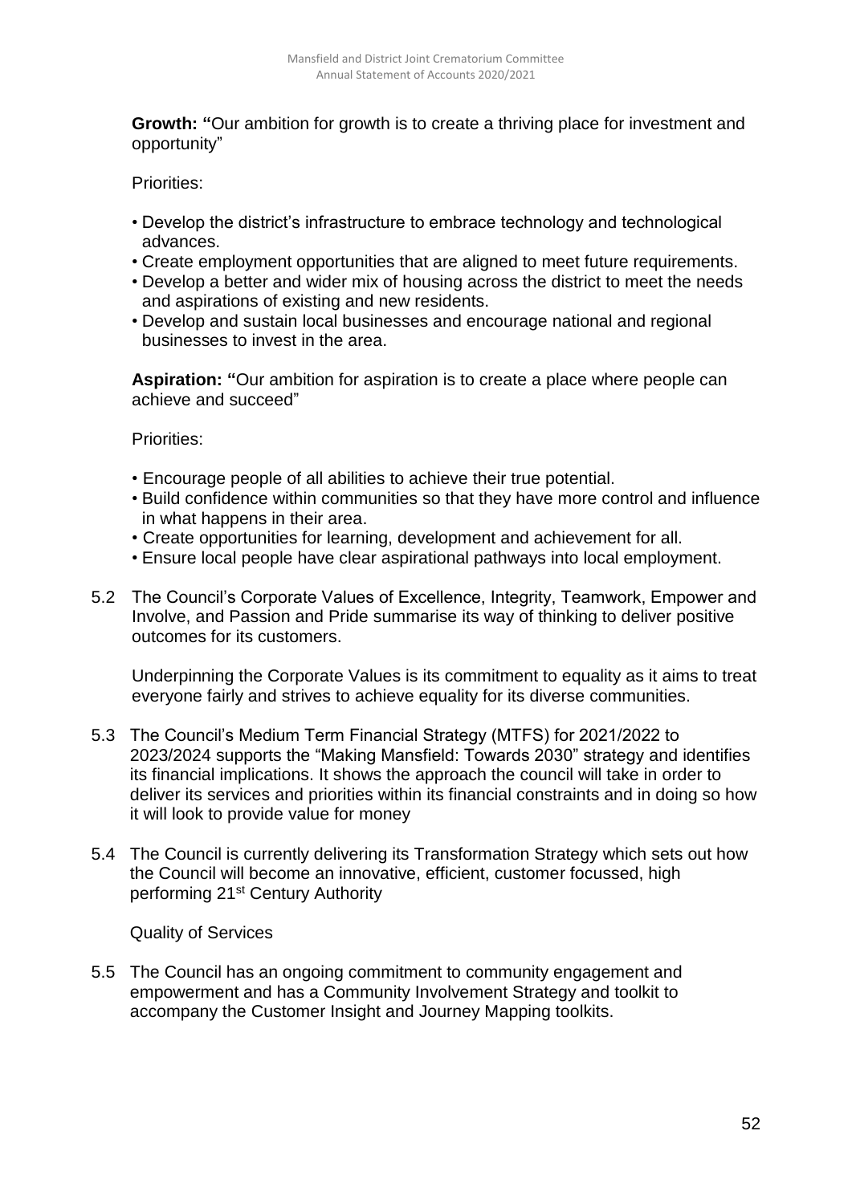**Growth: "**Our ambition for growth is to create a thriving place for investment and opportunity"

Priorities:

- Develop the district's infrastructure to embrace technology and technological advances.
- Create employment opportunities that are aligned to meet future requirements.
- Develop a better and wider mix of housing across the district to meet the needs and aspirations of existing and new residents.
- Develop and sustain local businesses and encourage national and regional businesses to invest in the area.

**Aspiration: "**Our ambition for aspiration is to create a place where people can achieve and succeed"

Priorities:

- Encourage people of all abilities to achieve their true potential.
- Build confidence within communities so that they have more control and influence in what happens in their area.
- Create opportunities for learning, development and achievement for all.
- Ensure local people have clear aspirational pathways into local employment.

5.2 The Council's Corporate Values of Excellence, Integrity, Teamwork, Empower and Involve, and Passion and Pride summarise its way of thinking to deliver positive outcomes for its customers.

Underpinning the Corporate Values is its commitment to equality as it aims to treat everyone fairly and strives to achieve equality for its diverse communities.

5.3 The Council's Medium Term Financial Strategy (MTFS) for 2021/2022 to 2023/2024 supports the "Making Mansfield: Towards 2030" strategy and identifies its financial implications. It shows the approach the council will take in order to deliver its services and priorities within its financial constraints and in doing so how it will look to provide value for money

5.4 The Council is currently delivering its Transformation Strategy which sets out how the Council will become an innovative, efficient, customer focussed, high performing 21st Century Authority

Quality of Services

5.5 The Council has an ongoing commitment to community engagement and empowerment and has a Community Involvement Strategy and toolkit to accompany the Customer Insight and Journey Mapping toolkits.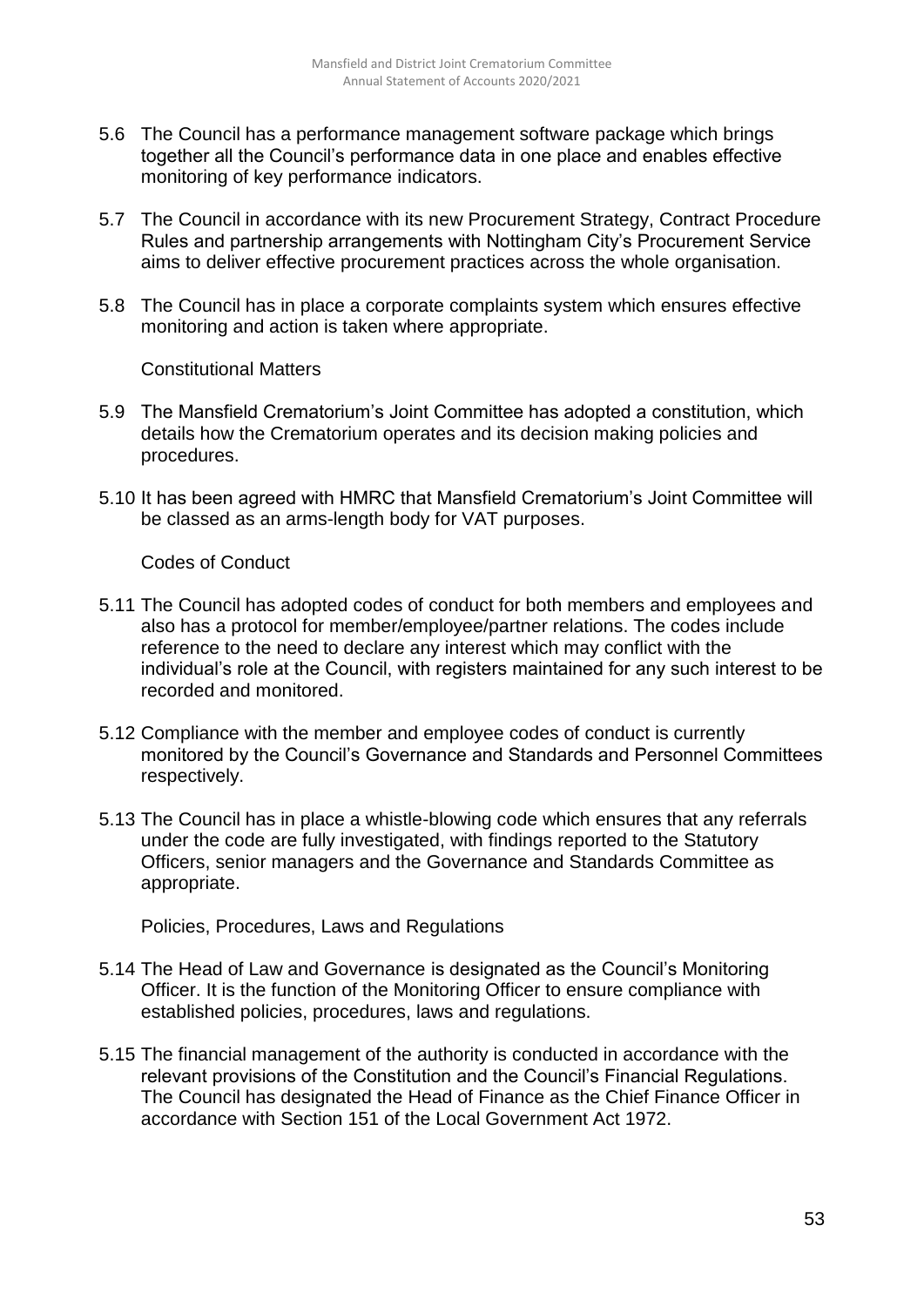5.6 The Council has a performance management software package which brings together all the Council's performance data in one place and enables effective monitoring of key performance indicators.

5.7 The Council in accordance with its new Procurement Strategy, Contract Procedure Rules and partnership arrangements with Nottingham City's Procurement Service aims to deliver effective procurement practices across the whole organisation.

5.8 The Council has in place a corporate complaints system which ensures effective monitoring and action is taken where appropriate.

Constitutional Matters

5.9 The Mansfield Crematorium's Joint Committee has adopted a constitution, which details how the Crematorium operates and its decision making policies and procedures.

5.10 It has been agreed with HMRC that Mansfield Crematorium's Joint Committee will be classed as an arms-length body for VAT purposes.

Codes of Conduct

5.11 The Council has adopted codes of conduct for both members and employees and also has a protocol for member/employee/partner relations. The codes include reference to the need to declare any interest which may conflict with the individual's role at the Council, with registers maintained for any such interest to be recorded and monitored.

5.12 Compliance with the member and employee codes of conduct is currently monitored by the Council's Governance and Standards and Personnel Committees respectively.

5.13 The Council has in place a whistle-blowing code which ensures that any referrals under the code are fully investigated, with findings reported to the Statutory Officers, senior managers and the Governance and Standards Committee as appropriate.

Policies, Procedures, Laws and Regulations

5.14 The Head of Law and Governance is designated as the Council's Monitoring Officer. It is the function of the Monitoring Officer to ensure compliance with established policies, procedures, laws and regulations.

5.15 The financial management of the authority is conducted in accordance with the relevant provisions of the Constitution and the Council's Financial Regulations. The Council has designated the Head of Finance as the Chief Finance Officer in accordance with Section 151 of the Local Government Act 1972.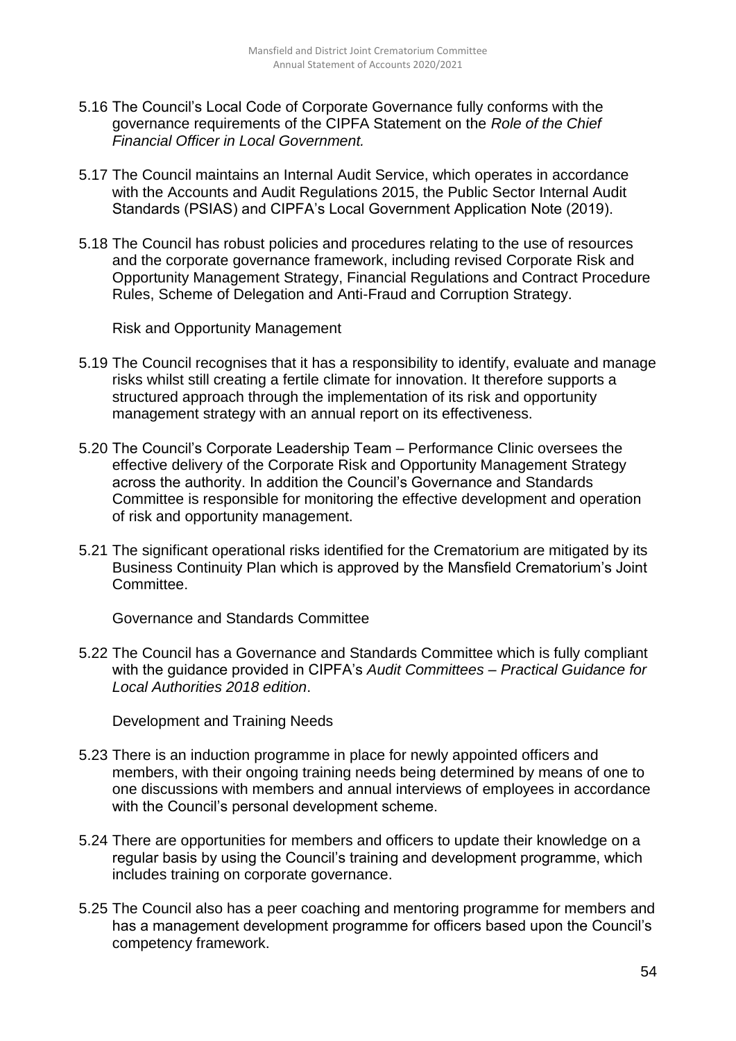5.16 The Council's Local Code of Corporate Governance fully conforms with the governance requirements of the CIPFA Statement on the *Role of the Chief Financial Officer in Local Government.*

5.17 The Council maintains an Internal Audit Service, which operates in accordance with the Accounts and Audit Regulations 2015, the Public Sector Internal Audit Standards (PSIAS) and CIPFA's Local Government Application Note (2019).

5.18 The Council has robust policies and procedures relating to the use of resources and the corporate governance framework, including revised Corporate Risk and Opportunity Management Strategy, Financial Regulations and Contract Procedure Rules, Scheme of Delegation and Anti-Fraud and Corruption Strategy.

Risk and Opportunity Management

5.19 The Council recognises that it has a responsibility to identify, evaluate and manage risks whilst still creating a fertile climate for innovation. It therefore supports a structured approach through the implementation of its risk and opportunity management strategy with an annual report on its effectiveness.

5.20 The Council's Corporate Leadership Team – Performance Clinic oversees the effective delivery of the Corporate Risk and Opportunity Management Strategy across the authority. In addition the Council's Governance and Standards Committee is responsible for monitoring the effective development and operation of risk and opportunity management.

5.21 The significant operational risks identified for the Crematorium are mitigated by its Business Continuity Plan which is approved by the Mansfield Crematorium's Joint Committee.

Governance and Standards Committee

5.22 The Council has a Governance and Standards Committee which is fully compliant with the guidance provided in CIPFA's *Audit Committees – Practical Guidance for Local Authorities 2018 edition*.

Development and Training Needs

5.23 There is an induction programme in place for newly appointed officers and members, with their ongoing training needs being determined by means of one to one discussions with members and annual interviews of employees in accordance with the Council's personal development scheme.

5.24 There are opportunities for members and officers to update their knowledge on a regular basis by using the Council's training and development programme, which includes training on corporate governance.

5.25 The Council also has a peer coaching and mentoring programme for members and has a management development programme for officers based upon the Council's competency framework.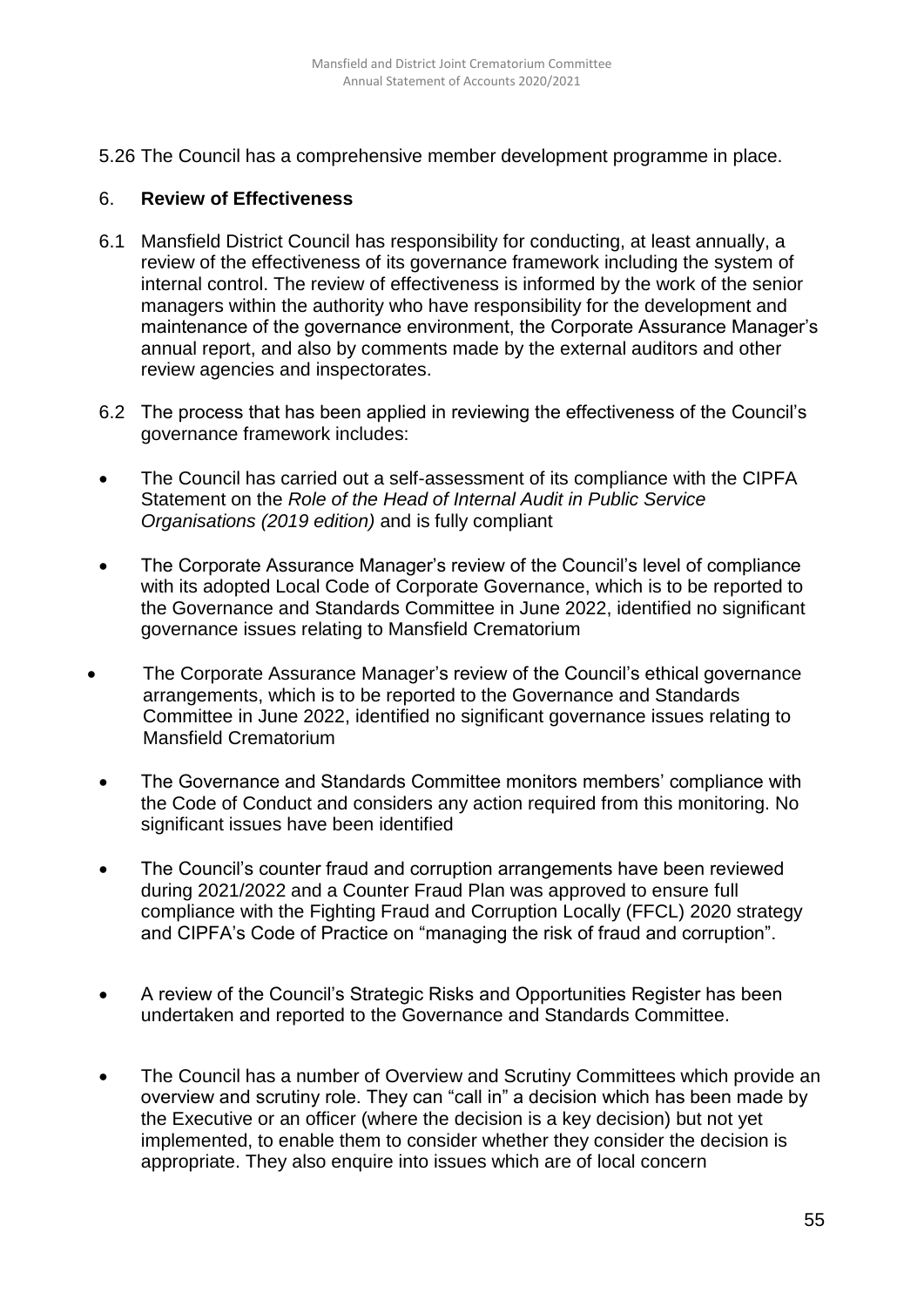5.26 The Council has a comprehensive member development programme in place.

## 6. Review of Effectiveness

6.1 Mansfield District Council has responsibility for conducting, at least annually, a review of the effectiveness of its governance framework including the system of internal control. The review of effectiveness is informed by the work of the senior managers within the authority who have responsibility for the development and maintenance of the governance environment, the Corporate Assurance Manager's annual report, and also by comments made by the external auditors and other review agencies and inspectorates.

6.2 The process that has been applied in reviewing the effectiveness of the Council's governance framework includes:

- The Council has carried out a self-assessment of its compliance with the CIPFA Statement on the *Role of the Head of Internal Audit in Public Service Organisations (2019 edition)* and is fully compliant
- The Corporate Assurance Manager's review of the Council's level of compliance with its adopted Local Code of Corporate Governance, which is to be reported to the Governance and Standards Committee in June 2022, identified no significant governance issues relating to Mansfield Crematorium
- The Corporate Assurance Manager's review of the Council's ethical governance arrangements, which is to be reported to the Governance and Standards Committee in June 2022, identified no significant governance issues relating to Mansfield Crematorium
- The Governance and Standards Committee monitors members' compliance with the Code of Conduct and considers any action required from this monitoring. No significant issues have been identified
- The Council's counter fraud and corruption arrangements have been reviewed during 2021/2022 and a Counter Fraud Plan was approved to ensure full compliance with the Fighting Fraud and Corruption Locally (FFCL) 2020 strategy and CIPFA's Code of Practice on "managing the risk of fraud and corruption".
- A review of the Council's Strategic Risks and Opportunities Register has been undertaken and reported to the Governance and Standards Committee.
- The Council has a number of Overview and Scrutiny Committees which provide an overview and scrutiny role. They can "call in" a decision which has been made by the Executive or an officer (where the decision is a key decision) but not yet implemented, to enable them to consider whether they consider the decision is appropriate. They also enquire into issues which are of local concern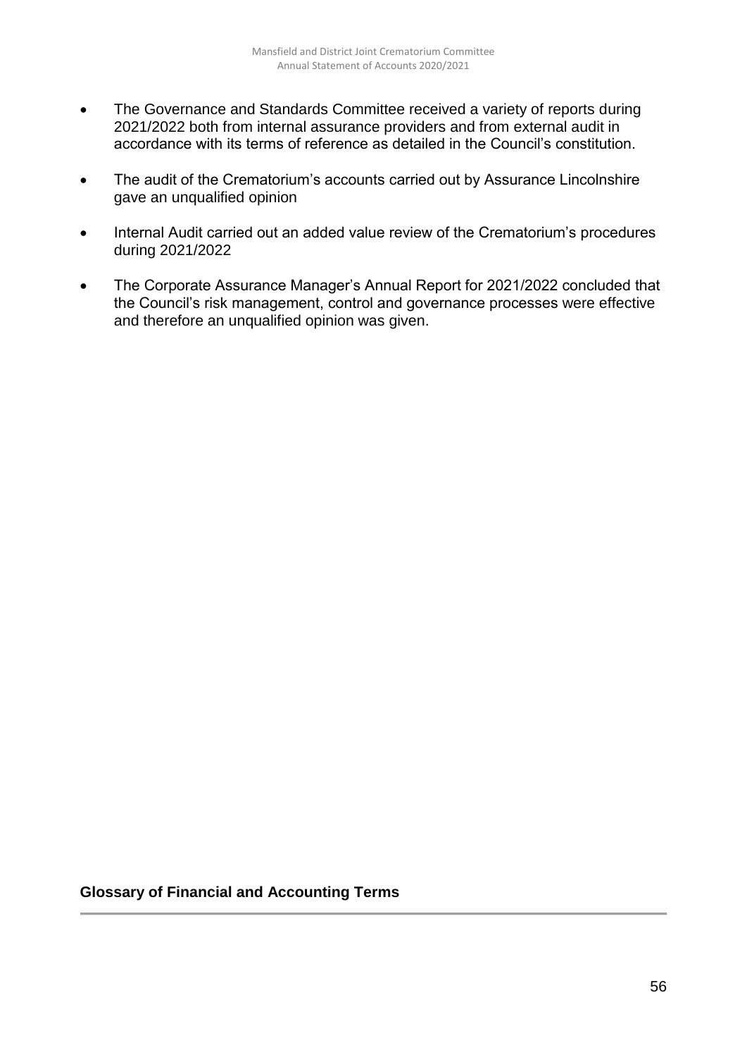- The Governance and Standards Committee received a variety of reports during 2021/2022 both from internal assurance providers and from external audit in accordance with its terms of reference as detailed in the Council's constitution.
- The audit of the Crematorium's accounts carried out by Assurance Lincolnshire gave an unqualified opinion
- Internal Audit carried out an added value review of the Crematorium's procedures during 2021/2022
- The Corporate Assurance Manager's Annual Report for 2021/2022 concluded that the Council's risk management, control and governance processes were effective and therefore an unqualified opinion was given.

## Glossary of Financial and Accounting Terms

---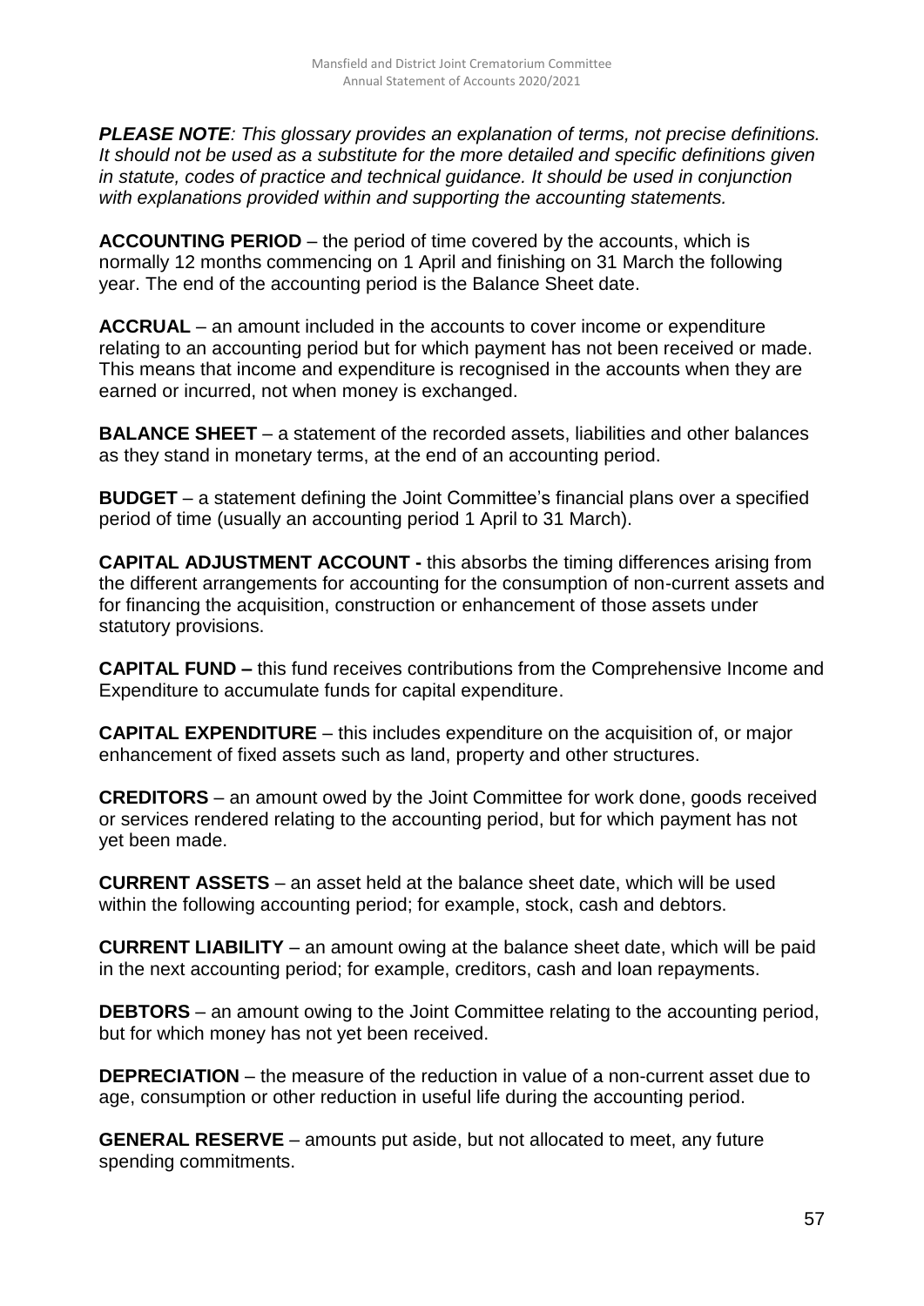***PLEASE NOTE**: This glossary provides an explanation of terms, not precise definitions. It should not be used as a substitute for the more detailed and specific definitions given in statute, codes of practice and technical guidance. It should be used in conjunction with explanations provided within and supporting the accounting statements.*

**ACCOUNTING PERIOD** – the period of time covered by the accounts, which is normally 12 months commencing on 1 April and finishing on 31 March the following year. The end of the accounting period is the Balance Sheet date.

**ACCRUAL** – an amount included in the accounts to cover income or expenditure relating to an accounting period but for which payment has not been received or made. This means that income and expenditure is recognised in the accounts when they are earned or incurred, not when money is exchanged.

**BALANCE SHEET** – a statement of the recorded assets, liabilities and other balances as they stand in monetary terms, at the end of an accounting period.

**BUDGET** – a statement defining the Joint Committee's financial plans over a specified period of time (usually an accounting period 1 April to 31 March).

**CAPITAL ADJUSTMENT ACCOUNT -** this absorbs the timing differences arising from the different arrangements for accounting for the consumption of non-current assets and for financing the acquisition, construction or enhancement of those assets under statutory provisions.

**CAPITAL FUND –** this fund receives contributions from the Comprehensive Income and Expenditure to accumulate funds for capital expenditure.

**CAPITAL EXPENDITURE** – this includes expenditure on the acquisition of, or major enhancement of fixed assets such as land, property and other structures.

**CREDITORS** – an amount owed by the Joint Committee for work done, goods received or services rendered relating to the accounting period, but for which payment has not yet been made.

**CURRENT ASSETS** – an asset held at the balance sheet date, which will be used within the following accounting period; for example, stock, cash and debtors.

**CURRENT LIABILITY** – an amount owing at the balance sheet date, which will be paid in the next accounting period; for example, creditors, cash and loan repayments.

**DEBTORS** – an amount owing to the Joint Committee relating to the accounting period, but for which money has not yet been received.

**DEPRECIATION** – the measure of the reduction in value of a non-current asset due to age, consumption or other reduction in useful life during the accounting period.

**GENERAL RESERVE** – amounts put aside, but not allocated to meet, any future spending commitments.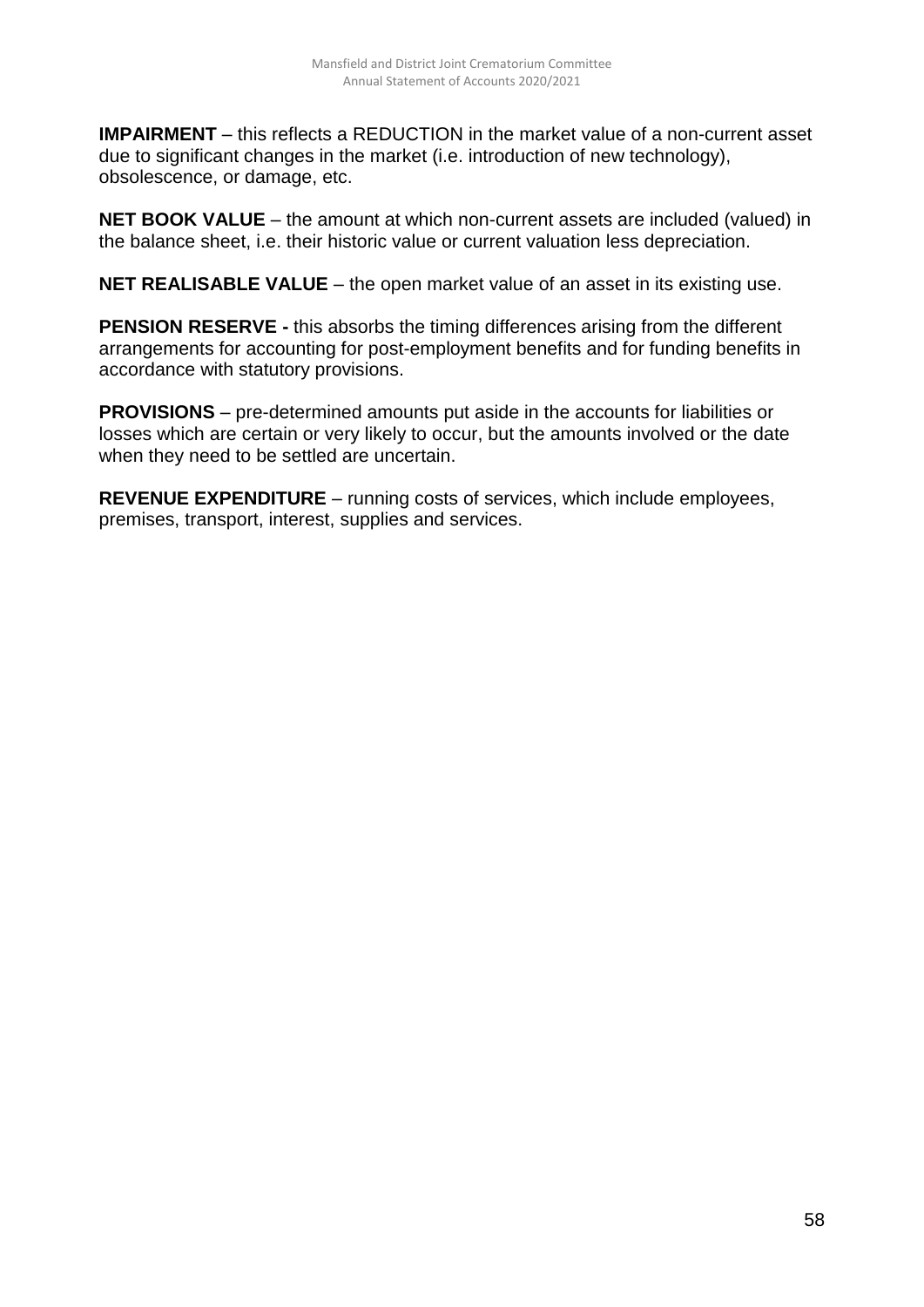**IMPAIRMENT** – this reflects a REDUCTION in the market value of a non-current asset due to significant changes in the market (i.e. introduction of new technology), obsolescence, or damage, etc.

**NET BOOK VALUE** – the amount at which non-current assets are included (valued) in the balance sheet, i.e. their historic value or current valuation less depreciation.

**NET REALISABLE VALUE** – the open market value of an asset in its existing use.

**PENSION RESERVE -** this absorbs the timing differences arising from the different arrangements for accounting for post-employment benefits and for funding benefits in accordance with statutory provisions.

**PROVISIONS** – pre-determined amounts put aside in the accounts for liabilities or losses which are certain or very likely to occur, but the amounts involved or the date when they need to be settled are uncertain.

**REVENUE EXPENDITURE** – running costs of services, which include employees, premises, transport, interest, supplies and services.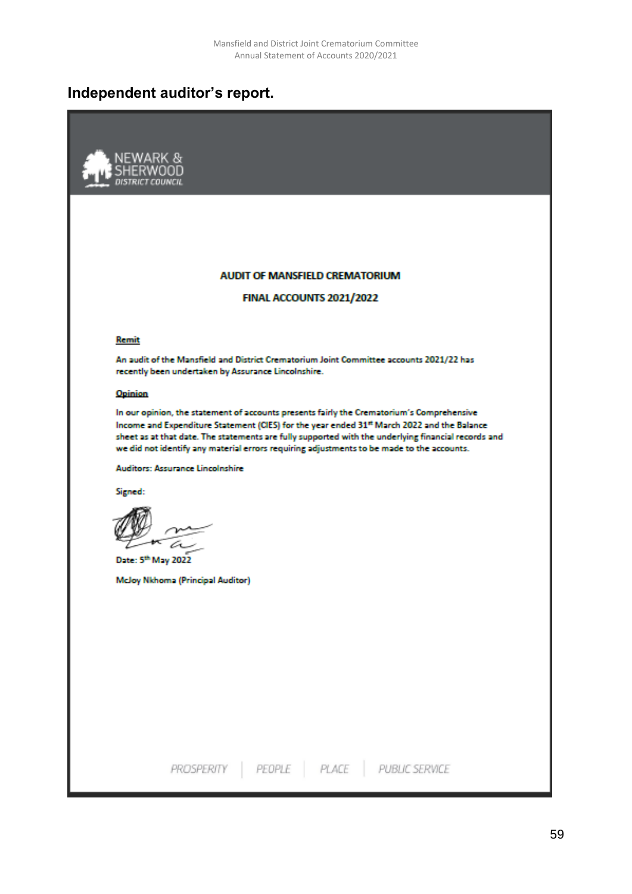## Independent auditor's report.

NEWARK & SHERWOOD DISTRICT COUNCIL

**AUDIT OF MANSFIELD CREMATORIUM**

**FINAL ACCOUNTS 2021/2022**

**Remit**

**An audit of the Mansfield and District Crematorium Joint Committee accounts 2021/22 has recently been undertaken by Assurance Lincolnshire.**

**Opinion**

**In our opinion, the statement of accounts presents fairly the Crematorium's Comprehensive Income and Expenditure Statement (CIES) for the year ended 31st March 2022 and the Balance sheet as at that date. The statements are fully supported with the underlying financial records and we did not identify any material errors requiring adjustments to be made to the accounts.**

**Auditors: Assurance Lincolnshire**

**Signed:**

**Date: 5th May 2022**

**McJoy Nkhoma (Principal Auditor)**

PROSPERITY | PEOPLE | PLACE | PUBLIC SERVICE